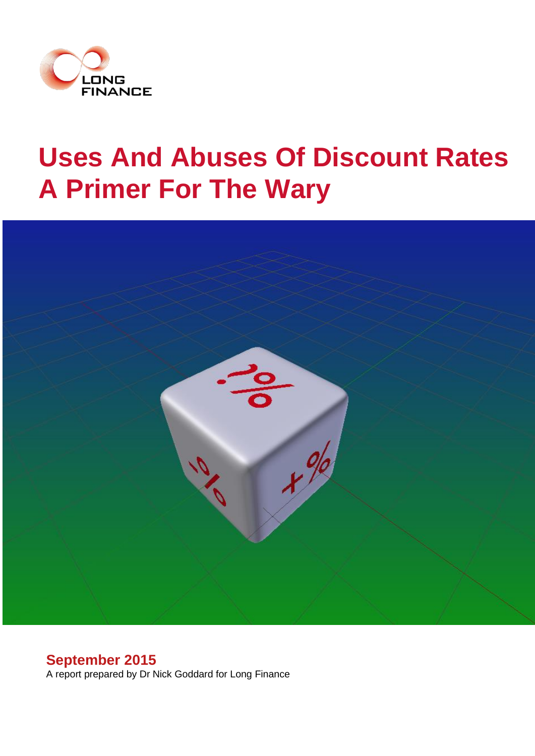LONG FINANCE

# Uses And Abuses Of Discount Rates A Primer For The Wary

**September 2015**

A report prepared by Dr Nick Goddard for Long Finance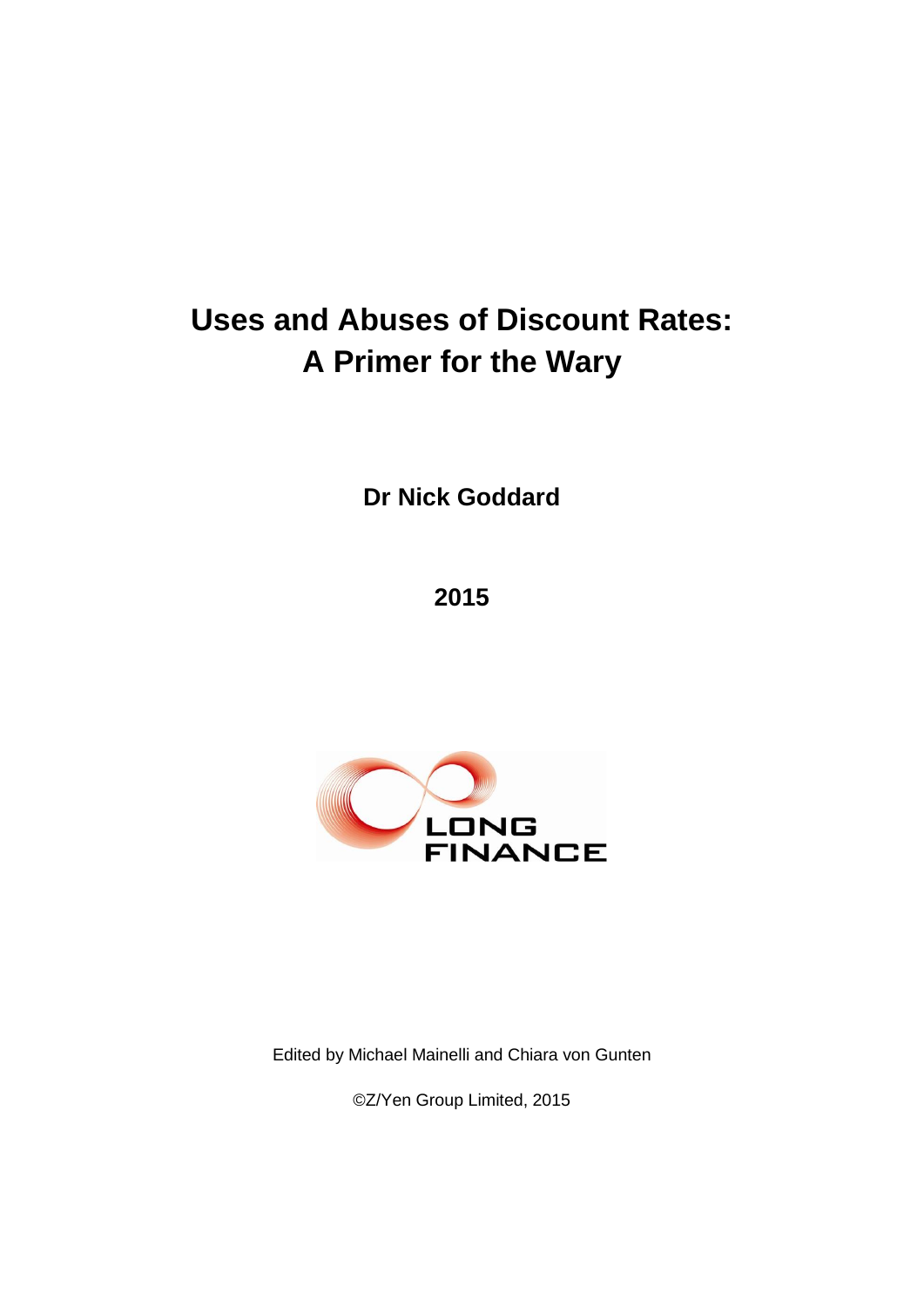# Uses and Abuses of Discount Rates: A Primer for the Wary

**Dr Nick Goddard**

**2015**

LONG FINANCE

Edited by Michael Mainelli and Chiara von Gunten

©Z/Yen Group Limited, 2015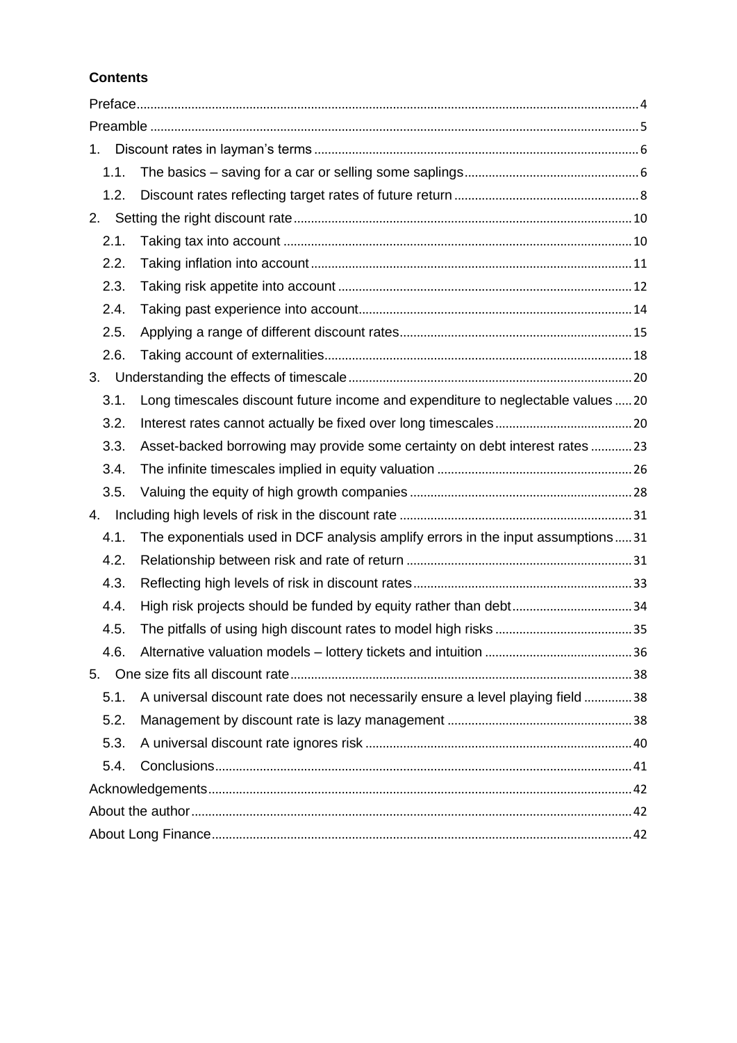**Contents**

Preface .......... 4
Preamble .......... 5
1. Discount rates in layman's terms .......... 6
   1.1. The basics – saving for a car or selling some saplings .......... 6
   1.2. Discount rates reflecting target rates of future return .......... 8
2. Setting the right discount rate .......... 10
   2.1. Taking tax into account .......... 10
   2.2. Taking inflation into account .......... 11
   2.3. Taking risk appetite into account .......... 12
   2.4. Taking past experience into account .......... 14
   2.5. Applying a range of different discount rates .......... 15
   2.6. Taking account of externalities .......... 18
3. Understanding the effects of timescale .......... 20
   3.1. Long timescales discount future income and expenditure to neglectable values .......... 20
   3.2. Interest rates cannot actually be fixed over long timescales .......... 20
   3.3. Asset-backed borrowing may provide some certainty on debt interest rates .......... 23
   3.4. The infinite timescales implied in equity valuation .......... 26
   3.5. Valuing the equity of high growth companies .......... 28
4. Including high levels of risk in the discount rate .......... 31
   4.1. The exponentials used in DCF analysis amplify errors in the input assumptions .......... 31
   4.2. Relationship between risk and rate of return .......... 31
   4.3. Reflecting high levels of risk in discount rates .......... 33
   4.4. High risk projects should be funded by equity rather than debt .......... 34
   4.5. The pitfalls of using high discount rates to model high risks .......... 35
   4.6. Alternative valuation models – lottery tickets and intuition .......... 36
5. One size fits all discount rate .......... 38
   5.1. A universal discount rate does not necessarily ensure a level playing field .......... 38
   5.2. Management by discount rate is lazy management .......... 38
   5.3. A universal discount rate ignores risk .......... 40
   5.4. Conclusions .......... 41
Acknowledgements .......... 42
About the author .......... 42
About Long Finance .......... 42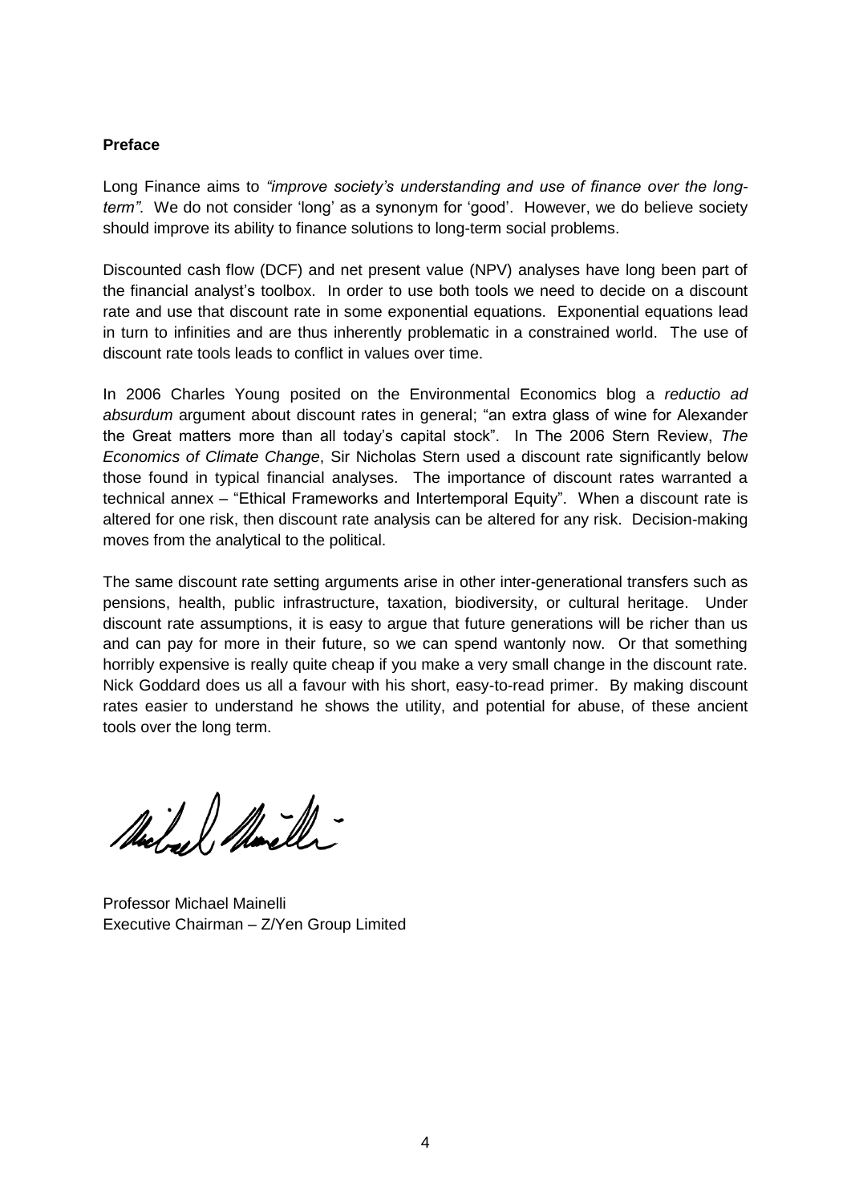**Preface**

Long Finance aims to *"improve society's understanding and use of finance over the long-term"*. We do not consider 'long' as a synonym for 'good'. However, we do believe society should improve its ability to finance solutions to long-term social problems.

Discounted cash flow (DCF) and net present value (NPV) analyses have long been part of the financial analyst's toolbox. In order to use both tools we need to decide on a discount rate and use that discount rate in some exponential equations. Exponential equations lead in turn to infinities and are thus inherently problematic in a constrained world. The use of discount rate tools leads to conflict in values over time.

In 2006 Charles Young posited on the Environmental Economics blog a *reductio ad absurdum* argument about discount rates in general; "an extra glass of wine for Alexander the Great matters more than all today's capital stock". In The 2006 Stern Review, *The Economics of Climate Change*, Sir Nicholas Stern used a discount rate significantly below those found in typical financial analyses. The importance of discount rates warranted a technical annex – "Ethical Frameworks and Intertemporal Equity". When a discount rate is altered for one risk, then discount rate analysis can be altered for any risk. Decision-making moves from the analytical to the political.

The same discount rate setting arguments arise in other inter-generational transfers such as pensions, health, public infrastructure, taxation, biodiversity, or cultural heritage. Under discount rate assumptions, it is easy to argue that future generations will be richer than us and can pay for more in their future, so we can spend wantonly now. Or that something horribly expensive is really quite cheap if you make a very small change in the discount rate. Nick Goddard does us all a favour with his short, easy-to-read primer. By making discount rates easier to understand he shows the utility, and potential for abuse, of these ancient tools over the long term.

Professor Michael Mainelli
Executive Chairman – Z/Yen Group Limited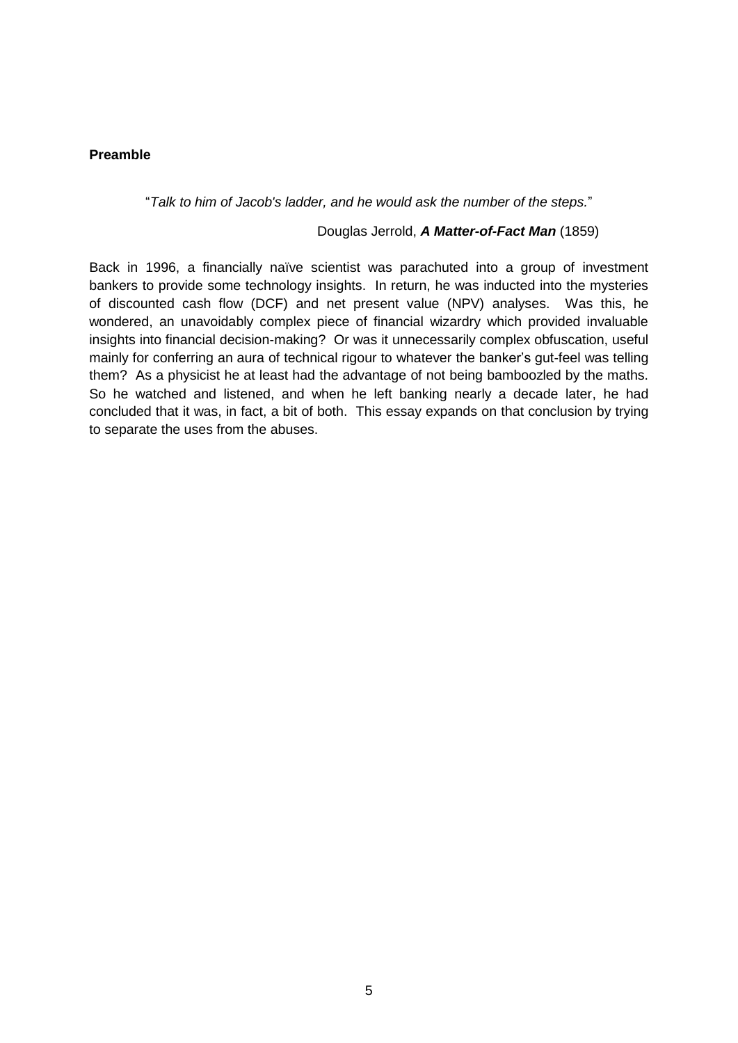## Preamble

> "*Talk to him of Jacob's ladder, and he would ask the number of the steps.*"
>
> Douglas Jerrold, ***A Matter-of-Fact Man*** (1859)

Back in 1996, a financially naïve scientist was parachuted into a group of investment bankers to provide some technology insights. In return, he was inducted into the mysteries of discounted cash flow (DCF) and net present value (NPV) analyses. Was this, he wondered, an unavoidably complex piece of financial wizardry which provided invaluable insights into financial decision-making? Or was it unnecessarily complex obfuscation, useful mainly for conferring an aura of technical rigour to whatever the banker's gut-feel was telling them? As a physicist he at least had the advantage of not being bamboozled by the maths. So he watched and listened, and when he left banking nearly a decade later, he had concluded that it was, in fact, a bit of both. This essay expands on that conclusion by trying to separate the uses from the abuses.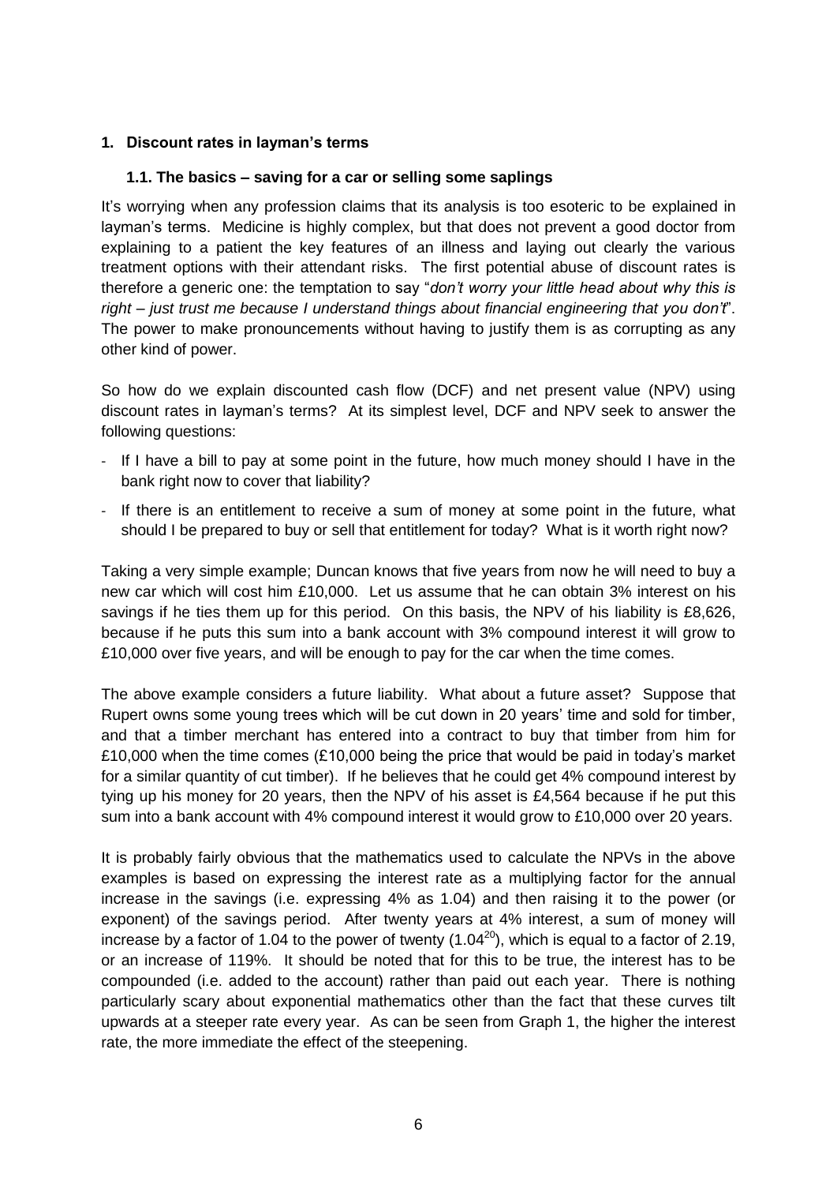## 1. Discount rates in layman's terms

### 1.1. The basics – saving for a car or selling some saplings

It's worrying when any profession claims that its analysis is too esoteric to be explained in layman's terms. Medicine is highly complex, but that does not prevent a good doctor from explaining to a patient the key features of an illness and laying out clearly the various treatment options with their attendant risks. The first potential abuse of discount rates is therefore a generic one: the temptation to say "*don't worry your little head about why this is right – just trust me because I understand things about financial engineering that you don't*". The power to make pronouncements without having to justify them is as corrupting as any other kind of power.

So how do we explain discounted cash flow (DCF) and net present value (NPV) using discount rates in layman's terms? At its simplest level, DCF and NPV seek to answer the following questions:

- If I have a bill to pay at some point in the future, how much money should I have in the bank right now to cover that liability?
- If there is an entitlement to receive a sum of money at some point in the future, what should I be prepared to buy or sell that entitlement for today? What is it worth right now?

Taking a very simple example; Duncan knows that five years from now he will need to buy a new car which will cost him £10,000. Let us assume that he can obtain 3% interest on his savings if he ties them up for this period. On this basis, the NPV of his liability is £8,626, because if he puts this sum into a bank account with 3% compound interest it will grow to £10,000 over five years, and will be enough to pay for the car when the time comes.

The above example considers a future liability. What about a future asset? Suppose that Rupert owns some young trees which will be cut down in 20 years' time and sold for timber, and that a timber merchant has entered into a contract to buy that timber from him for £10,000 when the time comes (£10,000 being the price that would be paid in today's market for a similar quantity of cut timber). If he believes that he could get 4% compound interest by tying up his money for 20 years, then the NPV of his asset is £4,564 because if he put this sum into a bank account with 4% compound interest it would grow to £10,000 over 20 years.

It is probably fairly obvious that the mathematics used to calculate the NPVs in the above examples is based on expressing the interest rate as a multiplying factor for the annual increase in the savings (i.e. expressing 4% as 1.04) and then raising it to the power (or exponent) of the savings period. After twenty years at 4% interest, a sum of money will increase by a factor of 1.04 to the power of twenty ($1.04^{20}$), which is equal to a factor of 2.19, or an increase of 119%. It should be noted that for this to be true, the interest has to be compounded (i.e. added to the account) rather than paid out each year. There is nothing particularly scary about exponential mathematics other than the fact that these curves tilt upwards at a steeper rate every year. As can be seen from Graph 1, the higher the interest rate, the more immediate the effect of the steepening.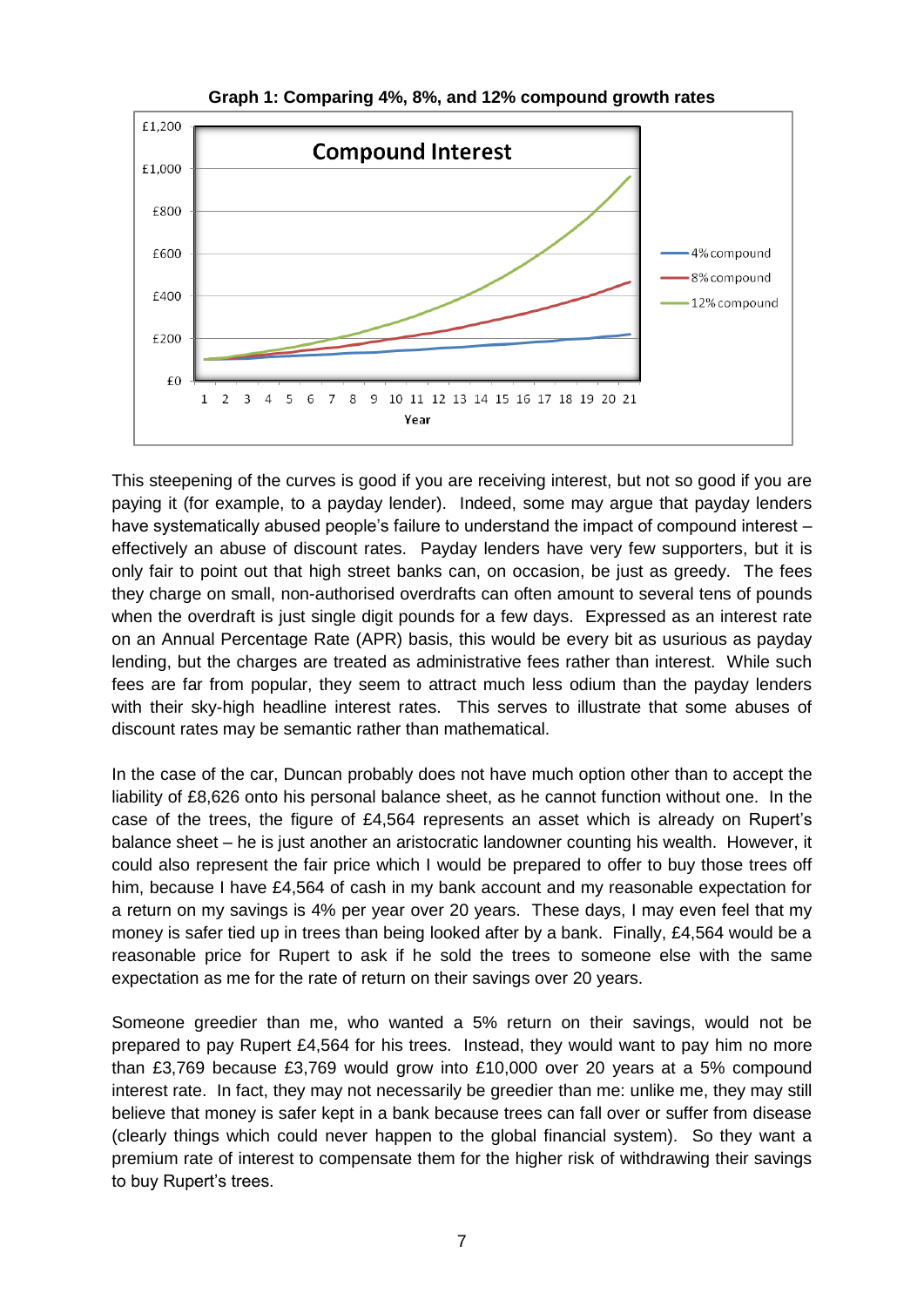**Graph 1: Comparing 4%, 8%, and 12% compound growth rates**

This steepening of the curves is good if you are receiving interest, but not so good if you are paying it (for example, to a payday lender). Indeed, some may argue that payday lenders have systematically abused people's failure to understand the impact of compound interest – effectively an abuse of discount rates. Payday lenders have very few supporters, but it is only fair to point out that high street banks can, on occasion, be just as greedy. The fees they charge on small, non-authorised overdrafts can often amount to several tens of pounds when the overdraft is just single digit pounds for a few days. Expressed as an interest rate on an Annual Percentage Rate (APR) basis, this would be every bit as usurious as payday lending, but the charges are treated as administrative fees rather than interest. While such fees are far from popular, they seem to attract much less odium than the payday lenders with their sky-high headline interest rates. This serves to illustrate that some abuses of discount rates may be semantic rather than mathematical.

In the case of the car, Duncan probably does not have much option other than to accept the liability of £8,626 onto his personal balance sheet, as he cannot function without one. In the case of the trees, the figure of £4,564 represents an asset which is already on Rupert's balance sheet – he is just another an aristocratic landowner counting his wealth. However, it could also represent the fair price which I would be prepared to offer to buy those trees off him, because I have £4,564 of cash in my bank account and my reasonable expectation for a return on my savings is 4% per year over 20 years. These days, I may even feel that my money is safer tied up in trees than being looked after by a bank. Finally, £4,564 would be a reasonable price for Rupert to ask if he sold the trees to someone else with the same expectation as me for the rate of return on their savings over 20 years.

Someone greedier than me, who wanted a 5% return on their savings, would not be prepared to pay Rupert £4,564 for his trees. Instead, they would want to pay him no more than £3,769 because £3,769 would grow into £10,000 over 20 years at a 5% compound interest rate. In fact, they may not necessarily be greedier than me: unlike me, they may still believe that money is safer kept in a bank because trees can fall over or suffer from disease (clearly things which could never happen to the global financial system). So they want a premium rate of interest to compensate them for the higher risk of withdrawing their savings to buy Rupert's trees.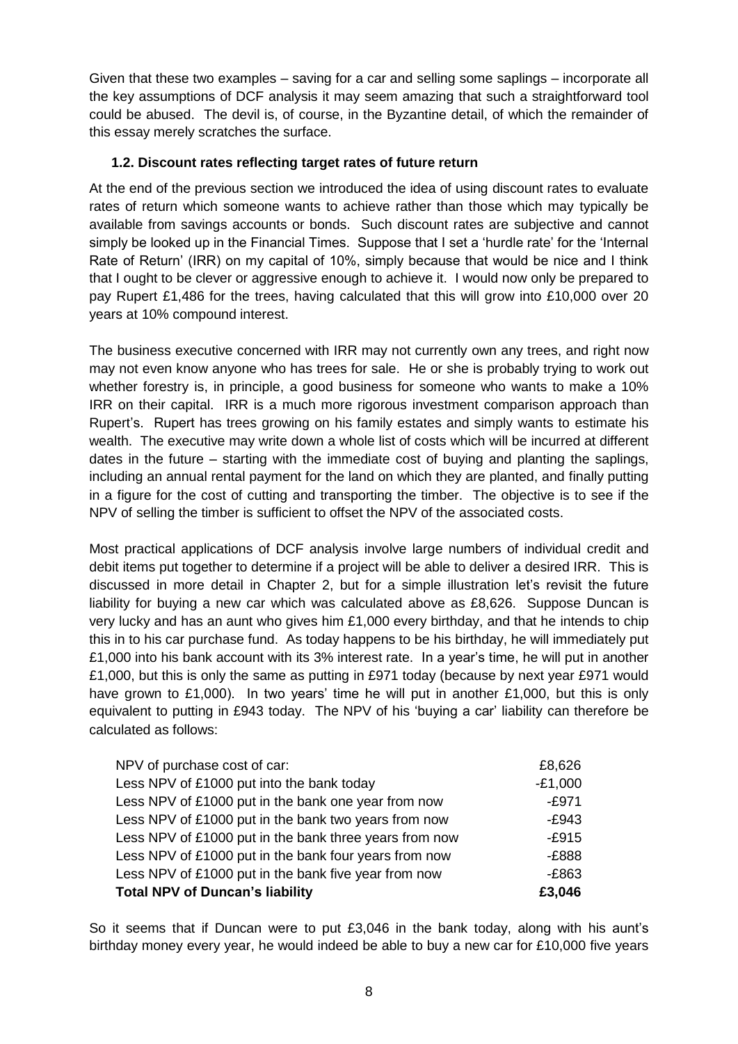Given that these two examples – saving for a car and selling some saplings – incorporate all the key assumptions of DCF analysis it may seem amazing that such a straightforward tool could be abused. The devil is, of course, in the Byzantine detail, of which the remainder of this essay merely scratches the surface.

### 1.2. Discount rates reflecting target rates of future return

At the end of the previous section we introduced the idea of using discount rates to evaluate rates of return which someone wants to achieve rather than those which may typically be available from savings accounts or bonds. Such discount rates are subjective and cannot simply be looked up in the Financial Times. Suppose that I set a 'hurdle rate' for the 'Internal Rate of Return' (IRR) on my capital of 10%, simply because that would be nice and I think that I ought to be clever or aggressive enough to achieve it. I would now only be prepared to pay Rupert £1,486 for the trees, having calculated that this will grow into £10,000 over 20 years at 10% compound interest.

The business executive concerned with IRR may not currently own any trees, and right now may not even know anyone who has trees for sale. He or she is probably trying to work out whether forestry is, in principle, a good business for someone who wants to make a 10% IRR on their capital. IRR is a much more rigorous investment comparison approach than Rupert's. Rupert has trees growing on his family estates and simply wants to estimate his wealth. The executive may write down a whole list of costs which will be incurred at different dates in the future – starting with the immediate cost of buying and planting the saplings, including an annual rental payment for the land on which they are planted, and finally putting in a figure for the cost of cutting and transporting the timber. The objective is to see if the NPV of selling the timber is sufficient to offset the NPV of the associated costs.

Most practical applications of DCF analysis involve large numbers of individual credit and debit items put together to determine if a project will be able to deliver a desired IRR. This is discussed in more detail in Chapter 2, but for a simple illustration let's revisit the future liability for buying a new car which was calculated above as £8,626. Suppose Duncan is very lucky and has an aunt who gives him £1,000 every birthday, and that he intends to chip this in to his car purchase fund. As today happens to be his birthday, he will immediately put £1,000 into his bank account with its 3% interest rate. In a year's time, he will put in another £1,000, but this is only the same as putting in £971 today (because by next year £971 would have grown to £1,000). In two years' time he will put in another £1,000, but this is only equivalent to putting in £943 today. The NPV of his 'buying a car' liability can therefore be calculated as follows:

| | |
|---|---:|
| NPV of purchase cost of car: | £8,626 |
| Less NPV of £1000 put into the bank today | -£1,000 |
| Less NPV of £1000 put in the bank one year from now | -£971 |
| Less NPV of £1000 put in the bank two years from now | -£943 |
| Less NPV of £1000 put in the bank three years from now | -£915 |
| Less NPV of £1000 put in the bank four years from now | -£888 |
| Less NPV of £1000 put in the bank five year from now | -£863 |
| **Total NPV of Duncan's liability** | **£3,046** |

So it seems that if Duncan were to put £3,046 in the bank today, along with his aunt's birthday money every year, he would indeed be able to buy a new car for £10,000 five years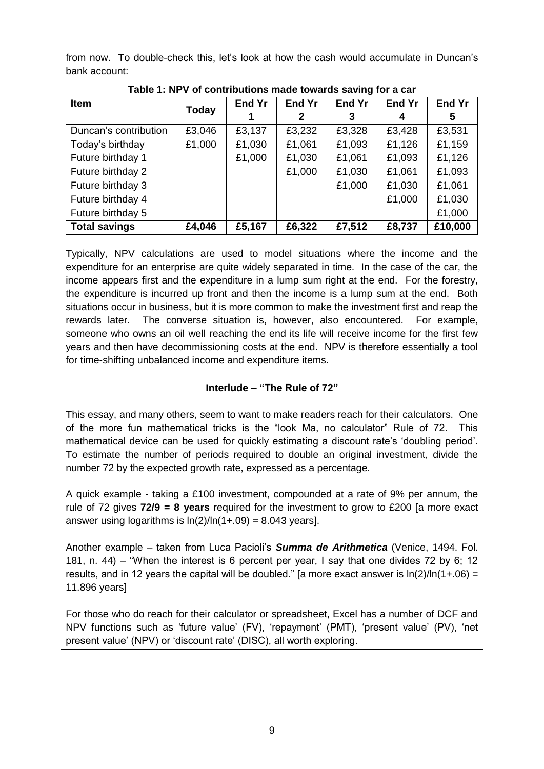from now. To double-check this, let's look at how the cash would accumulate in Duncan's bank account:

**Table 1: NPV of contributions made towards saving for a car**

| Item | Today | End Yr 1 | End Yr 2 | End Yr 3 | End Yr 4 | End Yr 5 |
|---|---|---|---|---|---|---|
| Duncan's contribution | £3,046 | £3,137 | £3,232 | £3,328 | £3,428 | £3,531 |
| Today's birthday | £1,000 | £1,030 | £1,061 | £1,093 | £1,126 | £1,159 |
| Future birthday 1 | | £1,000 | £1,030 | £1,061 | £1,093 | £1,126 |
| Future birthday 2 | | | £1,000 | £1,030 | £1,061 | £1,093 |
| Future birthday 3 | | | | £1,000 | £1,030 | £1,061 |
| Future birthday 4 | | | | | £1,000 | £1,030 |
| Future birthday 5 | | | | | | £1,000 |
| **Total savings** | **£4,046** | **£5,167** | **£6,322** | **£7,512** | **£8,737** | **£10,000** |

Typically, NPV calculations are used to model situations where the income and the expenditure for an enterprise are quite widely separated in time. In the case of the car, the income appears first and the expenditure in a lump sum right at the end. For the forestry, the expenditure is incurred up front and then the income is a lump sum at the end. Both situations occur in business, but it is more common to make the investment first and reap the rewards later. The converse situation is, however, also encountered. For example, someone who owns an oil well reaching the end its life will receive income for the first few years and then have decommissioning costs at the end. NPV is therefore essentially a tool for time-shifting unbalanced income and expenditure items.

**Interlude – "The Rule of 72"**

This essay, and many others, seem to want to make readers reach for their calculators. One of the more fun mathematical tricks is the "look Ma, no calculator" Rule of 72. This mathematical device can be used for quickly estimating a discount rate's 'doubling period'. To estimate the number of periods required to double an original investment, divide the number 72 by the expected growth rate, expressed as a percentage.

A quick example - taking a £100 investment, compounded at a rate of 9% per annum, the rule of 72 gives **72/9 = 8 years** required for the investment to grow to £200 [a more exact answer using logarithms is $\ln(2)/\ln(1+.09) = 8.043$ years].

Another example – taken from Luca Pacioli's ***Summa de Arithmetica*** (Venice, 1494. Fol. 181, n. 44) – "When the interest is 6 percent per year, I say that one divides 72 by 6; 12 results, and in 12 years the capital will be doubled." [a more exact answer is $\ln(2)/\ln(1+.06) = 11.896$ years]

For those who do reach for their calculator or spreadsheet, Excel has a number of DCF and NPV functions such as 'future value' (FV), 'repayment' (PMT), 'present value' (PV), 'net present value' (NPV) or 'discount rate' (DISC), all worth exploring.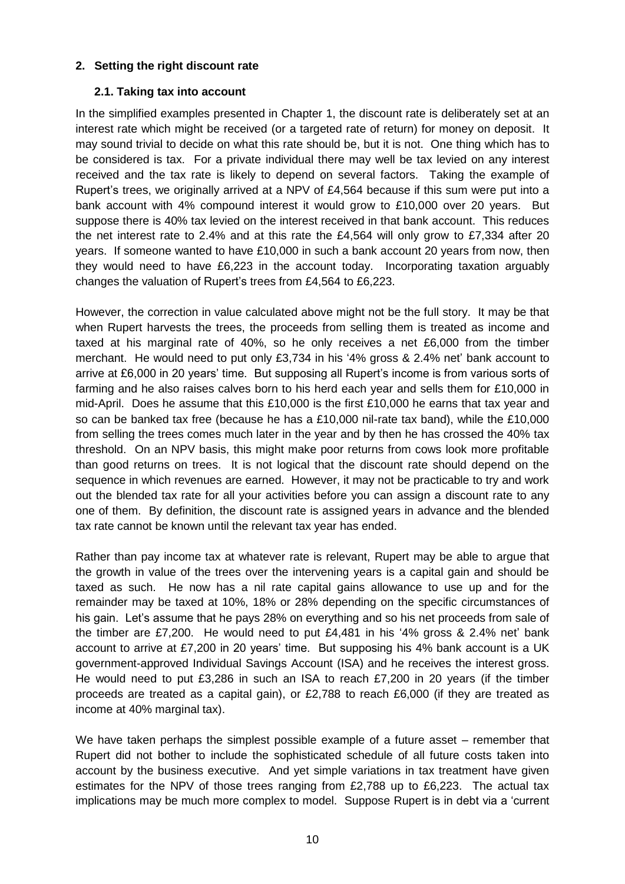## 2. Setting the right discount rate

### 2.1. Taking tax into account

In the simplified examples presented in Chapter 1, the discount rate is deliberately set at an interest rate which might be received (or a targeted rate of return) for money on deposit. It may sound trivial to decide on what this rate should be, but it is not. One thing which has to be considered is tax. For a private individual there may well be tax levied on any interest received and the tax rate is likely to depend on several factors. Taking the example of Rupert's trees, we originally arrived at a NPV of £4,564 because if this sum were put into a bank account with 4% compound interest it would grow to £10,000 over 20 years. But suppose there is 40% tax levied on the interest received in that bank account. This reduces the net interest rate to 2.4% and at this rate the £4,564 will only grow to £7,334 after 20 years. If someone wanted to have £10,000 in such a bank account 20 years from now, then they would need to have £6,223 in the account today. Incorporating taxation arguably changes the valuation of Rupert's trees from £4,564 to £6,223.

However, the correction in value calculated above might not be the full story. It may be that when Rupert harvests the trees, the proceeds from selling them is treated as income and taxed at his marginal rate of 40%, so he only receives a net £6,000 from the timber merchant. He would need to put only £3,734 in his '4% gross & 2.4% net' bank account to arrive at £6,000 in 20 years' time. But supposing all Rupert's income is from various sorts of farming and he also raises calves born to his herd each year and sells them for £10,000 in mid-April. Does he assume that this £10,000 is the first £10,000 he earns that tax year and so can be banked tax free (because he has a £10,000 nil-rate tax band), while the £10,000 from selling the trees comes much later in the year and by then he has crossed the 40% tax threshold. On an NPV basis, this might make poor returns from cows look more profitable than good returns on trees. It is not logical that the discount rate should depend on the sequence in which revenues are earned. However, it may not be practicable to try and work out the blended tax rate for all your activities before you can assign a discount rate to any one of them. By definition, the discount rate is assigned years in advance and the blended tax rate cannot be known until the relevant tax year has ended.

Rather than pay income tax at whatever rate is relevant, Rupert may be able to argue that the growth in value of the trees over the intervening years is a capital gain and should be taxed as such. He now has a nil rate capital gains allowance to use up and for the remainder may be taxed at 10%, 18% or 28% depending on the specific circumstances of his gain. Let's assume that he pays 28% on everything and so his net proceeds from sale of the timber are £7,200. He would need to put £4,481 in his '4% gross & 2.4% net' bank account to arrive at £7,200 in 20 years' time. But supposing his 4% bank account is a UK government-approved Individual Savings Account (ISA) and he receives the interest gross. He would need to put £3,286 in such an ISA to reach £7,200 in 20 years (if the timber proceeds are treated as a capital gain), or £2,788 to reach £6,000 (if they are treated as income at 40% marginal tax).

We have taken perhaps the simplest possible example of a future asset – remember that Rupert did not bother to include the sophisticated schedule of all future costs taken into account by the business executive. And yet simple variations in tax treatment have given estimates for the NPV of those trees ranging from £2,788 up to £6,223. The actual tax implications may be much more complex to model. Suppose Rupert is in debt via a 'current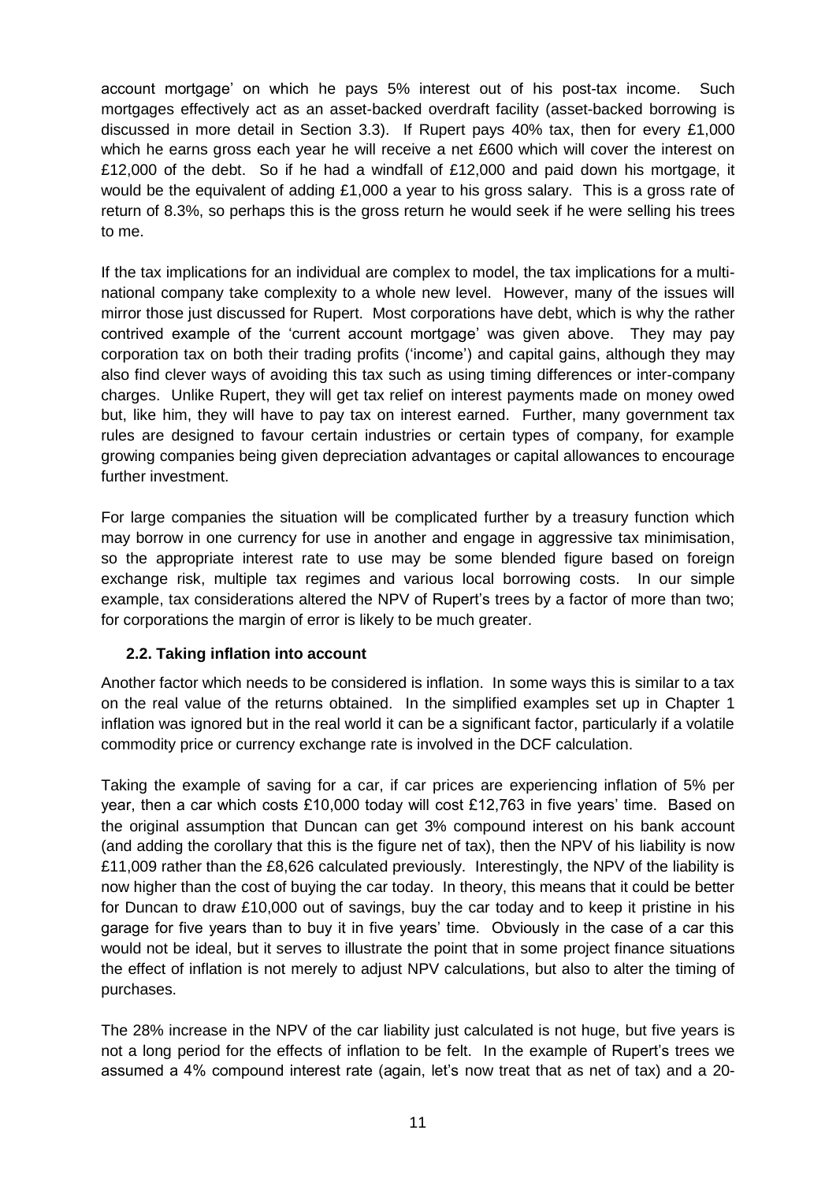account mortgage' on which he pays 5% interest out of his post-tax income. Such mortgages effectively act as an asset-backed overdraft facility (asset-backed borrowing is discussed in more detail in Section 3.3). If Rupert pays 40% tax, then for every £1,000 which he earns gross each year he will receive a net £600 which will cover the interest on £12,000 of the debt. So if he had a windfall of £12,000 and paid down his mortgage, it would be the equivalent of adding £1,000 a year to his gross salary. This is a gross rate of return of 8.3%, so perhaps this is the gross return he would seek if he were selling his trees to me.

If the tax implications for an individual are complex to model, the tax implications for a multi-national company take complexity to a whole new level. However, many of the issues will mirror those just discussed for Rupert. Most corporations have debt, which is why the rather contrived example of the 'current account mortgage' was given above. They may pay corporation tax on both their trading profits ('income') and capital gains, although they may also find clever ways of avoiding this tax such as using timing differences or inter-company charges. Unlike Rupert, they will get tax relief on interest payments made on money owed but, like him, they will have to pay tax on interest earned. Further, many government tax rules are designed to favour certain industries or certain types of company, for example growing companies being given depreciation advantages or capital allowances to encourage further investment.

For large companies the situation will be complicated further by a treasury function which may borrow in one currency for use in another and engage in aggressive tax minimisation, so the appropriate interest rate to use may be some blended figure based on foreign exchange risk, multiple tax regimes and various local borrowing costs. In our simple example, tax considerations altered the NPV of Rupert's trees by a factor of more than two; for corporations the margin of error is likely to be much greater.

### 2.2. Taking inflation into account

Another factor which needs to be considered is inflation. In some ways this is similar to a tax on the real value of the returns obtained. In the simplified examples set up in Chapter 1 inflation was ignored but in the real world it can be a significant factor, particularly if a volatile commodity price or currency exchange rate is involved in the DCF calculation.

Taking the example of saving for a car, if car prices are experiencing inflation of 5% per year, then a car which costs £10,000 today will cost £12,763 in five years' time. Based on the original assumption that Duncan can get 3% compound interest on his bank account (and adding the corollary that this is the figure net of tax), then the NPV of his liability is now £11,009 rather than the £8,626 calculated previously. Interestingly, the NPV of the liability is now higher than the cost of buying the car today. In theory, this means that it could be better for Duncan to draw £10,000 out of savings, buy the car today and to keep it pristine in his garage for five years than to buy it in five years' time. Obviously in the case of a car this would not be ideal, but it serves to illustrate the point that in some project finance situations the effect of inflation is not merely to adjust NPV calculations, but also to alter the timing of purchases.

The 28% increase in the NPV of the car liability just calculated is not huge, but five years is not a long period for the effects of inflation to be felt. In the example of Rupert's trees we assumed a 4% compound interest rate (again, let's now treat that as net of tax) and a 20-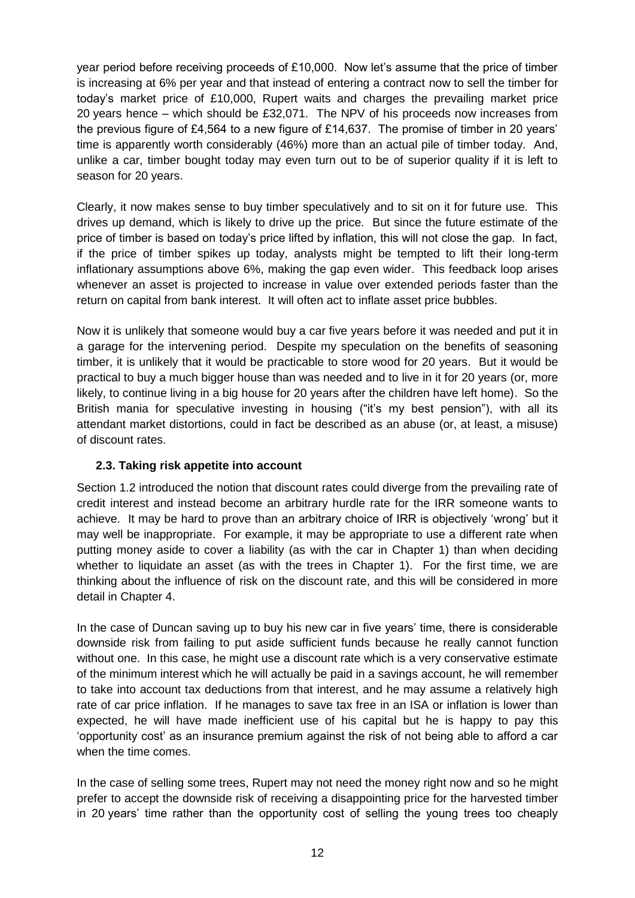year period before receiving proceeds of £10,000. Now let's assume that the price of timber is increasing at 6% per year and that instead of entering a contract now to sell the timber for today's market price of £10,000, Rupert waits and charges the prevailing market price 20 years hence – which should be £32,071. The NPV of his proceeds now increases from the previous figure of £4,564 to a new figure of £14,637. The promise of timber in 20 years' time is apparently worth considerably (46%) more than an actual pile of timber today. And, unlike a car, timber bought today may even turn out to be of superior quality if it is left to season for 20 years.

Clearly, it now makes sense to buy timber speculatively and to sit on it for future use. This drives up demand, which is likely to drive up the price. But since the future estimate of the price of timber is based on today's price lifted by inflation, this will not close the gap. In fact, if the price of timber spikes up today, analysts might be tempted to lift their long-term inflationary assumptions above 6%, making the gap even wider. This feedback loop arises whenever an asset is projected to increase in value over extended periods faster than the return on capital from bank interest. It will often act to inflate asset price bubbles.

Now it is unlikely that someone would buy a car five years before it was needed and put it in a garage for the intervening period. Despite my speculation on the benefits of seasoning timber, it is unlikely that it would be practicable to store wood for 20 years. But it would be practical to buy a much bigger house than was needed and to live in it for 20 years (or, more likely, to continue living in a big house for 20 years after the children have left home). So the British mania for speculative investing in housing ("it's my best pension"), with all its attendant market distortions, could in fact be described as an abuse (or, at least, a misuse) of discount rates.

### 2.3. Taking risk appetite into account

Section 1.2 introduced the notion that discount rates could diverge from the prevailing rate of credit interest and instead become an arbitrary hurdle rate for the IRR someone wants to achieve. It may be hard to prove than an arbitrary choice of IRR is objectively 'wrong' but it may well be inappropriate. For example, it may be appropriate to use a different rate when putting money aside to cover a liability (as with the car in Chapter 1) than when deciding whether to liquidate an asset (as with the trees in Chapter 1). For the first time, we are thinking about the influence of risk on the discount rate, and this will be considered in more detail in Chapter 4.

In the case of Duncan saving up to buy his new car in five years' time, there is considerable downside risk from failing to put aside sufficient funds because he really cannot function without one. In this case, he might use a discount rate which is a very conservative estimate of the minimum interest which he will actually be paid in a savings account, he will remember to take into account tax deductions from that interest, and he may assume a relatively high rate of car price inflation. If he manages to save tax free in an ISA or inflation is lower than expected, he will have made inefficient use of his capital but he is happy to pay this 'opportunity cost' as an insurance premium against the risk of not being able to afford a car when the time comes.

In the case of selling some trees, Rupert may not need the money right now and so he might prefer to accept the downside risk of receiving a disappointing price for the harvested timber in 20 years' time rather than the opportunity cost of selling the young trees too cheaply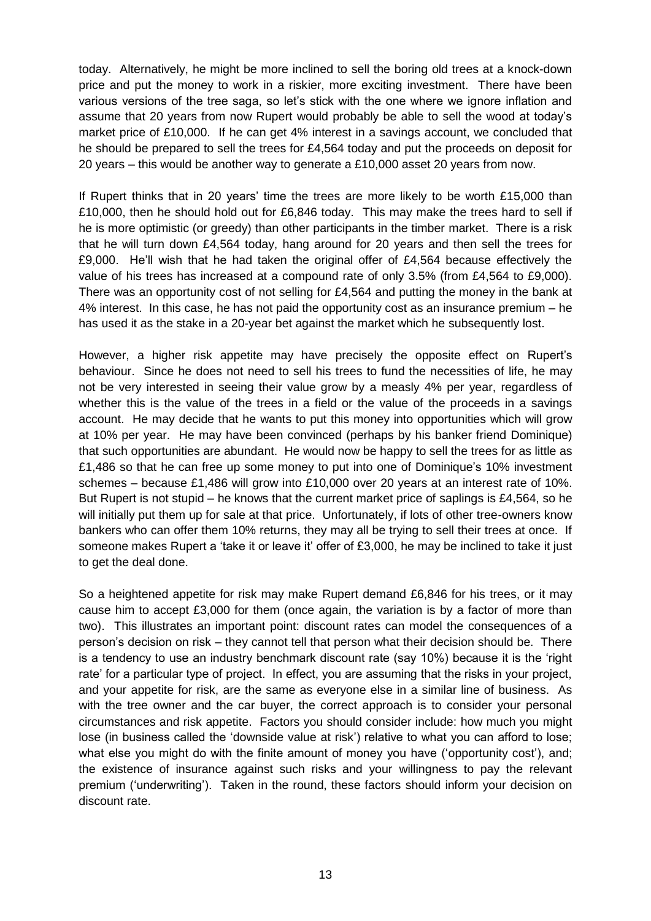today. Alternatively, he might be more inclined to sell the boring old trees at a knock-down price and put the money to work in a riskier, more exciting investment. There have been various versions of the tree saga, so let's stick with the one where we ignore inflation and assume that 20 years from now Rupert would probably be able to sell the wood at today's market price of £10,000. If he can get 4% interest in a savings account, we concluded that he should be prepared to sell the trees for £4,564 today and put the proceeds on deposit for 20 years – this would be another way to generate a £10,000 asset 20 years from now.

If Rupert thinks that in 20 years' time the trees are more likely to be worth £15,000 than £10,000, then he should hold out for £6,846 today. This may make the trees hard to sell if he is more optimistic (or greedy) than other participants in the timber market. There is a risk that he will turn down £4,564 today, hang around for 20 years and then sell the trees for £9,000. He'll wish that he had taken the original offer of £4,564 because effectively the value of his trees has increased at a compound rate of only 3.5% (from £4,564 to £9,000). There was an opportunity cost of not selling for £4,564 and putting the money in the bank at 4% interest. In this case, he has not paid the opportunity cost as an insurance premium – he has used it as the stake in a 20-year bet against the market which he subsequently lost.

However, a higher risk appetite may have precisely the opposite effect on Rupert's behaviour. Since he does not need to sell his trees to fund the necessities of life, he may not be very interested in seeing their value grow by a measly 4% per year, regardless of whether this is the value of the trees in a field or the value of the proceeds in a savings account. He may decide that he wants to put this money into opportunities which will grow at 10% per year. He may have been convinced (perhaps by his banker friend Dominique) that such opportunities are abundant. He would now be happy to sell the trees for as little as £1,486 so that he can free up some money to put into one of Dominique's 10% investment schemes – because £1,486 will grow into £10,000 over 20 years at an interest rate of 10%. But Rupert is not stupid – he knows that the current market price of saplings is £4,564, so he will initially put them up for sale at that price. Unfortunately, if lots of other tree-owners know bankers who can offer them 10% returns, they may all be trying to sell their trees at once. If someone makes Rupert a 'take it or leave it' offer of £3,000, he may be inclined to take it just to get the deal done.

So a heightened appetite for risk may make Rupert demand £6,846 for his trees, or it may cause him to accept £3,000 for them (once again, the variation is by a factor of more than two). This illustrates an important point: discount rates can model the consequences of a person's decision on risk – they cannot tell that person what their decision should be. There is a tendency to use an industry benchmark discount rate (say 10%) because it is the 'right rate' for a particular type of project. In effect, you are assuming that the risks in your project, and your appetite for risk, are the same as everyone else in a similar line of business. As with the tree owner and the car buyer, the correct approach is to consider your personal circumstances and risk appetite. Factors you should consider include: how much you might lose (in business called the 'downside value at risk') relative to what you can afford to lose; what else you might do with the finite amount of money you have ('opportunity cost'), and; the existence of insurance against such risks and your willingness to pay the relevant premium ('underwriting'). Taken in the round, these factors should inform your decision on discount rate.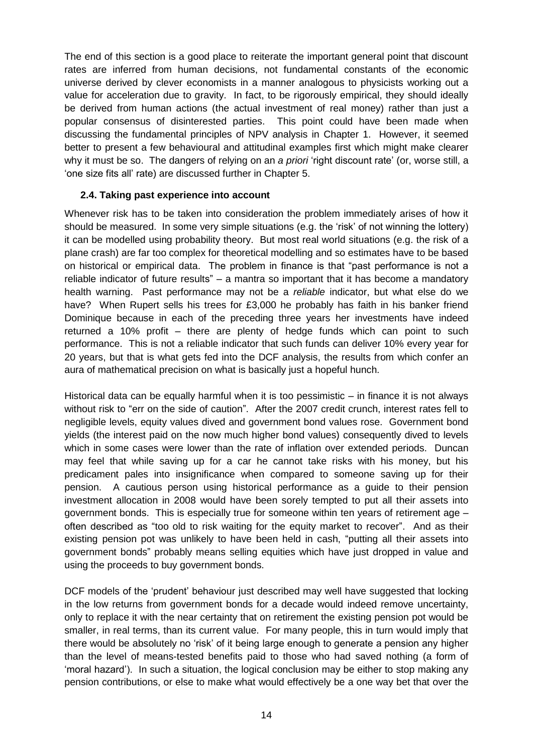The end of this section is a good place to reiterate the important general point that discount rates are inferred from human decisions, not fundamental constants of the economic universe derived by clever economists in a manner analogous to physicists working out a value for acceleration due to gravity. In fact, to be rigorously empirical, they should ideally be derived from human actions (the actual investment of real money) rather than just a popular consensus of disinterested parties. This point could have been made when discussing the fundamental principles of NPV analysis in Chapter 1. However, it seemed better to present a few behavioural and attitudinal examples first which might make clearer why it must be so. The dangers of relying on an *a priori* 'right discount rate' (or, worse still, a 'one size fits all' rate) are discussed further in Chapter 5.

### 2.4. Taking past experience into account

Whenever risk has to be taken into consideration the problem immediately arises of how it should be measured. In some very simple situations (e.g. the 'risk' of not winning the lottery) it can be modelled using probability theory. But most real world situations (e.g. the risk of a plane crash) are far too complex for theoretical modelling and so estimates have to be based on historical or empirical data. The problem in finance is that "past performance is not a reliable indicator of future results" – a mantra so important that it has become a mandatory health warning. Past performance may not be a *reliable* indicator, but what else do we have? When Rupert sells his trees for £3,000 he probably has faith in his banker friend Dominique because in each of the preceding three years her investments have indeed returned a 10% profit – there are plenty of hedge funds which can point to such performance. This is not a reliable indicator that such funds can deliver 10% every year for 20 years, but that is what gets fed into the DCF analysis, the results from which confer an aura of mathematical precision on what is basically just a hopeful hunch.

Historical data can be equally harmful when it is too pessimistic – in finance it is not always without risk to "err on the side of caution". After the 2007 credit crunch, interest rates fell to negligible levels, equity values dived and government bond values rose. Government bond yields (the interest paid on the now much higher bond values) consequently dived to levels which in some cases were lower than the rate of inflation over extended periods. Duncan may feel that while saving up for a car he cannot take risks with his money, but his predicament pales into insignificance when compared to someone saving up for their pension. A cautious person using historical performance as a guide to their pension investment allocation in 2008 would have been sorely tempted to put all their assets into government bonds. This is especially true for someone within ten years of retirement age – often described as "too old to risk waiting for the equity market to recover". And as their existing pension pot was unlikely to have been held in cash, "putting all their assets into government bonds" probably means selling equities which have just dropped in value and using the proceeds to buy government bonds.

DCF models of the 'prudent' behaviour just described may well have suggested that locking in the low returns from government bonds for a decade would indeed remove uncertainty, only to replace it with the near certainty that on retirement the existing pension pot would be smaller, in real terms, than its current value. For many people, this in turn would imply that there would be absolutely no 'risk' of it being large enough to generate a pension any higher than the level of means-tested benefits paid to those who had saved nothing (a form of 'moral hazard'). In such a situation, the logical conclusion may be either to stop making any pension contributions, or else to make what would effectively be a one way bet that over the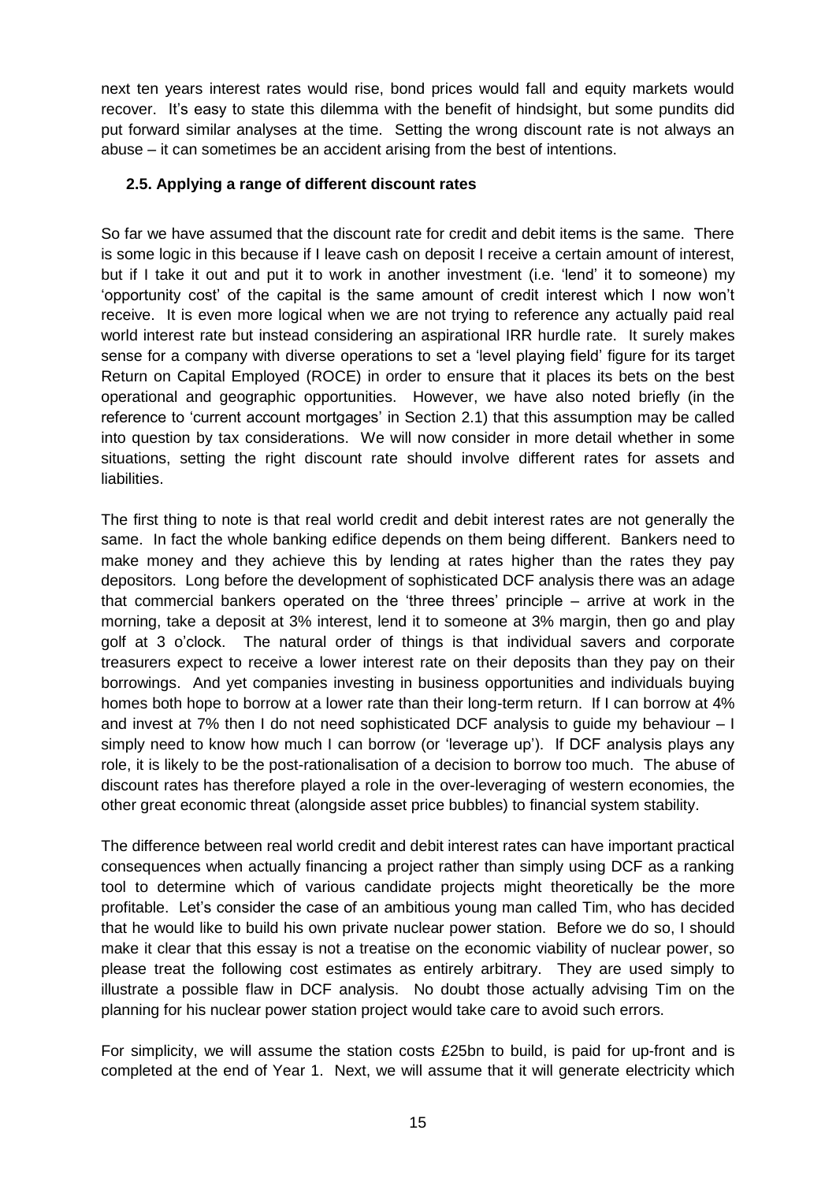next ten years interest rates would rise, bond prices would fall and equity markets would recover. It's easy to state this dilemma with the benefit of hindsight, but some pundits did put forward similar analyses at the time. Setting the wrong discount rate is not always an abuse – it can sometimes be an accident arising from the best of intentions.

### 2.5. Applying a range of different discount rates

So far we have assumed that the discount rate for credit and debit items is the same. There is some logic in this because if I leave cash on deposit I receive a certain amount of interest, but if I take it out and put it to work in another investment (i.e. 'lend' it to someone) my 'opportunity cost' of the capital is the same amount of credit interest which I now won't receive. It is even more logical when we are not trying to reference any actually paid real world interest rate but instead considering an aspirational IRR hurdle rate. It surely makes sense for a company with diverse operations to set a 'level playing field' figure for its target Return on Capital Employed (ROCE) in order to ensure that it places its bets on the best operational and geographic opportunities. However, we have also noted briefly (in the reference to 'current account mortgages' in Section 2.1) that this assumption may be called into question by tax considerations. We will now consider in more detail whether in some situations, setting the right discount rate should involve different rates for assets and liabilities.

The first thing to note is that real world credit and debit interest rates are not generally the same. In fact the whole banking edifice depends on them being different. Bankers need to make money and they achieve this by lending at rates higher than the rates they pay depositors. Long before the development of sophisticated DCF analysis there was an adage that commercial bankers operated on the 'three threes' principle – arrive at work in the morning, take a deposit at 3% interest, lend it to someone at 3% margin, then go and play golf at 3 o'clock. The natural order of things is that individual savers and corporate treasurers expect to receive a lower interest rate on their deposits than they pay on their borrowings. And yet companies investing in business opportunities and individuals buying homes both hope to borrow at a lower rate than their long-term return. If I can borrow at 4% and invest at 7% then I do not need sophisticated DCF analysis to guide my behaviour – I simply need to know how much I can borrow (or 'leverage up'). If DCF analysis plays any role, it is likely to be the post-rationalisation of a decision to borrow too much. The abuse of discount rates has therefore played a role in the over-leveraging of western economies, the other great economic threat (alongside asset price bubbles) to financial system stability.

The difference between real world credit and debit interest rates can have important practical consequences when actually financing a project rather than simply using DCF as a ranking tool to determine which of various candidate projects might theoretically be the more profitable. Let's consider the case of an ambitious young man called Tim, who has decided that he would like to build his own private nuclear power station. Before we do so, I should make it clear that this essay is not a treatise on the economic viability of nuclear power, so please treat the following cost estimates as entirely arbitrary. They are used simply to illustrate a possible flaw in DCF analysis. No doubt those actually advising Tim on the planning for his nuclear power station project would take care to avoid such errors.

For simplicity, we will assume the station costs £25bn to build, is paid for up-front and is completed at the end of Year 1. Next, we will assume that it will generate electricity which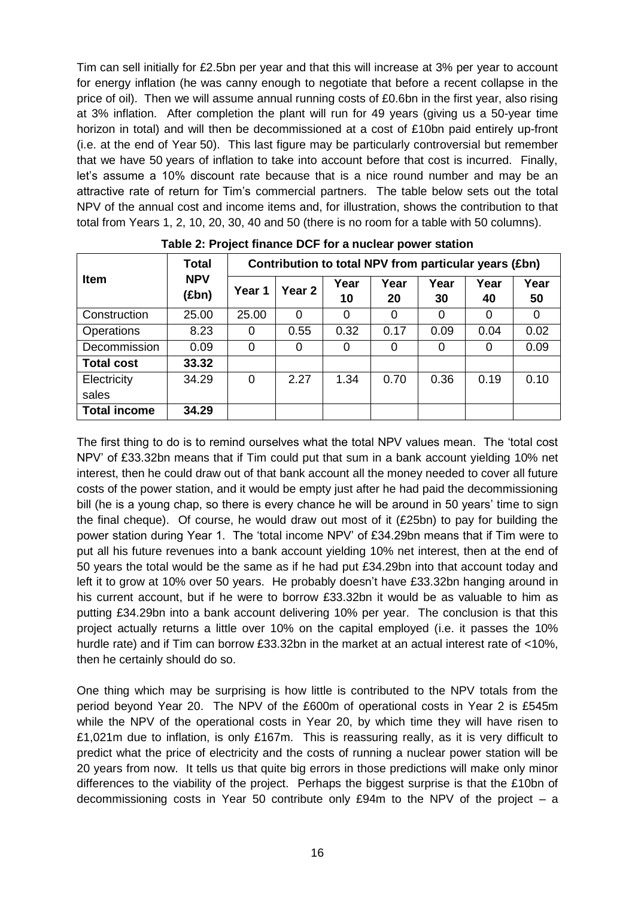Tim can sell initially for £2.5bn per year and that this will increase at 3% per year to account for energy inflation (he was canny enough to negotiate that before a recent collapse in the price of oil). Then we will assume annual running costs of £0.6bn in the first year, also rising at 3% inflation. After completion the plant will run for 49 years (giving us a 50-year time horizon in total) and will then be decommissioned at a cost of £10bn paid entirely up-front (i.e. at the end of Year 50). This last figure may be particularly controversial but remember that we have 50 years of inflation to take into account before that cost is incurred. Finally, let's assume a 10% discount rate because that is a nice round number and may be an attractive rate of return for Tim's commercial partners. The table below sets out the total NPV of the annual cost and income items and, for illustration, shows the contribution to that total from Years 1, 2, 10, 20, 30, 40 and 50 (there is no room for a table with 50 columns).

**Table 2: Project finance DCF for a nuclear power station**

| Item | Total NPV (£bn) | Contribution to total NPV from particular years (£bn) | | | | | | |
|---|---|---|---|---|---|---|---|---|
| | | Year 1 | Year 2 | Year 10 | Year 20 | Year 30 | Year 40 | Year 50 |
| Construction | 25.00 | 25.00 | 0 | 0 | 0 | 0 | 0 | 0 |
| Operations | 8.23 | 0 | 0.55 | 0.32 | 0.17 | 0.09 | 0.04 | 0.02 |
| Decommission | 0.09 | 0 | 0 | 0 | 0 | 0 | 0 | 0.09 |
| **Total cost** | **33.32** | | | | | | | |
| Electricity sales | 34.29 | 0 | 2.27 | 1.34 | 0.70 | 0.36 | 0.19 | 0.10 |
| **Total income** | **34.29** | | | | | | | |

The first thing to do is to remind ourselves what the total NPV values mean. The 'total cost NPV' of £33.32bn means that if Tim could put that sum in a bank account yielding 10% net interest, then he could draw out of that bank account all the money needed to cover all future costs of the power station, and it would be empty just after he had paid the decommissioning bill (he is a young chap, so there is every chance he will be around in 50 years' time to sign the final cheque). Of course, he would draw out most of it (£25bn) to pay for building the power station during Year 1. The 'total income NPV' of £34.29bn means that if Tim were to put all his future revenues into a bank account yielding 10% net interest, then at the end of 50 years the total would be the same as if he had put £34.29bn into that account today and left it to grow at 10% over 50 years. He probably doesn't have £33.32bn hanging around in his current account, but if he were to borrow £33.32bn it would be as valuable to him as putting £34.29bn into a bank account delivering 10% per year. The conclusion is that this project actually returns a little over 10% on the capital employed (i.e. it passes the 10% hurdle rate) and if Tim can borrow £33.32bn in the market at an actual interest rate of <10%, then he certainly should do so.

One thing which may be surprising is how little is contributed to the NPV totals from the period beyond Year 20. The NPV of the £600m of operational costs in Year 2 is £545m while the NPV of the operational costs in Year 20, by which time they will have risen to £1,021m due to inflation, is only £167m. This is reassuring really, as it is very difficult to predict what the price of electricity and the costs of running a nuclear power station will be 20 years from now. It tells us that quite big errors in those predictions will make only minor differences to the viability of the project. Perhaps the biggest surprise is that the £10bn of decommissioning costs in Year 50 contribute only £94m to the NPV of the project – a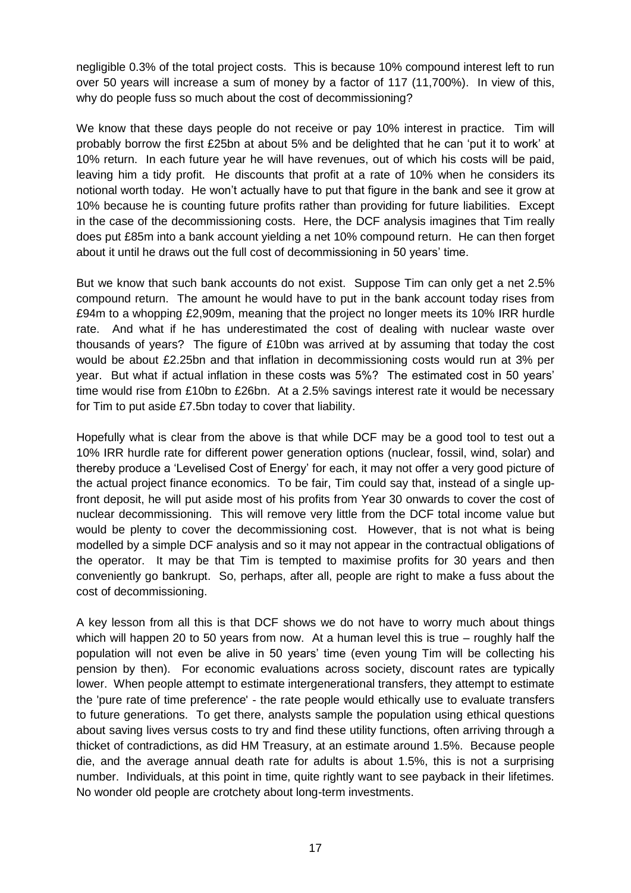negligible 0.3% of the total project costs. This is because 10% compound interest left to run over 50 years will increase a sum of money by a factor of 117 (11,700%). In view of this, why do people fuss so much about the cost of decommissioning?

We know that these days people do not receive or pay 10% interest in practice. Tim will probably borrow the first £25bn at about 5% and be delighted that he can 'put it to work' at 10% return. In each future year he will have revenues, out of which his costs will be paid, leaving him a tidy profit. He discounts that profit at a rate of 10% when he considers its notional worth today. He won't actually have to put that figure in the bank and see it grow at 10% because he is counting future profits rather than providing for future liabilities. Except in the case of the decommissioning costs. Here, the DCF analysis imagines that Tim really does put £85m into a bank account yielding a net 10% compound return. He can then forget about it until he draws out the full cost of decommissioning in 50 years' time.

But we know that such bank accounts do not exist. Suppose Tim can only get a net 2.5% compound return. The amount he would have to put in the bank account today rises from £94m to a whopping £2,909m, meaning that the project no longer meets its 10% IRR hurdle rate. And what if he has underestimated the cost of dealing with nuclear waste over thousands of years? The figure of £10bn was arrived at by assuming that today the cost would be about £2.25bn and that inflation in decommissioning costs would run at 3% per year. But what if actual inflation in these costs was 5%? The estimated cost in 50 years' time would rise from £10bn to £26bn. At a 2.5% savings interest rate it would be necessary for Tim to put aside £7.5bn today to cover that liability.

Hopefully what is clear from the above is that while DCF may be a good tool to test out a 10% IRR hurdle rate for different power generation options (nuclear, fossil, wind, solar) and thereby produce a 'Levelised Cost of Energy' for each, it may not offer a very good picture of the actual project finance economics. To be fair, Tim could say that, instead of a single up-front deposit, he will put aside most of his profits from Year 30 onwards to cover the cost of nuclear decommissioning. This will remove very little from the DCF total income value but would be plenty to cover the decommissioning cost. However, that is not what is being modelled by a simple DCF analysis and so it may not appear in the contractual obligations of the operator. It may be that Tim is tempted to maximise profits for 30 years and then conveniently go bankrupt. So, perhaps, after all, people are right to make a fuss about the cost of decommissioning.

A key lesson from all this is that DCF shows we do not have to worry much about things which will happen 20 to 50 years from now. At a human level this is true – roughly half the population will not even be alive in 50 years' time (even young Tim will be collecting his pension by then). For economic evaluations across society, discount rates are typically lower. When people attempt to estimate intergenerational transfers, they attempt to estimate the 'pure rate of time preference' - the rate people would ethically use to evaluate transfers to future generations. To get there, analysts sample the population using ethical questions about saving lives versus costs to try and find these utility functions, often arriving through a thicket of contradictions, as did HM Treasury, at an estimate around 1.5%. Because people die, and the average annual death rate for adults is about 1.5%, this is not a surprising number. Individuals, at this point in time, quite rightly want to see payback in their lifetimes. No wonder old people are crotchety about long-term investments.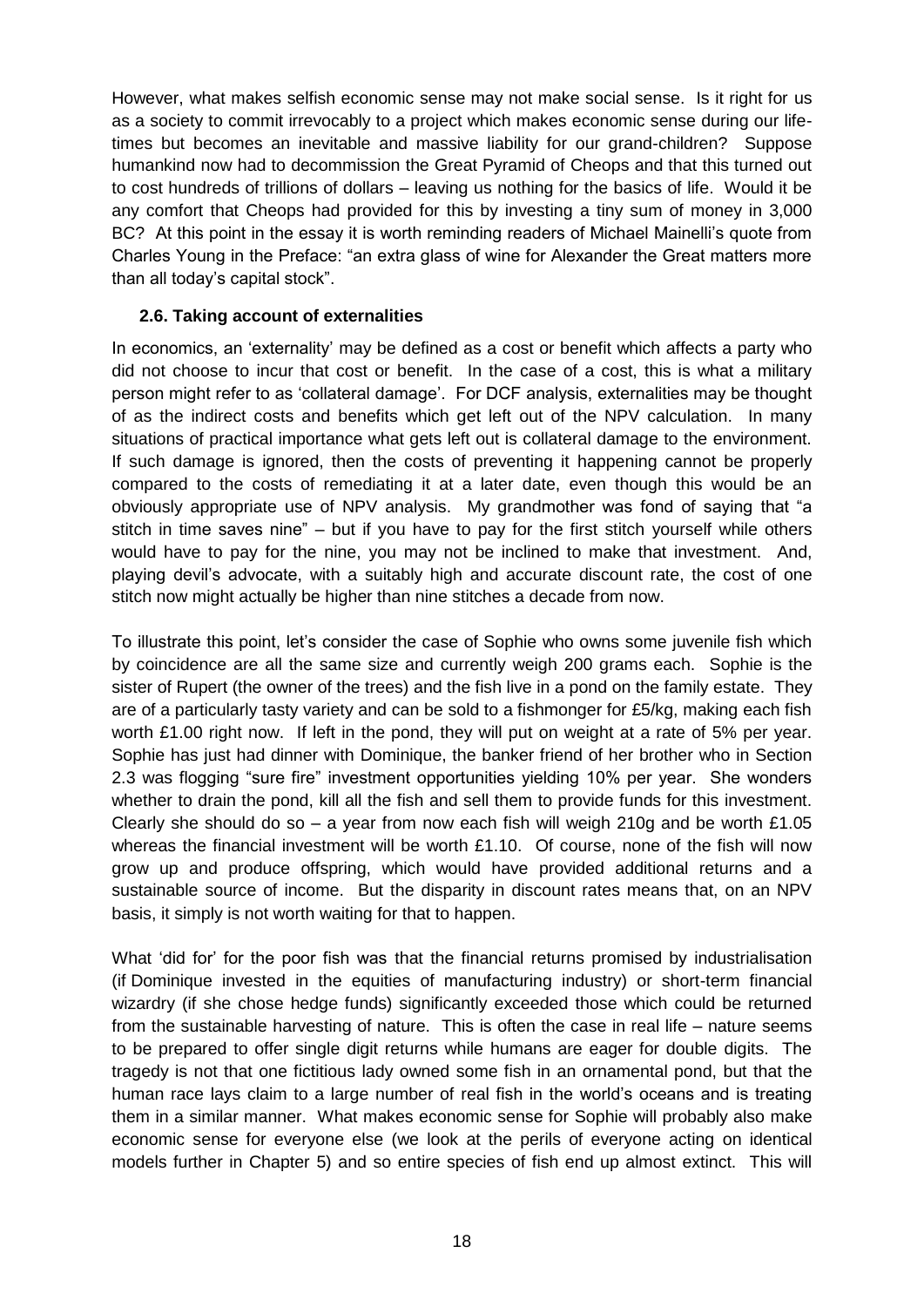However, what makes selfish economic sense may not make social sense. Is it right for us as a society to commit irrevocably to a project which makes economic sense during our life-times but becomes an inevitable and massive liability for our grand-children? Suppose humankind now had to decommission the Great Pyramid of Cheops and that this turned out to cost hundreds of trillions of dollars – leaving us nothing for the basics of life. Would it be any comfort that Cheops had provided for this by investing a tiny sum of money in 3,000 BC? At this point in the essay it is worth reminding readers of Michael Mainelli's quote from Charles Young in the Preface: "an extra glass of wine for Alexander the Great matters more than all today's capital stock".

### 2.6. Taking account of externalities

In economics, an 'externality' may be defined as a cost or benefit which affects a party who did not choose to incur that cost or benefit. In the case of a cost, this is what a military person might refer to as 'collateral damage'. For DCF analysis, externalities may be thought of as the indirect costs and benefits which get left out of the NPV calculation. In many situations of practical importance what gets left out is collateral damage to the environment. If such damage is ignored, then the costs of preventing it happening cannot be properly compared to the costs of remediating it at a later date, even though this would be an obviously appropriate use of NPV analysis. My grandmother was fond of saying that "a stitch in time saves nine" – but if you have to pay for the first stitch yourself while others would have to pay for the nine, you may not be inclined to make that investment. And, playing devil's advocate, with a suitably high and accurate discount rate, the cost of one stitch now might actually be higher than nine stitches a decade from now.

To illustrate this point, let's consider the case of Sophie who owns some juvenile fish which by coincidence are all the same size and currently weigh 200 grams each. Sophie is the sister of Rupert (the owner of the trees) and the fish live in a pond on the family estate. They are of a particularly tasty variety and can be sold to a fishmonger for £5/kg, making each fish worth £1.00 right now. If left in the pond, they will put on weight at a rate of 5% per year. Sophie has just had dinner with Dominique, the banker friend of her brother who in Section 2.3 was flogging "sure fire" investment opportunities yielding 10% per year. She wonders whether to drain the pond, kill all the fish and sell them to provide funds for this investment. Clearly she should do so – a year from now each fish will weigh 210g and be worth £1.05 whereas the financial investment will be worth £1.10. Of course, none of the fish will now grow up and produce offspring, which would have provided additional returns and a sustainable source of income. But the disparity in discount rates means that, on an NPV basis, it simply is not worth waiting for that to happen.

What 'did for' for the poor fish was that the financial returns promised by industrialisation (if Dominique invested in the equities of manufacturing industry) or short-term financial wizardry (if she chose hedge funds) significantly exceeded those which could be returned from the sustainable harvesting of nature. This is often the case in real life – nature seems to be prepared to offer single digit returns while humans are eager for double digits. The tragedy is not that one fictitious lady owned some fish in an ornamental pond, but that the human race lays claim to a large number of real fish in the world's oceans and is treating them in a similar manner. What makes economic sense for Sophie will probably also make economic sense for everyone else (we look at the perils of everyone acting on identical models further in Chapter 5) and so entire species of fish end up almost extinct. This will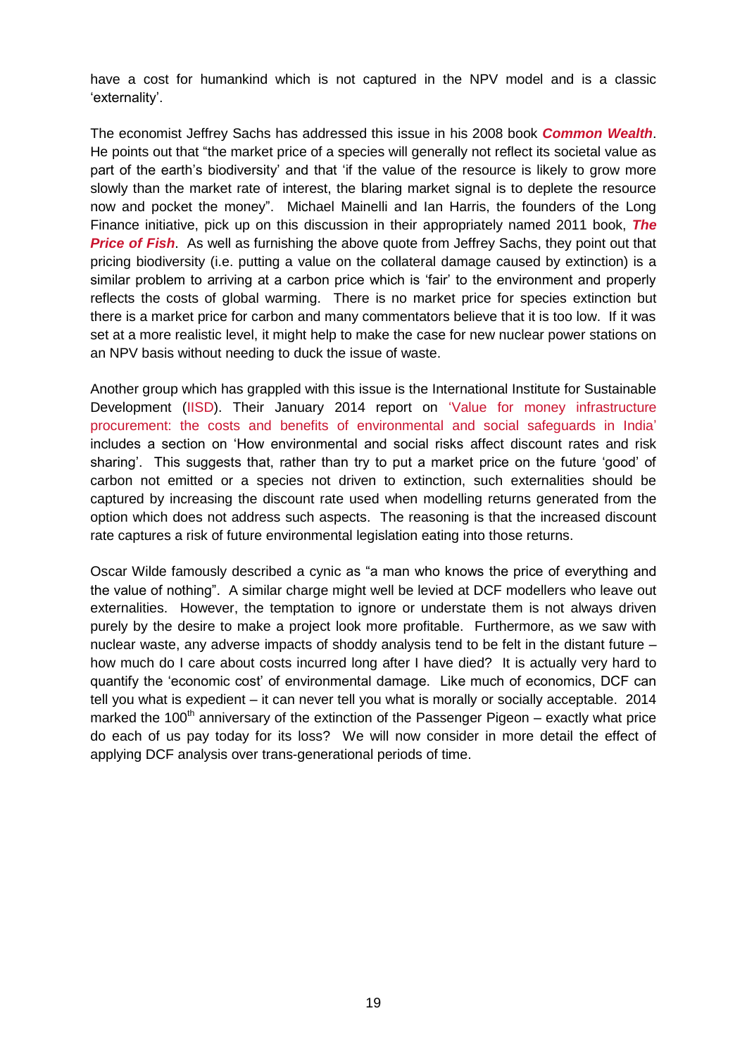have a cost for humankind which is not captured in the NPV model and is a classic 'externality'.

The economist Jeffrey Sachs has addressed this issue in his 2008 book ***Common Wealth***. He points out that "the market price of a species will generally not reflect its societal value as part of the earth's biodiversity' and that 'if the value of the resource is likely to grow more slowly than the market rate of interest, the blaring market signal is to deplete the resource now and pocket the money". Michael Mainelli and Ian Harris, the founders of the Long Finance initiative, pick up on this discussion in their appropriately named 2011 book, ***The Price of Fish***. As well as furnishing the above quote from Jeffrey Sachs, they point out that pricing biodiversity (i.e. putting a value on the collateral damage caused by extinction) is a similar problem to arriving at a carbon price which is 'fair' to the environment and properly reflects the costs of global warming. There is no market price for species extinction but there is a market price for carbon and many commentators believe that it is too low. If it was set at a more realistic level, it might help to make the case for new nuclear power stations on an NPV basis without needing to duck the issue of waste.

Another group which has grappled with this issue is the International Institute for Sustainable Development (IISD). Their January 2014 report on 'Value for money infrastructure procurement: the costs and benefits of environmental and social safeguards in India' includes a section on 'How environmental and social risks affect discount rates and risk sharing'. This suggests that, rather than try to put a market price on the future 'good' of carbon not emitted or a species not driven to extinction, such externalities should be captured by increasing the discount rate used when modelling returns generated from the option which does not address such aspects. The reasoning is that the increased discount rate captures a risk of future environmental legislation eating into those returns.

Oscar Wilde famously described a cynic as "a man who knows the price of everything and the value of nothing". A similar charge might well be levied at DCF modellers who leave out externalities. However, the temptation to ignore or understate them is not always driven purely by the desire to make a project look more profitable. Furthermore, as we saw with nuclear waste, any adverse impacts of shoddy analysis tend to be felt in the distant future – how much do I care about costs incurred long after I have died? It is actually very hard to quantify the 'economic cost' of environmental damage. Like much of economics, DCF can tell you what is expedient – it can never tell you what is morally or socially acceptable. 2014 marked the 100th anniversary of the extinction of the Passenger Pigeon – exactly what price do each of us pay today for its loss? We will now consider in more detail the effect of applying DCF analysis over trans-generational periods of time.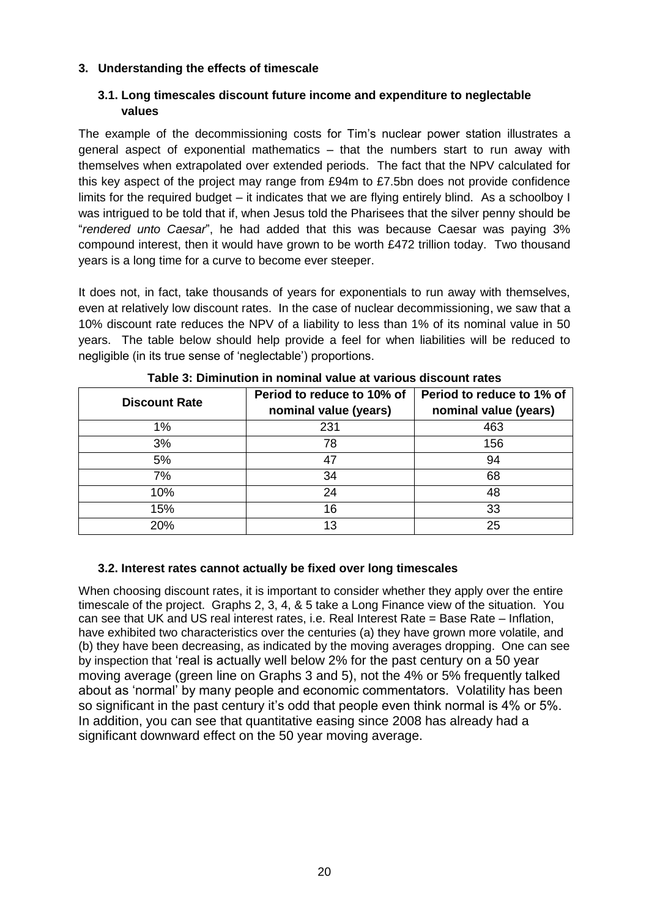## 3. Understanding the effects of timescale

### 3.1. Long timescales discount future income and expenditure to neglectable values

The example of the decommissioning costs for Tim's nuclear power station illustrates a general aspect of exponential mathematics – that the numbers start to run away with themselves when extrapolated over extended periods. The fact that the NPV calculated for this key aspect of the project may range from £94m to £7.5bn does not provide confidence limits for the required budget – it indicates that we are flying entirely blind. As a schoolboy I was intrigued to be told that if, when Jesus told the Pharisees that the silver penny should be "*rendered unto Caesar*", he had added that this was because Caesar was paying 3% compound interest, then it would have grown to be worth £472 trillion today. Two thousand years is a long time for a curve to become ever steeper.

It does not, in fact, take thousands of years for exponentials to run away with themselves, even at relatively low discount rates. In the case of nuclear decommissioning, we saw that a 10% discount rate reduces the NPV of a liability to less than 1% of its nominal value in 50 years. The table below should help provide a feel for when liabilities will be reduced to negligible (in its true sense of 'neglectable') proportions.

**Table 3: Diminution in nominal value at various discount rates**

| Discount Rate | Period to reduce to 10% of nominal value (years) | Period to reduce to 1% of nominal value (years) |
|---|---|---|
| 1% | 231 | 463 |
| 3% | 78 | 156 |
| 5% | 47 | 94 |
| 7% | 34 | 68 |
| 10% | 24 | 48 |
| 15% | 16 | 33 |
| 20% | 13 | 25 |

### 3.2. Interest rates cannot actually be fixed over long timescales

When choosing discount rates, it is important to consider whether they apply over the entire timescale of the project. Graphs 2, 3, 4, & 5 take a Long Finance view of the situation. You can see that UK and US real interest rates, i.e. Real Interest Rate = Base Rate – Inflation, have exhibited two characteristics over the centuries (a) they have grown more volatile, and (b) they have been decreasing, as indicated by the moving averages dropping. One can see by inspection that 'real is actually well below 2% for the past century on a 50 year moving average (green line on Graphs 3 and 5), not the 4% or 5% frequently talked about as 'normal' by many people and economic commentators. Volatility has been so significant in the past century it's odd that people even think normal is 4% or 5%. In addition, you can see that quantitative easing since 2008 has already had a significant downward effect on the 50 year moving average.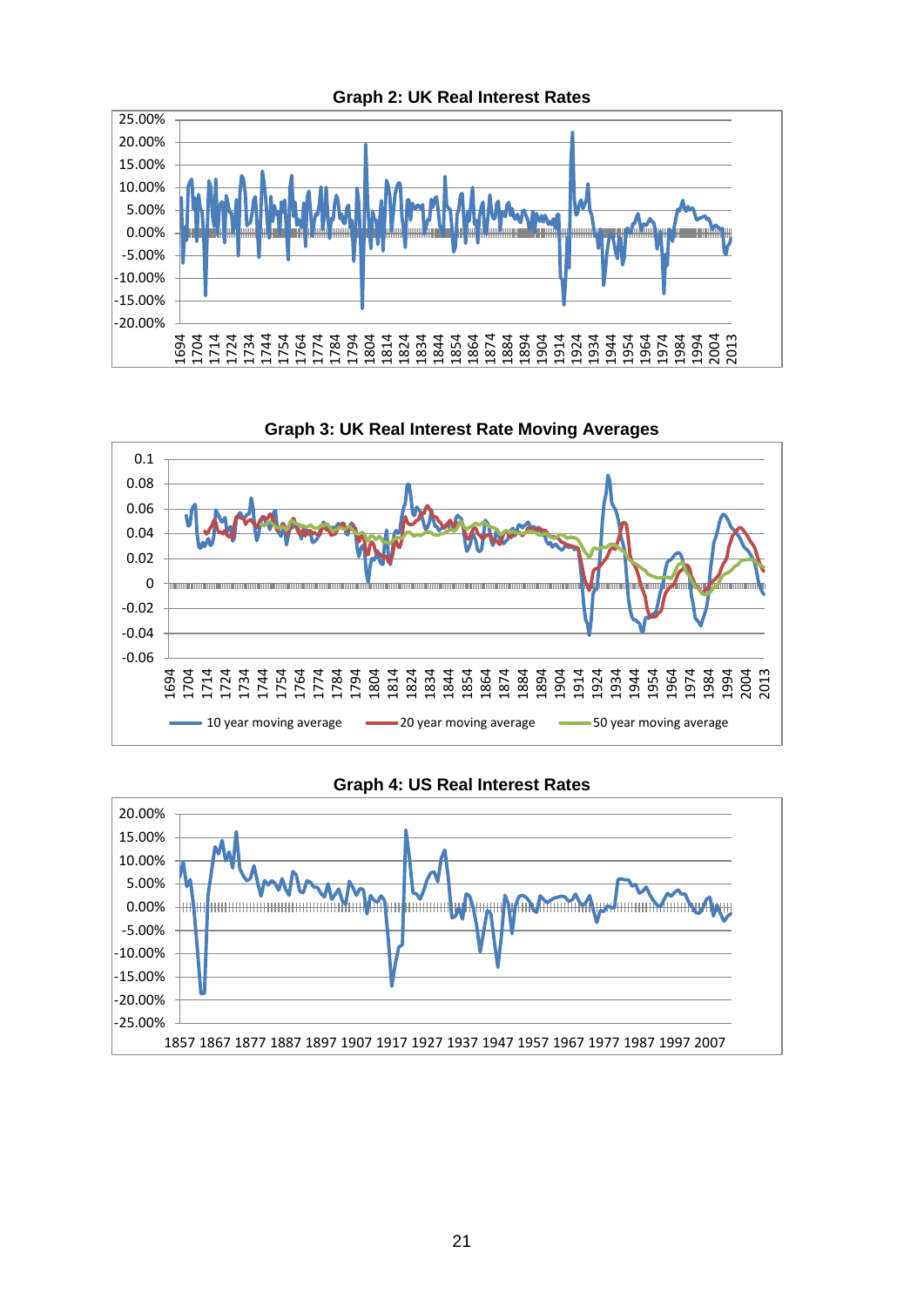**Graph 2: UK Real Interest Rates**

**Graph 3: UK Real Interest Rate Moving Averages**

**Graph 4: US Real Interest Rates**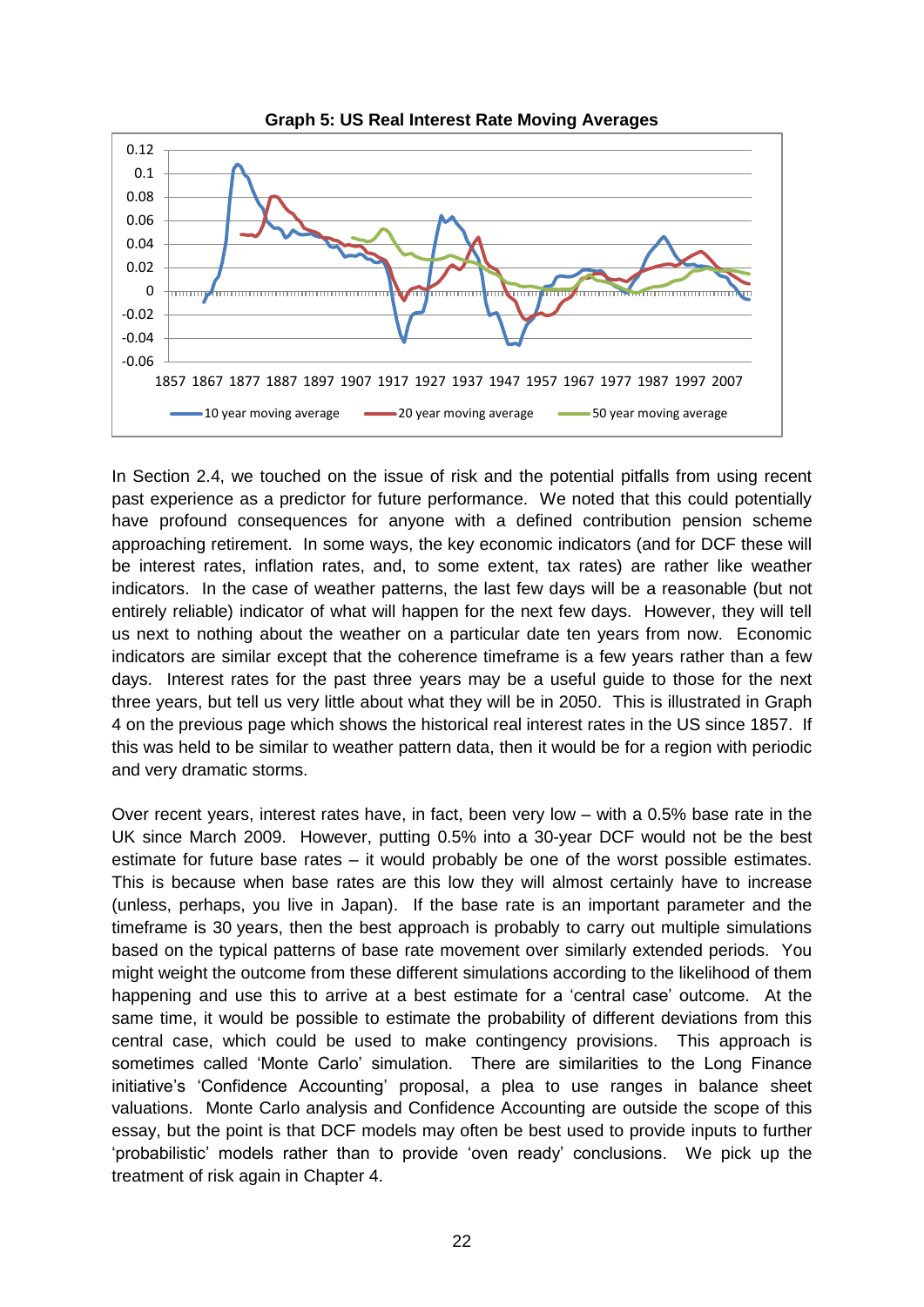**Graph 5: US Real Interest Rate Moving Averages**

In Section 2.4, we touched on the issue of risk and the potential pitfalls from using recent past experience as a predictor for future performance. We noted that this could potentially have profound consequences for anyone with a defined contribution pension scheme approaching retirement. In some ways, the key economic indicators (and for DCF these will be interest rates, inflation rates, and, to some extent, tax rates) are rather like weather indicators. In the case of weather patterns, the last few days will be a reasonable (but not entirely reliable) indicator of what will happen for the next few days. However, they will tell us next to nothing about the weather on a particular date ten years from now. Economic indicators are similar except that the coherence timeframe is a few years rather than a few days. Interest rates for the past three years may be a useful guide to those for the next three years, but tell us very little about what they will be in 2050. This is illustrated in Graph 4 on the previous page which shows the historical real interest rates in the US since 1857. If this was held to be similar to weather pattern data, then it would be for a region with periodic and very dramatic storms.

Over recent years, interest rates have, in fact, been very low – with a 0.5% base rate in the UK since March 2009. However, putting 0.5% into a 30-year DCF would not be the best estimate for future base rates – it would probably be one of the worst possible estimates. This is because when base rates are this low they will almost certainly have to increase (unless, perhaps, you live in Japan). If the base rate is an important parameter and the timeframe is 30 years, then the best approach is probably to carry out multiple simulations based on the typical patterns of base rate movement over similarly extended periods. You might weight the outcome from these different simulations according to the likelihood of them happening and use this to arrive at a best estimate for a 'central case' outcome. At the same time, it would be possible to estimate the probability of different deviations from this central case, which could be used to make contingency provisions. This approach is sometimes called 'Monte Carlo' simulation. There are similarities to the Long Finance initiative's 'Confidence Accounting' proposal, a plea to use ranges in balance sheet valuations. Monte Carlo analysis and Confidence Accounting are outside the scope of this essay, but the point is that DCF models may often be best used to provide inputs to further 'probabilistic' models rather than to provide 'oven ready' conclusions. We pick up the treatment of risk again in Chapter 4.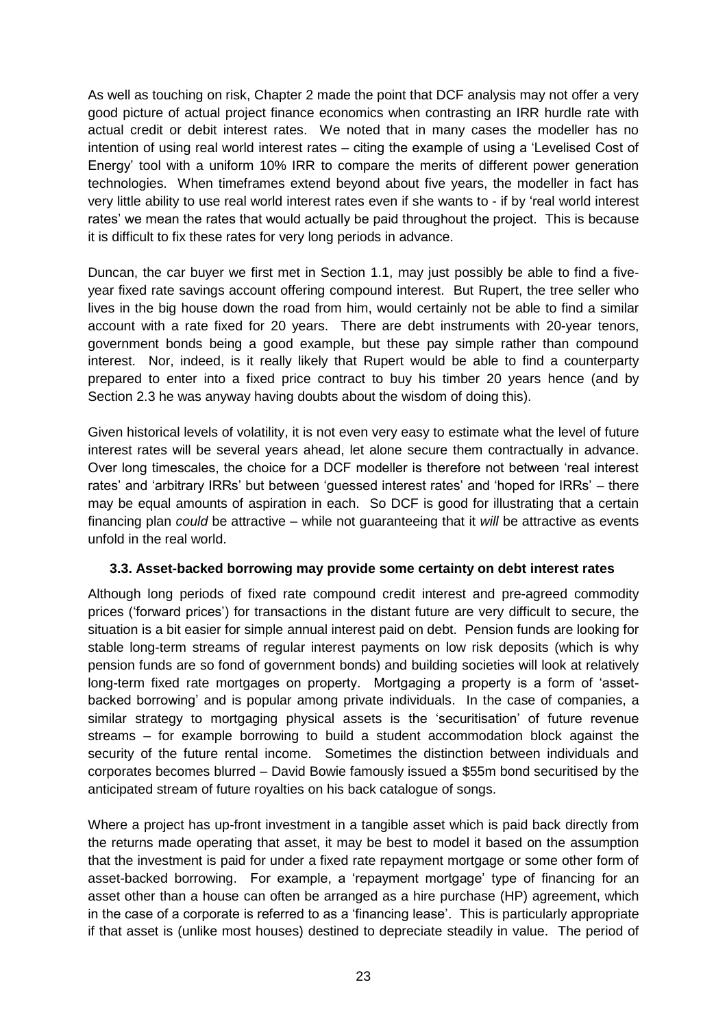As well as touching on risk, Chapter 2 made the point that DCF analysis may not offer a very good picture of actual project finance economics when contrasting an IRR hurdle rate with actual credit or debit interest rates. We noted that in many cases the modeller has no intention of using real world interest rates – citing the example of using a 'Levelised Cost of Energy' tool with a uniform 10% IRR to compare the merits of different power generation technologies. When timeframes extend beyond about five years, the modeller in fact has very little ability to use real world interest rates even if she wants to - if by 'real world interest rates' we mean the rates that would actually be paid throughout the project. This is because it is difficult to fix these rates for very long periods in advance.

Duncan, the car buyer we first met in Section 1.1, may just possibly be able to find a five-year fixed rate savings account offering compound interest. But Rupert, the tree seller who lives in the big house down the road from him, would certainly not be able to find a similar account with a rate fixed for 20 years. There are debt instruments with 20-year tenors, government bonds being a good example, but these pay simple rather than compound interest. Nor, indeed, is it really likely that Rupert would be able to find a counterparty prepared to enter into a fixed price contract to buy his timber 20 years hence (and by Section 2.3 he was anyway having doubts about the wisdom of doing this).

Given historical levels of volatility, it is not even very easy to estimate what the level of future interest rates will be several years ahead, let alone secure them contractually in advance. Over long timescales, the choice for a DCF modeller is therefore not between 'real interest rates' and 'arbitrary IRRs' but between 'guessed interest rates' and 'hoped for IRRs' – there may be equal amounts of aspiration in each. So DCF is good for illustrating that a certain financing plan *could* be attractive – while not guaranteeing that it *will* be attractive as events unfold in the real world.

### 3.3. Asset-backed borrowing may provide some certainty on debt interest rates

Although long periods of fixed rate compound credit interest and pre-agreed commodity prices ('forward prices') for transactions in the distant future are very difficult to secure, the situation is a bit easier for simple annual interest paid on debt. Pension funds are looking for stable long-term streams of regular interest payments on low risk deposits (which is why pension funds are so fond of government bonds) and building societies will look at relatively long-term fixed rate mortgages on property. Mortgaging a property is a form of 'asset-backed borrowing' and is popular among private individuals. In the case of companies, a similar strategy to mortgaging physical assets is the 'securitisation' of future revenue streams – for example borrowing to build a student accommodation block against the security of the future rental income. Sometimes the distinction between individuals and corporates becomes blurred – David Bowie famously issued a \$55m bond securitised by the anticipated stream of future royalties on his back catalogue of songs.

Where a project has up-front investment in a tangible asset which is paid back directly from the returns made operating that asset, it may be best to model it based on the assumption that the investment is paid for under a fixed rate repayment mortgage or some other form of asset-backed borrowing. For example, a 'repayment mortgage' type of financing for an asset other than a house can often be arranged as a hire purchase (HP) agreement, which in the case of a corporate is referred to as a 'financing lease'. This is particularly appropriate if that asset is (unlike most houses) destined to depreciate steadily in value. The period of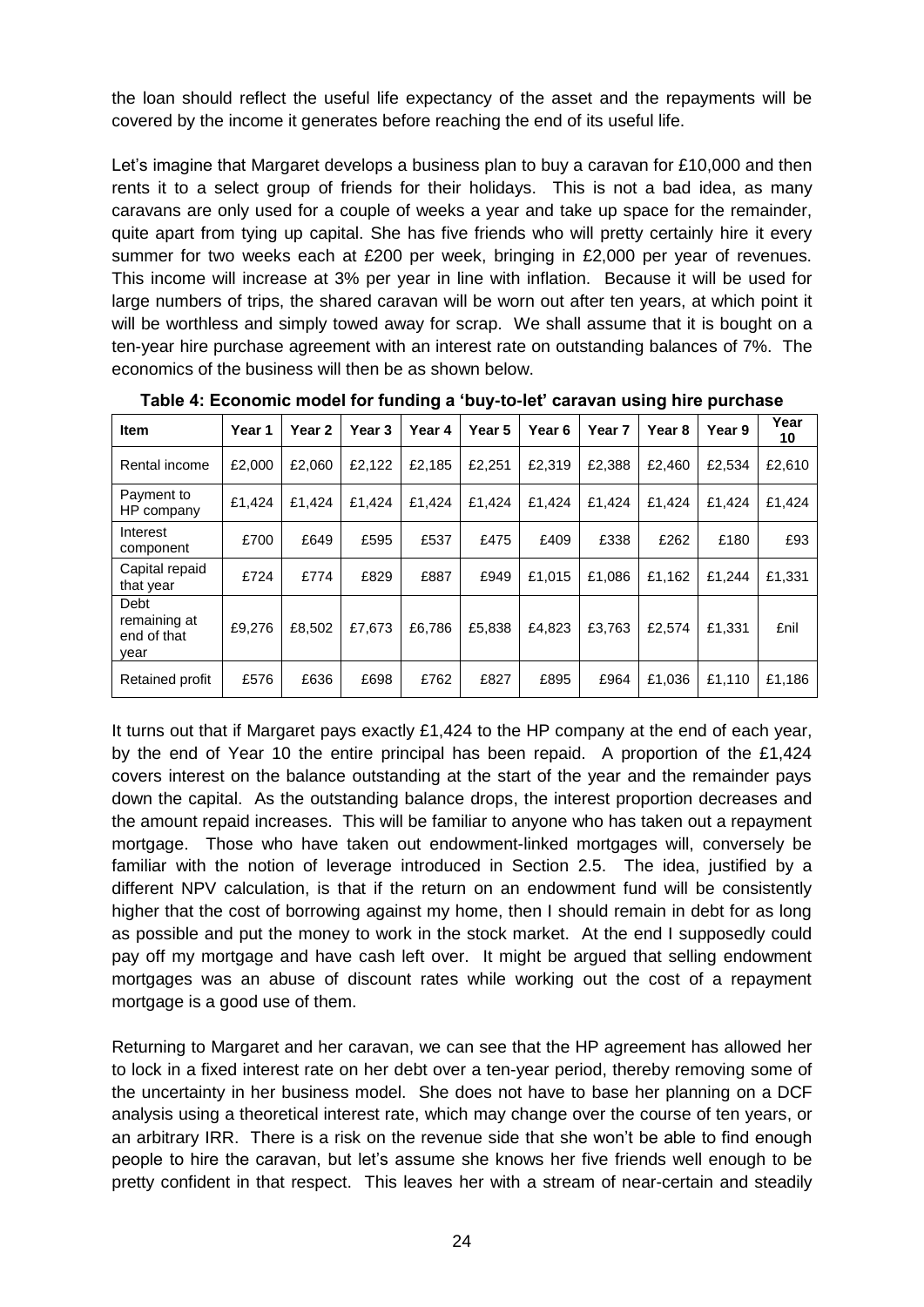the loan should reflect the useful life expectancy of the asset and the repayments will be covered by the income it generates before reaching the end of its useful life.

Let's imagine that Margaret develops a business plan to buy a caravan for £10,000 and then rents it to a select group of friends for their holidays. This is not a bad idea, as many caravans are only used for a couple of weeks a year and take up space for the remainder, quite apart from tying up capital. She has five friends who will pretty certainly hire it every summer for two weeks each at £200 per week, bringing in £2,000 per year of revenues. This income will increase at 3% per year in line with inflation. Because it will be used for large numbers of trips, the shared caravan will be worn out after ten years, at which point it will be worthless and simply towed away for scrap. We shall assume that it is bought on a ten-year hire purchase agreement with an interest rate on outstanding balances of 7%. The economics of the business will then be as shown below.

**Table 4: Economic model for funding a 'buy-to-let' caravan using hire purchase**

| Item | Year 1 | Year 2 | Year 3 | Year 4 | Year 5 | Year 6 | Year 7 | Year 8 | Year 9 | Year 10 |
|---|---|---|---|---|---|---|---|---|---|---|
| Rental income | £2,000 | £2,060 | £2,122 | £2,185 | £2,251 | £2,319 | £2,388 | £2,460 | £2,534 | £2,610 |
| Payment to HP company | £1,424 | £1,424 | £1,424 | £1,424 | £1,424 | £1,424 | £1,424 | £1,424 | £1,424 | £1,424 |
| Interest component | £700 | £649 | £595 | £537 | £475 | £409 | £338 | £262 | £180 | £93 |
| Capital repaid that year | £724 | £774 | £829 | £887 | £949 | £1,015 | £1,086 | £1,162 | £1,244 | £1,331 |
| Debt remaining at end of that year | £9,276 | £8,502 | £7,673 | £6,786 | £5,838 | £4,823 | £3,763 | £2,574 | £1,331 | £nil |
| Retained profit | £576 | £636 | £698 | £762 | £827 | £895 | £964 | £1,036 | £1,110 | £1,186 |

It turns out that if Margaret pays exactly £1,424 to the HP company at the end of each year, by the end of Year 10 the entire principal has been repaid. A proportion of the £1,424 covers interest on the balance outstanding at the start of the year and the remainder pays down the capital. As the outstanding balance drops, the interest proportion decreases and the amount repaid increases. This will be familiar to anyone who has taken out a repayment mortgage. Those who have taken out endowment-linked mortgages will, conversely be familiar with the notion of leverage introduced in Section 2.5. The idea, justified by a different NPV calculation, is that if the return on an endowment fund will be consistently higher that the cost of borrowing against my home, then I should remain in debt for as long as possible and put the money to work in the stock market. At the end I supposedly could pay off my mortgage and have cash left over. It might be argued that selling endowment mortgages was an abuse of discount rates while working out the cost of a repayment mortgage is a good use of them.

Returning to Margaret and her caravan, we can see that the HP agreement has allowed her to lock in a fixed interest rate on her debt over a ten-year period, thereby removing some of the uncertainty in her business model. She does not have to base her planning on a DCF analysis using a theoretical interest rate, which may change over the course of ten years, or an arbitrary IRR. There is a risk on the revenue side that she won't be able to find enough people to hire the caravan, but let's assume she knows her five friends well enough to be pretty confident in that respect. This leaves her with a stream of near-certain and steadily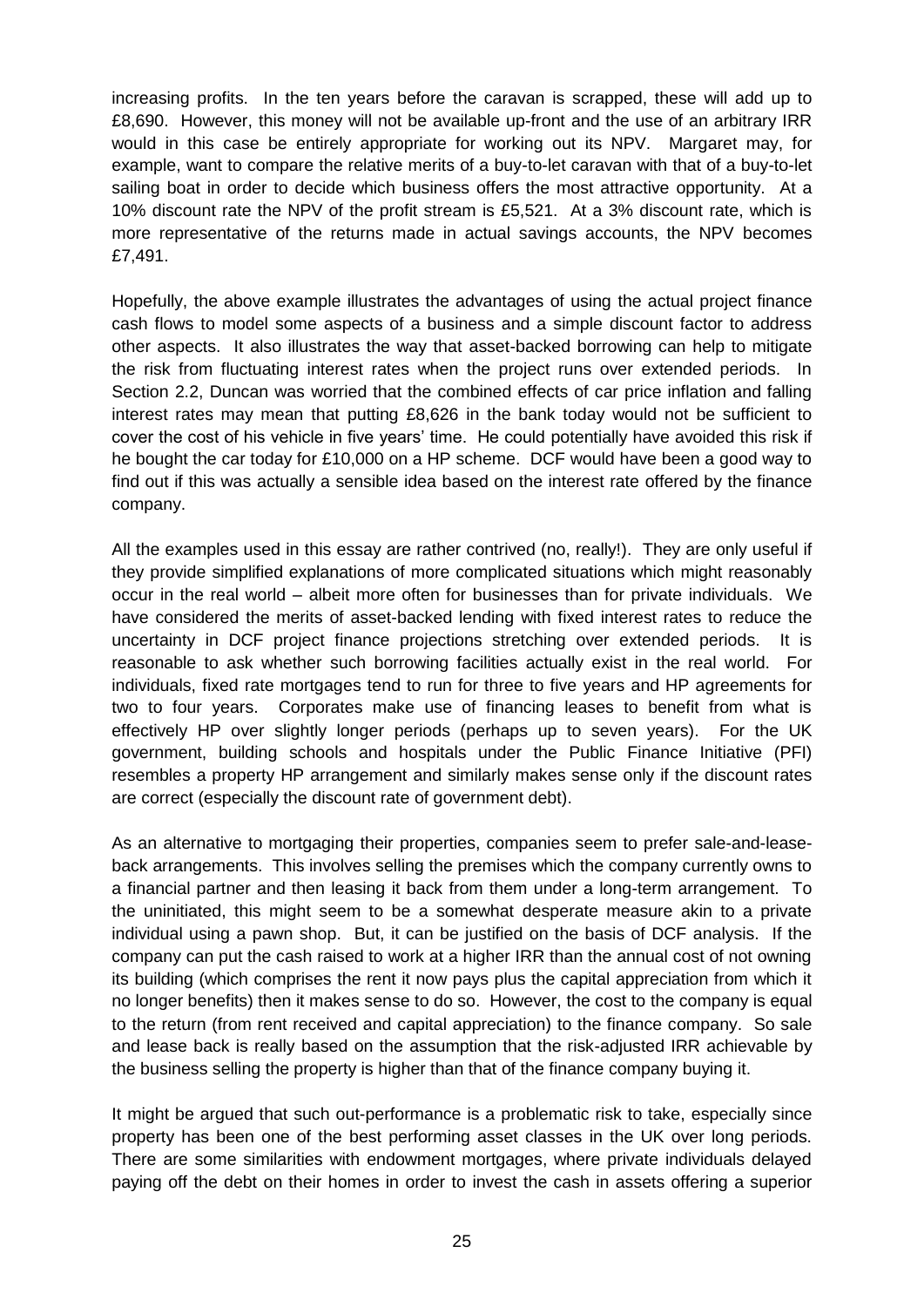increasing profits. In the ten years before the caravan is scrapped, these will add up to £8,690. However, this money will not be available up-front and the use of an arbitrary IRR would in this case be entirely appropriate for working out its NPV. Margaret may, for example, want to compare the relative merits of a buy-to-let caravan with that of a buy-to-let sailing boat in order to decide which business offers the most attractive opportunity. At a 10% discount rate the NPV of the profit stream is £5,521. At a 3% discount rate, which is more representative of the returns made in actual savings accounts, the NPV becomes £7,491.

Hopefully, the above example illustrates the advantages of using the actual project finance cash flows to model some aspects of a business and a simple discount factor to address other aspects. It also illustrates the way that asset-backed borrowing can help to mitigate the risk from fluctuating interest rates when the project runs over extended periods. In Section 2.2, Duncan was worried that the combined effects of car price inflation and falling interest rates may mean that putting £8,626 in the bank today would not be sufficient to cover the cost of his vehicle in five years' time. He could potentially have avoided this risk if he bought the car today for £10,000 on a HP scheme. DCF would have been a good way to find out if this was actually a sensible idea based on the interest rate offered by the finance company.

All the examples used in this essay are rather contrived (no, really!). They are only useful if they provide simplified explanations of more complicated situations which might reasonably occur in the real world – albeit more often for businesses than for private individuals. We have considered the merits of asset-backed lending with fixed interest rates to reduce the uncertainty in DCF project finance projections stretching over extended periods. It is reasonable to ask whether such borrowing facilities actually exist in the real world. For individuals, fixed rate mortgages tend to run for three to five years and HP agreements for two to four years. Corporates make use of financing leases to benefit from what is effectively HP over slightly longer periods (perhaps up to seven years). For the UK government, building schools and hospitals under the Public Finance Initiative (PFI) resembles a property HP arrangement and similarly makes sense only if the discount rates are correct (especially the discount rate of government debt).

As an alternative to mortgaging their properties, companies seem to prefer sale-and-lease-back arrangements. This involves selling the premises which the company currently owns to a financial partner and then leasing it back from them under a long-term arrangement. To the uninitiated, this might seem to be a somewhat desperate measure akin to a private individual using a pawn shop. But, it can be justified on the basis of DCF analysis. If the company can put the cash raised to work at a higher IRR than the annual cost of not owning its building (which comprises the rent it now pays plus the capital appreciation from which it no longer benefits) then it makes sense to do so. However, the cost to the company is equal to the return (from rent received and capital appreciation) to the finance company. So sale and lease back is really based on the assumption that the risk-adjusted IRR achievable by the business selling the property is higher than that of the finance company buying it.

It might be argued that such out-performance is a problematic risk to take, especially since property has been one of the best performing asset classes in the UK over long periods. There are some similarities with endowment mortgages, where private individuals delayed paying off the debt on their homes in order to invest the cash in assets offering a superior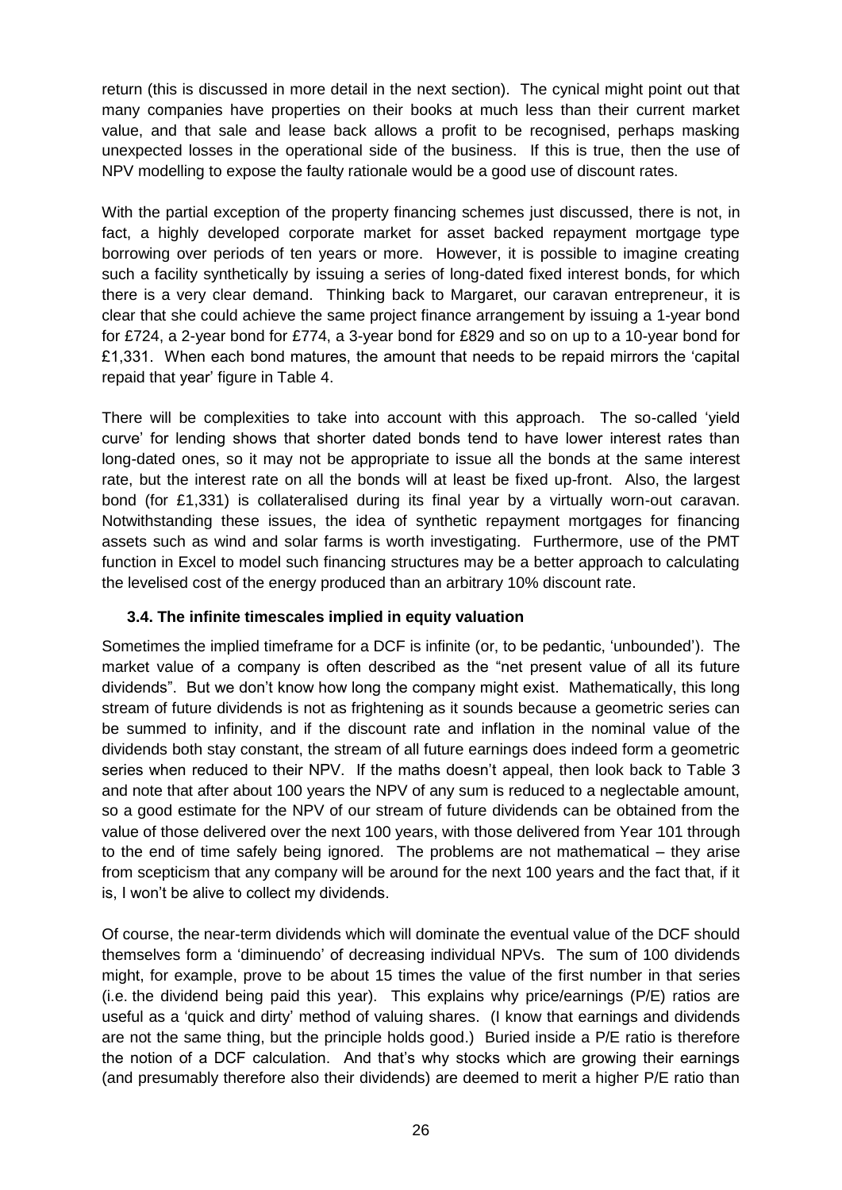return (this is discussed in more detail in the next section). The cynical might point out that many companies have properties on their books at much less than their current market value, and that sale and lease back allows a profit to be recognised, perhaps masking unexpected losses in the operational side of the business. If this is true, then the use of NPV modelling to expose the faulty rationale would be a good use of discount rates.

With the partial exception of the property financing schemes just discussed, there is not, in fact, a highly developed corporate market for asset backed repayment mortgage type borrowing over periods of ten years or more. However, it is possible to imagine creating such a facility synthetically by issuing a series of long-dated fixed interest bonds, for which there is a very clear demand. Thinking back to Margaret, our caravan entrepreneur, it is clear that she could achieve the same project finance arrangement by issuing a 1-year bond for £724, a 2-year bond for £774, a 3-year bond for £829 and so on up to a 10-year bond for £1,331. When each bond matures, the amount that needs to be repaid mirrors the 'capital repaid that year' figure in Table 4.

There will be complexities to take into account with this approach. The so-called 'yield curve' for lending shows that shorter dated bonds tend to have lower interest rates than long-dated ones, so it may not be appropriate to issue all the bonds at the same interest rate, but the interest rate on all the bonds will at least be fixed up-front. Also, the largest bond (for £1,331) is collateralised during its final year by a virtually worn-out caravan. Notwithstanding these issues, the idea of synthetic repayment mortgages for financing assets such as wind and solar farms is worth investigating. Furthermore, use of the PMT function in Excel to model such financing structures may be a better approach to calculating the levelised cost of the energy produced than an arbitrary 10% discount rate.

### 3.4. The infinite timescales implied in equity valuation

Sometimes the implied timeframe for a DCF is infinite (or, to be pedantic, 'unbounded'). The market value of a company is often described as the "net present value of all its future dividends". But we don't know how long the company might exist. Mathematically, this long stream of future dividends is not as frightening as it sounds because a geometric series can be summed to infinity, and if the discount rate and inflation in the nominal value of the dividends both stay constant, the stream of all future earnings does indeed form a geometric series when reduced to their NPV. If the maths doesn't appeal, then look back to Table 3 and note that after about 100 years the NPV of any sum is reduced to a neglectable amount, so a good estimate for the NPV of our stream of future dividends can be obtained from the value of those delivered over the next 100 years, with those delivered from Year 101 through to the end of time safely being ignored. The problems are not mathematical – they arise from scepticism that any company will be around for the next 100 years and the fact that, if it is, I won't be alive to collect my dividends.

Of course, the near-term dividends which will dominate the eventual value of the DCF should themselves form a 'diminuendo' of decreasing individual NPVs. The sum of 100 dividends might, for example, prove to be about 15 times the value of the first number in that series (i.e. the dividend being paid this year). This explains why price/earnings (P/E) ratios are useful as a 'quick and dirty' method of valuing shares. (I know that earnings and dividends are not the same thing, but the principle holds good.) Buried inside a P/E ratio is therefore the notion of a DCF calculation. And that's why stocks which are growing their earnings (and presumably therefore also their dividends) are deemed to merit a higher P/E ratio than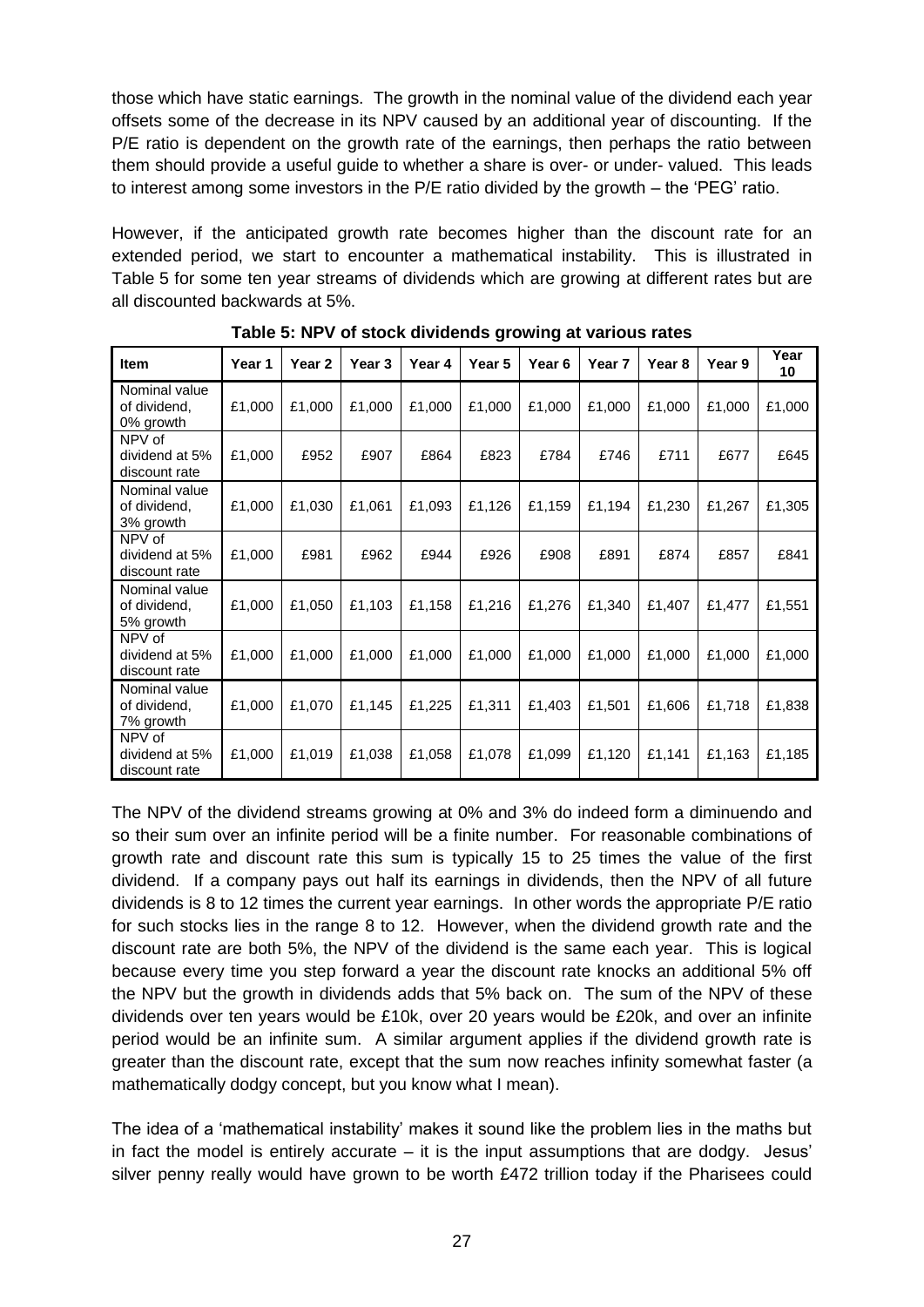those which have static earnings. The growth in the nominal value of the dividend each year offsets some of the decrease in its NPV caused by an additional year of discounting. If the P/E ratio is dependent on the growth rate of the earnings, then perhaps the ratio between them should provide a useful guide to whether a share is over- or under- valued. This leads to interest among some investors in the P/E ratio divided by the growth – the 'PEG' ratio.

However, if the anticipated growth rate becomes higher than the discount rate for an extended period, we start to encounter a mathematical instability. This is illustrated in Table 5 for some ten year streams of dividends which are growing at different rates but are all discounted backwards at 5%.

**Table 5: NPV of stock dividends growing at various rates**

| Item | Year 1 | Year 2 | Year 3 | Year 4 | Year 5 | Year 6 | Year 7 | Year 8 | Year 9 | Year 10 |
|---|---|---|---|---|---|---|---|---|---|---|
| Nominal value of dividend, 0% growth | £1,000 | £1,000 | £1,000 | £1,000 | £1,000 | £1,000 | £1,000 | £1,000 | £1,000 | £1,000 |
| NPV of dividend at 5% discount rate | £1,000 | £952 | £907 | £864 | £823 | £784 | £746 | £711 | £677 | £645 |
| Nominal value of dividend, 3% growth | £1,000 | £1,030 | £1,061 | £1,093 | £1,126 | £1,159 | £1,194 | £1,230 | £1,267 | £1,305 |
| NPV of dividend at 5% discount rate | £1,000 | £981 | £962 | £944 | £926 | £908 | £891 | £874 | £857 | £841 |
| Nominal value of dividend, 5% growth | £1,000 | £1,050 | £1,103 | £1,158 | £1,216 | £1,276 | £1,340 | £1,407 | £1,477 | £1,551 |
| NPV of dividend at 5% discount rate | £1,000 | £1,000 | £1,000 | £1,000 | £1,000 | £1,000 | £1,000 | £1,000 | £1,000 | £1,000 |
| Nominal value of dividend, 7% growth | £1,000 | £1,070 | £1,145 | £1,225 | £1,311 | £1,403 | £1,501 | £1,606 | £1,718 | £1,838 |
| NPV of dividend at 5% discount rate | £1,000 | £1,019 | £1,038 | £1,058 | £1,078 | £1,099 | £1,120 | £1,141 | £1,163 | £1,185 |

The NPV of the dividend streams growing at 0% and 3% do indeed form a diminuendo and so their sum over an infinite period will be a finite number. For reasonable combinations of growth rate and discount rate this sum is typically 15 to 25 times the value of the first dividend. If a company pays out half its earnings in dividends, then the NPV of all future dividends is 8 to 12 times the current year earnings. In other words the appropriate P/E ratio for such stocks lies in the range 8 to 12. However, when the dividend growth rate and the discount rate are both 5%, the NPV of the dividend is the same each year. This is logical because every time you step forward a year the discount rate knocks an additional 5% off the NPV but the growth in dividends adds that 5% back on. The sum of the NPV of these dividends over ten years would be £10k, over 20 years would be £20k, and over an infinite period would be an infinite sum. A similar argument applies if the dividend growth rate is greater than the discount rate, except that the sum now reaches infinity somewhat faster (a mathematically dodgy concept, but you know what I mean).

The idea of a 'mathematical instability' makes it sound like the problem lies in the maths but in fact the model is entirely accurate – it is the input assumptions that are dodgy. Jesus' silver penny really would have grown to be worth £472 trillion today if the Pharisees could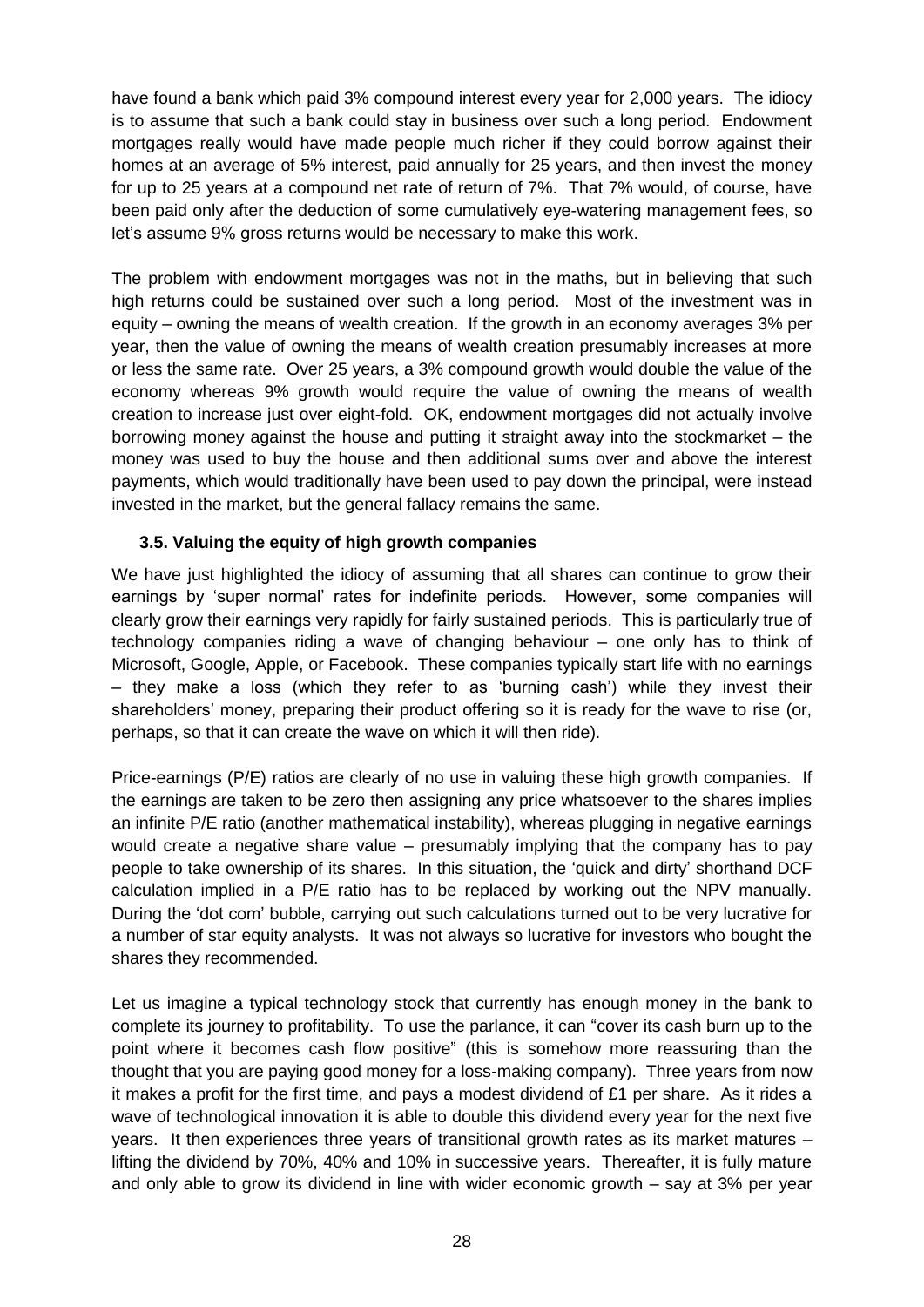have found a bank which paid 3% compound interest every year for 2,000 years. The idiocy is to assume that such a bank could stay in business over such a long period. Endowment mortgages really would have made people much richer if they could borrow against their homes at an average of 5% interest, paid annually for 25 years, and then invest the money for up to 25 years at a compound net rate of return of 7%. That 7% would, of course, have been paid only after the deduction of some cumulatively eye-watering management fees, so let's assume 9% gross returns would be necessary to make this work.

The problem with endowment mortgages was not in the maths, but in believing that such high returns could be sustained over such a long period. Most of the investment was in equity – owning the means of wealth creation. If the growth in an economy averages 3% per year, then the value of owning the means of wealth creation presumably increases at more or less the same rate. Over 25 years, a 3% compound growth would double the value of the economy whereas 9% growth would require the value of owning the means of wealth creation to increase just over eight-fold. OK, endowment mortgages did not actually involve borrowing money against the house and putting it straight away into the stockmarket – the money was used to buy the house and then additional sums over and above the interest payments, which would traditionally have been used to pay down the principal, were instead invested in the market, but the general fallacy remains the same.

### 3.5. Valuing the equity of high growth companies

We have just highlighted the idiocy of assuming that all shares can continue to grow their earnings by 'super normal' rates for indefinite periods. However, some companies will clearly grow their earnings very rapidly for fairly sustained periods. This is particularly true of technology companies riding a wave of changing behaviour – one only has to think of Microsoft, Google, Apple, or Facebook. These companies typically start life with no earnings – they make a loss (which they refer to as 'burning cash') while they invest their shareholders' money, preparing their product offering so it is ready for the wave to rise (or, perhaps, so that it can create the wave on which it will then ride).

Price-earnings (P/E) ratios are clearly of no use in valuing these high growth companies. If the earnings are taken to be zero then assigning any price whatsoever to the shares implies an infinite P/E ratio (another mathematical instability), whereas plugging in negative earnings would create a negative share value – presumably implying that the company has to pay people to take ownership of its shares. In this situation, the 'quick and dirty' shorthand DCF calculation implied in a P/E ratio has to be replaced by working out the NPV manually. During the 'dot com' bubble, carrying out such calculations turned out to be very lucrative for a number of star equity analysts. It was not always so lucrative for investors who bought the shares they recommended.

Let us imagine a typical technology stock that currently has enough money in the bank to complete its journey to profitability. To use the parlance, it can "cover its cash burn up to the point where it becomes cash flow positive" (this is somehow more reassuring than the thought that you are paying good money for a loss-making company). Three years from now it makes a profit for the first time, and pays a modest dividend of £1 per share. As it rides a wave of technological innovation it is able to double this dividend every year for the next five years. It then experiences three years of transitional growth rates as its market matures – lifting the dividend by 70%, 40% and 10% in successive years. Thereafter, it is fully mature and only able to grow its dividend in line with wider economic growth – say at 3% per year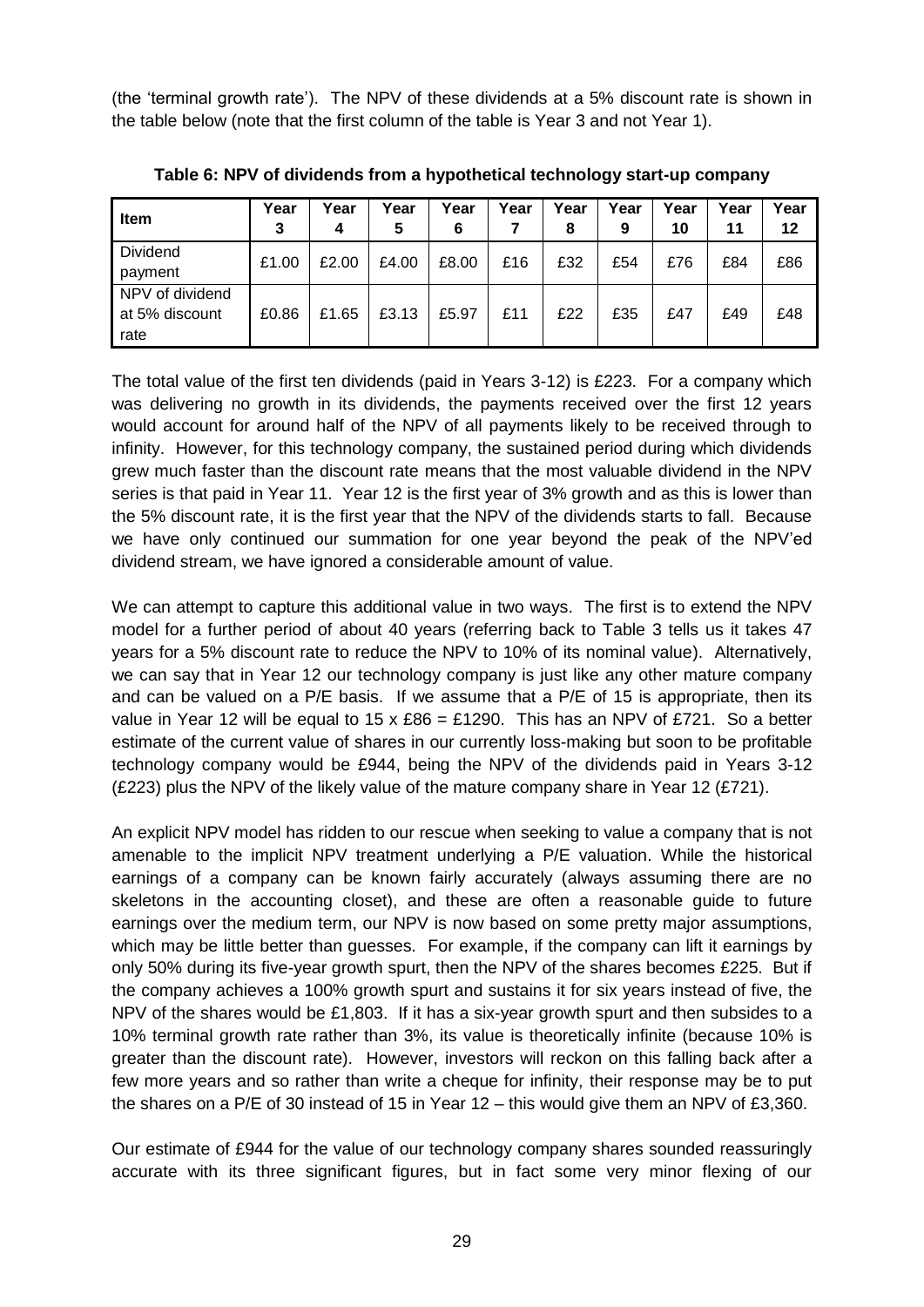(the 'terminal growth rate'). The NPV of these dividends at a 5% discount rate is shown in the table below (note that the first column of the table is Year 3 and not Year 1).

**Table 6: NPV of dividends from a hypothetical technology start-up company**

| Item | Year 3 | Year 4 | Year 5 | Year 6 | Year 7 | Year 8 | Year 9 | Year 10 | Year 11 | Year 12 |
|---|---|---|---|---|---|---|---|---|---|---|
| Dividend payment | £1.00 | £2.00 | £4.00 | £8.00 | £16 | £32 | £54 | £76 | £84 | £86 |
| NPV of dividend at 5% discount rate | £0.86 | £1.65 | £3.13 | £5.97 | £11 | £22 | £35 | £47 | £49 | £48 |

The total value of the first ten dividends (paid in Years 3-12) is £223. For a company which was delivering no growth in its dividends, the payments received over the first 12 years would account for around half of the NPV of all payments likely to be received through to infinity. However, for this technology company, the sustained period during which dividends grew much faster than the discount rate means that the most valuable dividend in the NPV series is that paid in Year 11. Year 12 is the first year of 3% growth and as this is lower than the 5% discount rate, it is the first year that the NPV of the dividends starts to fall. Because we have only continued our summation for one year beyond the peak of the NPV'ed dividend stream, we have ignored a considerable amount of value.

We can attempt to capture this additional value in two ways. The first is to extend the NPV model for a further period of about 40 years (referring back to Table 3 tells us it takes 47 years for a 5% discount rate to reduce the NPV to 10% of its nominal value). Alternatively, we can say that in Year 12 our technology company is just like any other mature company and can be valued on a P/E basis. If we assume that a P/E of 15 is appropriate, then its value in Year 12 will be equal to 15 x £86 = £1290. This has an NPV of £721. So a better estimate of the current value of shares in our currently loss-making but soon to be profitable technology company would be £944, being the NPV of the dividends paid in Years 3-12 (£223) plus the NPV of the likely value of the mature company share in Year 12 (£721).

An explicit NPV model has ridden to our rescue when seeking to value a company that is not amenable to the implicit NPV treatment underlying a P/E valuation. While the historical earnings of a company can be known fairly accurately (always assuming there are no skeletons in the accounting closet), and these are often a reasonable guide to future earnings over the medium term, our NPV is now based on some pretty major assumptions, which may be little better than guesses. For example, if the company can lift it earnings by only 50% during its five-year growth spurt, then the NPV of the shares becomes £225. But if the company achieves a 100% growth spurt and sustains it for six years instead of five, the NPV of the shares would be £1,803. If it has a six-year growth spurt and then subsides to a 10% terminal growth rate rather than 3%, its value is theoretically infinite (because 10% is greater than the discount rate). However, investors will reckon on this falling back after a few more years and so rather than write a cheque for infinity, their response may be to put the shares on a P/E of 30 instead of 15 in Year 12 – this would give them an NPV of £3,360.

Our estimate of £944 for the value of our technology company shares sounded reassuringly accurate with its three significant figures, but in fact some very minor flexing of our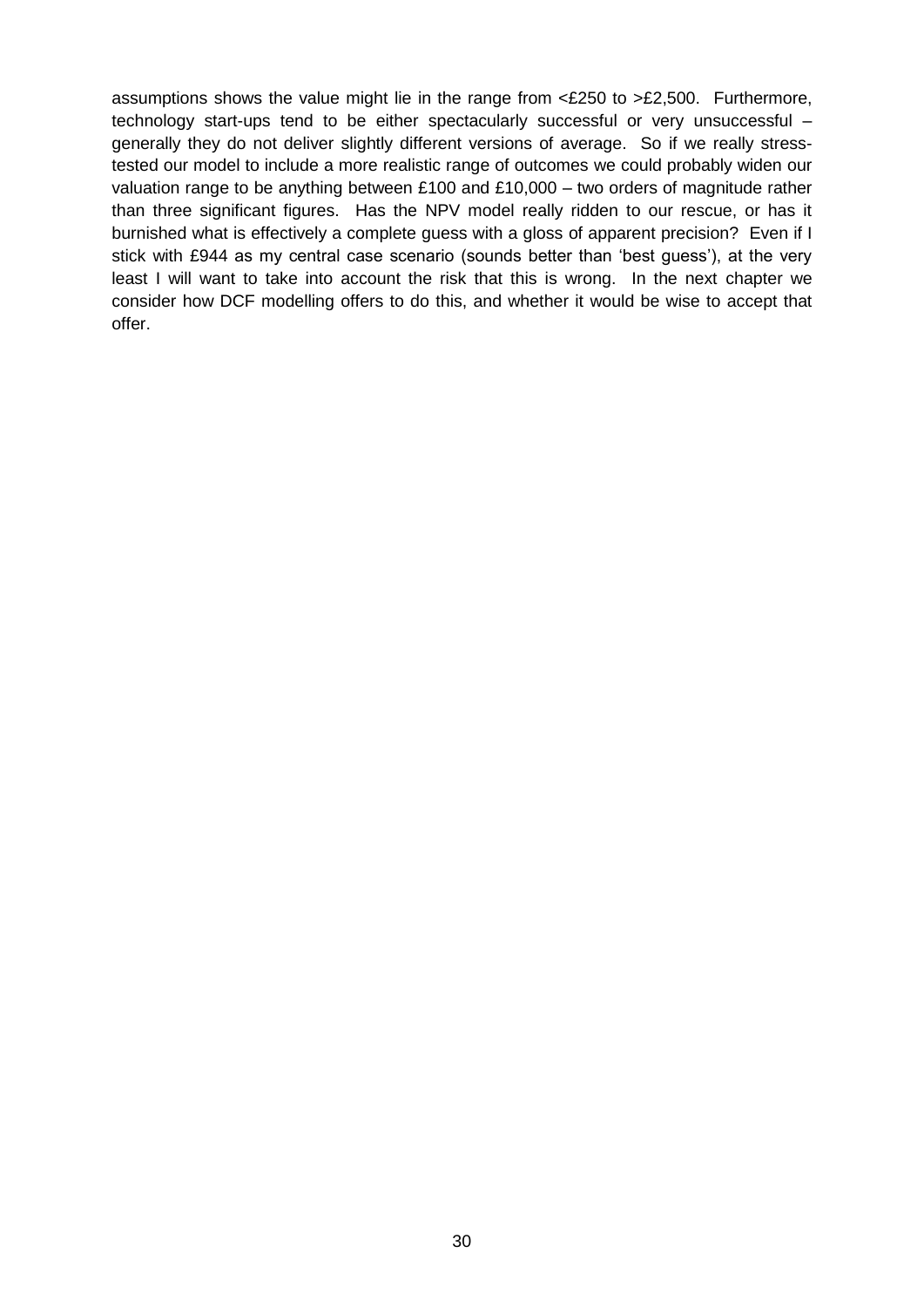assumptions shows the value might lie in the range from <£250 to >£2,500. Furthermore, technology start-ups tend to be either spectacularly successful or very unsuccessful – generally they do not deliver slightly different versions of average. So if we really stress-tested our model to include a more realistic range of outcomes we could probably widen our valuation range to be anything between £100 and £10,000 – two orders of magnitude rather than three significant figures. Has the NPV model really ridden to our rescue, or has it burnished what is effectively a complete guess with a gloss of apparent precision? Even if I stick with £944 as my central case scenario (sounds better than 'best guess'), at the very least I will want to take into account the risk that this is wrong. In the next chapter we consider how DCF modelling offers to do this, and whether it would be wise to accept that offer.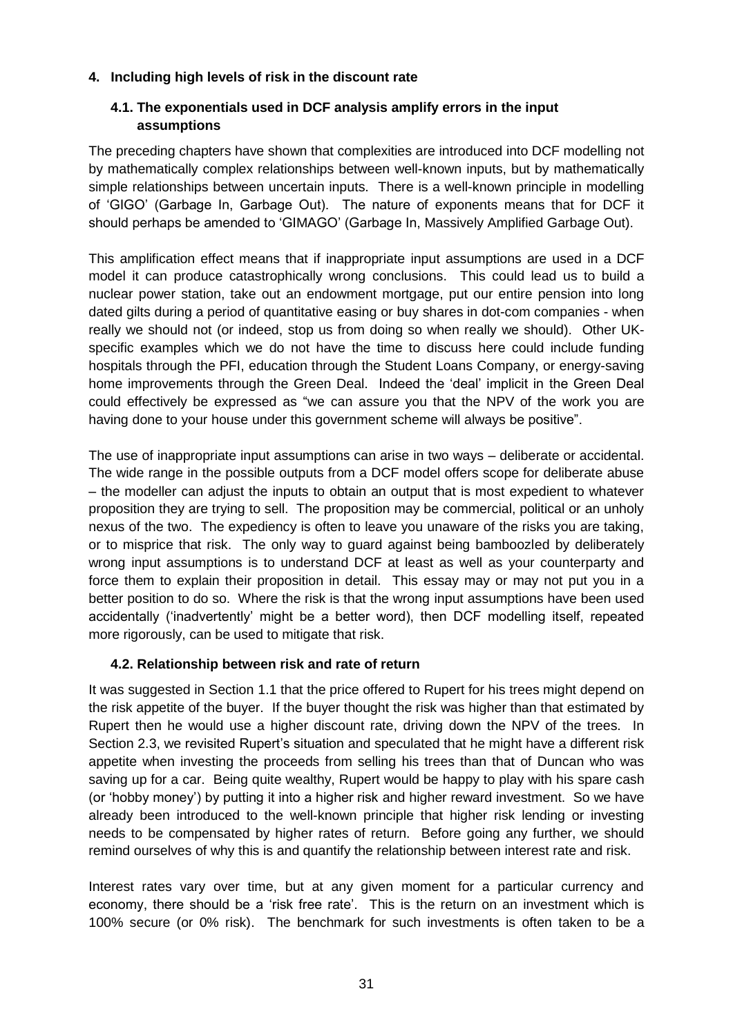## 4. Including high levels of risk in the discount rate

### 4.1. The exponentials used in DCF analysis amplify errors in the input assumptions

The preceding chapters have shown that complexities are introduced into DCF modelling not by mathematically complex relationships between well-known inputs, but by mathematically simple relationships between uncertain inputs. There is a well-known principle in modelling of 'GIGO' (Garbage In, Garbage Out). The nature of exponents means that for DCF it should perhaps be amended to 'GIMAGO' (Garbage In, Massively Amplified Garbage Out).

This amplification effect means that if inappropriate input assumptions are used in a DCF model it can produce catastrophically wrong conclusions. This could lead us to build a nuclear power station, take out an endowment mortgage, put our entire pension into long dated gilts during a period of quantitative easing or buy shares in dot-com companies - when really we should not (or indeed, stop us from doing so when really we should). Other UK-specific examples which we do not have the time to discuss here could include funding hospitals through the PFI, education through the Student Loans Company, or energy-saving home improvements through the Green Deal. Indeed the 'deal' implicit in the Green Deal could effectively be expressed as "we can assure you that the NPV of the work you are having done to your house under this government scheme will always be positive".

The use of inappropriate input assumptions can arise in two ways – deliberate or accidental. The wide range in the possible outputs from a DCF model offers scope for deliberate abuse – the modeller can adjust the inputs to obtain an output that is most expedient to whatever proposition they are trying to sell. The proposition may be commercial, political or an unholy nexus of the two. The expediency is often to leave you unaware of the risks you are taking, or to misprice that risk. The only way to guard against being bamboozled by deliberately wrong input assumptions is to understand DCF at least as well as your counterparty and force them to explain their proposition in detail. This essay may or may not put you in a better position to do so. Where the risk is that the wrong input assumptions have been used accidentally ('inadvertently' might be a better word), then DCF modelling itself, repeated more rigorously, can be used to mitigate that risk.

### 4.2. Relationship between risk and rate of return

It was suggested in Section 1.1 that the price offered to Rupert for his trees might depend on the risk appetite of the buyer. If the buyer thought the risk was higher than that estimated by Rupert then he would use a higher discount rate, driving down the NPV of the trees. In Section 2.3, we revisited Rupert's situation and speculated that he might have a different risk appetite when investing the proceeds from selling his trees than that of Duncan who was saving up for a car. Being quite wealthy, Rupert would be happy to play with his spare cash (or 'hobby money') by putting it into a higher risk and higher reward investment. So we have already been introduced to the well-known principle that higher risk lending or investing needs to be compensated by higher rates of return. Before going any further, we should remind ourselves of why this is and quantify the relationship between interest rate and risk.

Interest rates vary over time, but at any given moment for a particular currency and economy, there should be a 'risk free rate'. This is the return on an investment which is 100% secure (or 0% risk). The benchmark for such investments is often taken to be a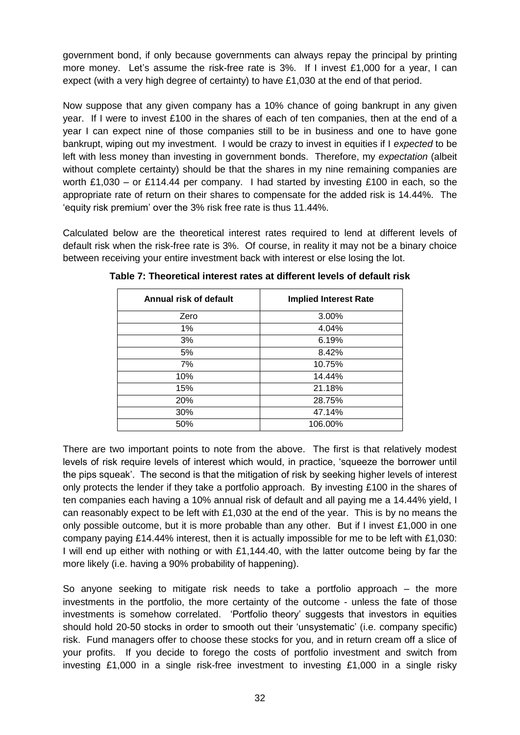government bond, if only because governments can always repay the principal by printing more money. Let's assume the risk-free rate is 3%. If I invest £1,000 for a year, I can expect (with a very high degree of certainty) to have £1,030 at the end of that period.

Now suppose that any given company has a 10% chance of going bankrupt in any given year. If I were to invest £100 in the shares of each of ten companies, then at the end of a year I can expect nine of those companies still to be in business and one to have gone bankrupt, wiping out my investment. I would be crazy to invest in equities if I *expected* to be left with less money than investing in government bonds. Therefore, my *expectation* (albeit without complete certainty) should be that the shares in my nine remaining companies are worth £1,030 – or £114.44 per company. I had started by investing £100 in each, so the appropriate rate of return on their shares to compensate for the added risk is 14.44%. The 'equity risk premium' over the 3% risk free rate is thus 11.44%.

Calculated below are the theoretical interest rates required to lend at different levels of default risk when the risk-free rate is 3%. Of course, in reality it may not be a binary choice between receiving your entire investment back with interest or else losing the lot.

**Table 7: Theoretical interest rates at different levels of default risk**

| Annual risk of default | Implied Interest Rate |
|---|---|
| Zero | 3.00% |
| 1% | 4.04% |
| 3% | 6.19% |
| 5% | 8.42% |
| 7% | 10.75% |
| 10% | 14.44% |
| 15% | 21.18% |
| 20% | 28.75% |
| 30% | 47.14% |
| 50% | 106.00% |

There are two important points to note from the above. The first is that relatively modest levels of risk require levels of interest which would, in practice, 'squeeze the borrower until the pips squeak'. The second is that the mitigation of risk by seeking higher levels of interest only protects the lender if they take a portfolio approach. By investing £100 in the shares of ten companies each having a 10% annual risk of default and all paying me a 14.44% yield, I can reasonably expect to be left with £1,030 at the end of the year. This is by no means the only possible outcome, but it is more probable than any other. But if I invest £1,000 in one company paying £14.44% interest, then it is actually impossible for me to be left with £1,030: I will end up either with nothing or with £1,144.40, with the latter outcome being by far the more likely (i.e. having a 90% probability of happening).

So anyone seeking to mitigate risk needs to take a portfolio approach – the more investments in the portfolio, the more certainty of the outcome - unless the fate of those investments is somehow correlated. 'Portfolio theory' suggests that investors in equities should hold 20-50 stocks in order to smooth out their 'unsystematic' (i.e. company specific) risk. Fund managers offer to choose these stocks for you, and in return cream off a slice of your profits. If you decide to forego the costs of portfolio investment and switch from investing £1,000 in a single risk-free investment to investing £1,000 in a single risky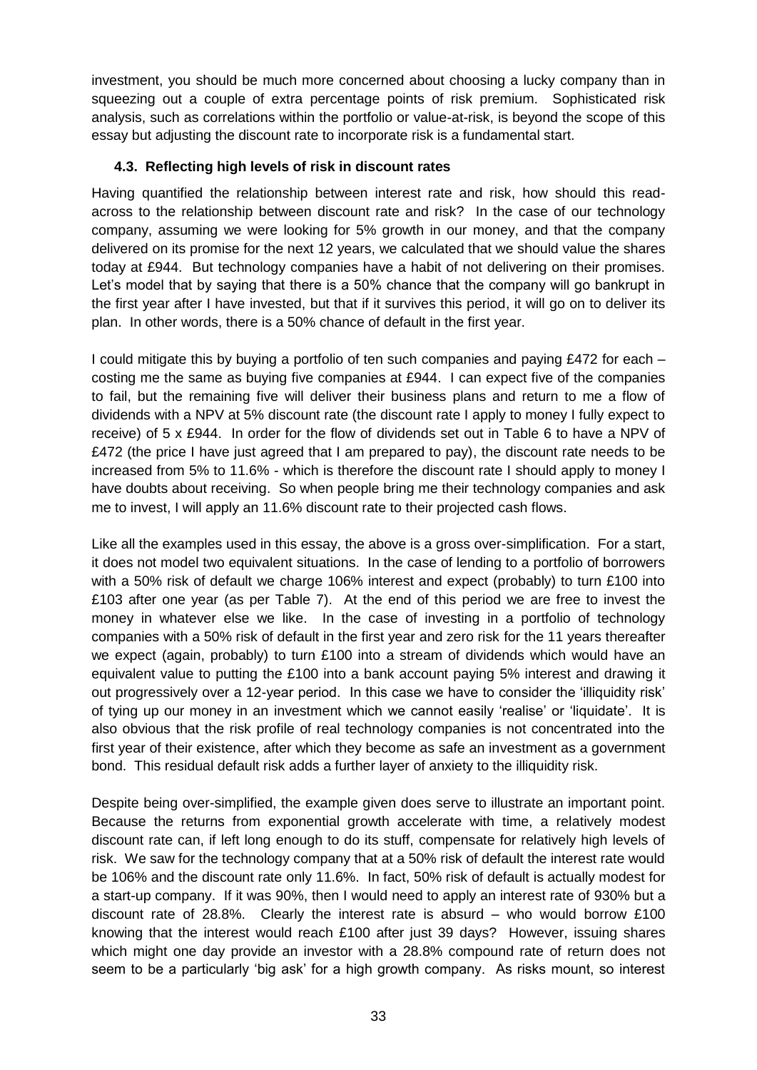investment, you should be much more concerned about choosing a lucky company than in squeezing out a couple of extra percentage points of risk premium. Sophisticated risk analysis, such as correlations within the portfolio or value-at-risk, is beyond the scope of this essay but adjusting the discount rate to incorporate risk is a fundamental start.

### 4.3. Reflecting high levels of risk in discount rates

Having quantified the relationship between interest rate and risk, how should this read-across to the relationship between discount rate and risk? In the case of our technology company, assuming we were looking for 5% growth in our money, and that the company delivered on its promise for the next 12 years, we calculated that we should value the shares today at £944. But technology companies have a habit of not delivering on their promises. Let's model that by saying that there is a 50% chance that the company will go bankrupt in the first year after I have invested, but that if it survives this period, it will go on to deliver its plan. In other words, there is a 50% chance of default in the first year.

I could mitigate this by buying a portfolio of ten such companies and paying £472 for each – costing me the same as buying five companies at £944. I can expect five of the companies to fail, but the remaining five will deliver their business plans and return to me a flow of dividends with a NPV at 5% discount rate (the discount rate I apply to money I fully expect to receive) of 5 x £944. In order for the flow of dividends set out in Table 6 to have a NPV of £472 (the price I have just agreed that I am prepared to pay), the discount rate needs to be increased from 5% to 11.6% - which is therefore the discount rate I should apply to money I have doubts about receiving. So when people bring me their technology companies and ask me to invest, I will apply an 11.6% discount rate to their projected cash flows.

Like all the examples used in this essay, the above is a gross over-simplification. For a start, it does not model two equivalent situations. In the case of lending to a portfolio of borrowers with a 50% risk of default we charge 106% interest and expect (probably) to turn £100 into £103 after one year (as per Table 7). At the end of this period we are free to invest the money in whatever else we like. In the case of investing in a portfolio of technology companies with a 50% risk of default in the first year and zero risk for the 11 years thereafter we expect (again, probably) to turn £100 into a stream of dividends which would have an equivalent value to putting the £100 into a bank account paying 5% interest and drawing it out progressively over a 12-year period. In this case we have to consider the 'illiquidity risk' of tying up our money in an investment which we cannot easily 'realise' or 'liquidate'. It is also obvious that the risk profile of real technology companies is not concentrated into the first year of their existence, after which they become as safe an investment as a government bond. This residual default risk adds a further layer of anxiety to the illiquidity risk.

Despite being over-simplified, the example given does serve to illustrate an important point. Because the returns from exponential growth accelerate with time, a relatively modest discount rate can, if left long enough to do its stuff, compensate for relatively high levels of risk. We saw for the technology company that at a 50% risk of default the interest rate would be 106% and the discount rate only 11.6%. In fact, 50% risk of default is actually modest for a start-up company. If it was 90%, then I would need to apply an interest rate of 930% but a discount rate of 28.8%. Clearly the interest rate is absurd – who would borrow £100 knowing that the interest would reach £100 after just 39 days? However, issuing shares which might one day provide an investor with a 28.8% compound rate of return does not seem to be a particularly 'big ask' for a high growth company. As risks mount, so interest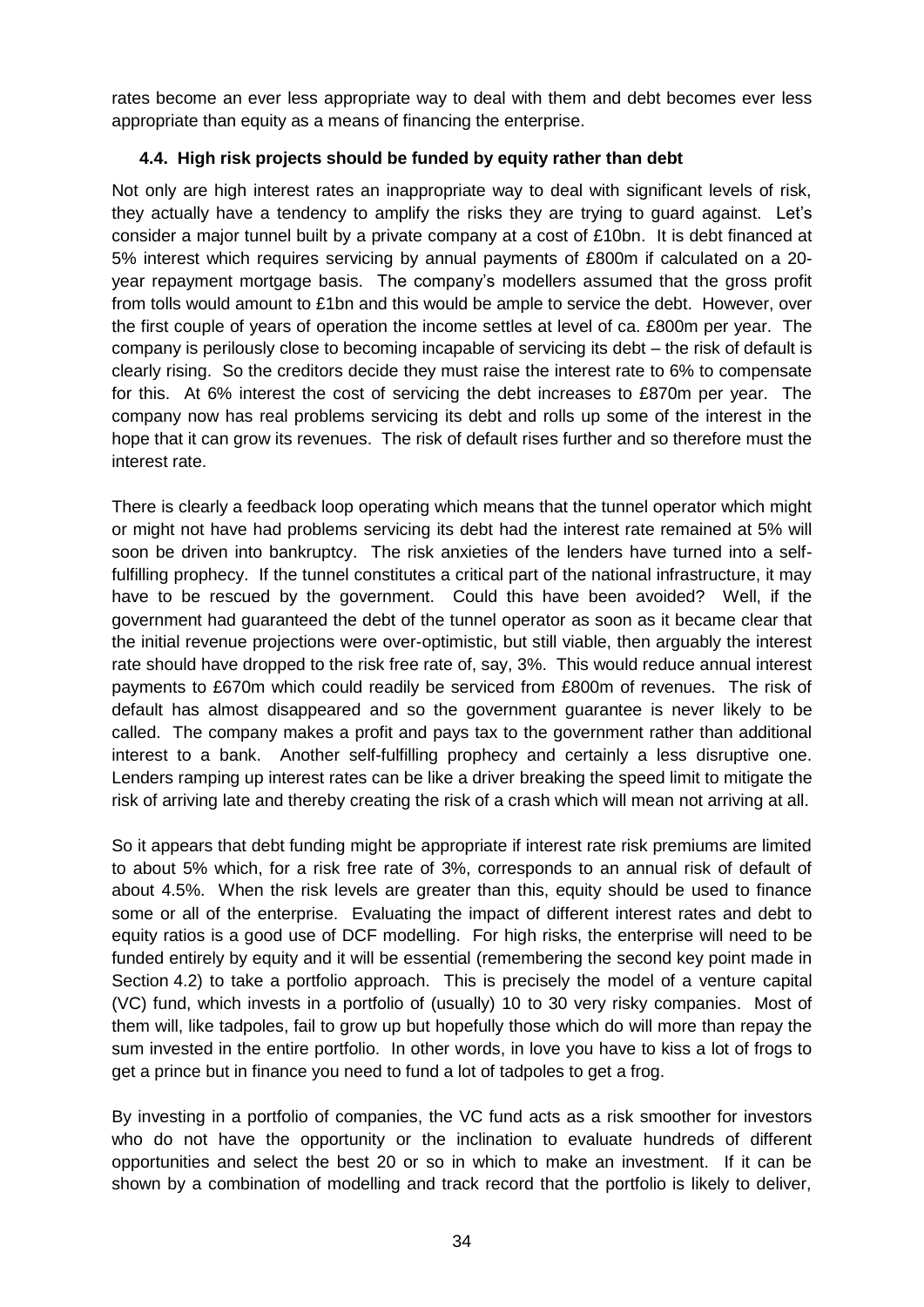rates become an ever less appropriate way to deal with them and debt becomes ever less appropriate than equity as a means of financing the enterprise.

### 4.4. High risk projects should be funded by equity rather than debt

Not only are high interest rates an inappropriate way to deal with significant levels of risk, they actually have a tendency to amplify the risks they are trying to guard against. Let's consider a major tunnel built by a private company at a cost of £10bn. It is debt financed at 5% interest which requires servicing by annual payments of £800m if calculated on a 20-year repayment mortgage basis. The company's modellers assumed that the gross profit from tolls would amount to £1bn and this would be ample to service the debt. However, over the first couple of years of operation the income settles at level of ca. £800m per year. The company is perilously close to becoming incapable of servicing its debt – the risk of default is clearly rising. So the creditors decide they must raise the interest rate to 6% to compensate for this. At 6% interest the cost of servicing the debt increases to £870m per year. The company now has real problems servicing its debt and rolls up some of the interest in the hope that it can grow its revenues. The risk of default rises further and so therefore must the interest rate.

There is clearly a feedback loop operating which means that the tunnel operator which might or might not have had problems servicing its debt had the interest rate remained at 5% will soon be driven into bankruptcy. The risk anxieties of the lenders have turned into a self-fulfilling prophecy. If the tunnel constitutes a critical part of the national infrastructure, it may have to be rescued by the government. Could this have been avoided? Well, if the government had guaranteed the debt of the tunnel operator as soon as it became clear that the initial revenue projections were over-optimistic, but still viable, then arguably the interest rate should have dropped to the risk free rate of, say, 3%. This would reduce annual interest payments to £670m which could readily be serviced from £800m of revenues. The risk of default has almost disappeared and so the government guarantee is never likely to be called. The company makes a profit and pays tax to the government rather than additional interest to a bank. Another self-fulfilling prophecy and certainly a less disruptive one. Lenders ramping up interest rates can be like a driver breaking the speed limit to mitigate the risk of arriving late and thereby creating the risk of a crash which will mean not arriving at all.

So it appears that debt funding might be appropriate if interest rate risk premiums are limited to about 5% which, for a risk free rate of 3%, corresponds to an annual risk of default of about 4.5%. When the risk levels are greater than this, equity should be used to finance some or all of the enterprise. Evaluating the impact of different interest rates and debt to equity ratios is a good use of DCF modelling. For high risks, the enterprise will need to be funded entirely by equity and it will be essential (remembering the second key point made in Section 4.2) to take a portfolio approach. This is precisely the model of a venture capital (VC) fund, which invests in a portfolio of (usually) 10 to 30 very risky companies. Most of them will, like tadpoles, fail to grow up but hopefully those which do will more than repay the sum invested in the entire portfolio. In other words, in love you have to kiss a lot of frogs to get a prince but in finance you need to fund a lot of tadpoles to get a frog.

By investing in a portfolio of companies, the VC fund acts as a risk smoother for investors who do not have the opportunity or the inclination to evaluate hundreds of different opportunities and select the best 20 or so in which to make an investment. If it can be shown by a combination of modelling and track record that the portfolio is likely to deliver,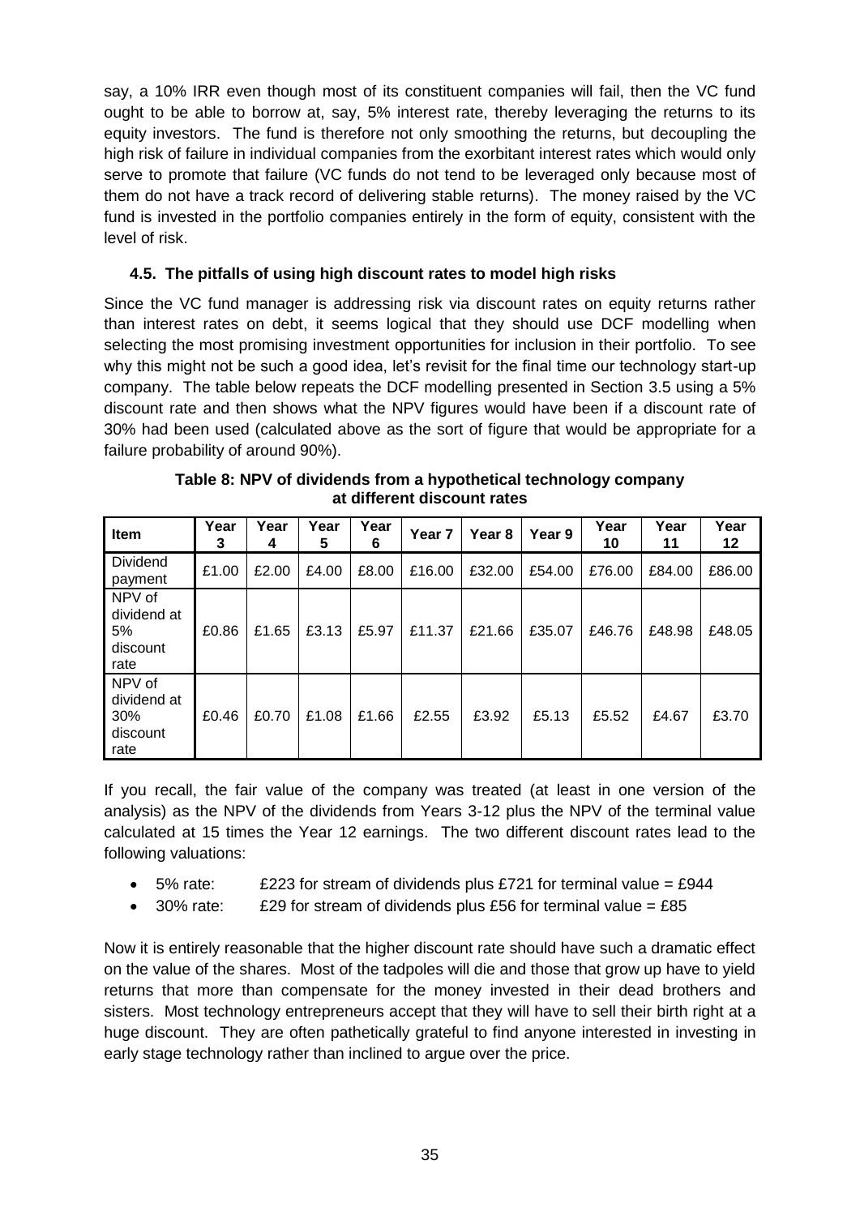say, a 10% IRR even though most of its constituent companies will fail, then the VC fund ought to be able to borrow at, say, 5% interest rate, thereby leveraging the returns to its equity investors. The fund is therefore not only smoothing the returns, but decoupling the high risk of failure in individual companies from the exorbitant interest rates which would only serve to promote that failure (VC funds do not tend to be leveraged only because most of them do not have a track record of delivering stable returns). The money raised by the VC fund is invested in the portfolio companies entirely in the form of equity, consistent with the level of risk.

### 4.5. The pitfalls of using high discount rates to model high risks

Since the VC fund manager is addressing risk via discount rates on equity returns rather than interest rates on debt, it seems logical that they should use DCF modelling when selecting the most promising investment opportunities for inclusion in their portfolio. To see why this might not be such a good idea, let's revisit for the final time our technology start-up company. The table below repeats the DCF modelling presented in Section 3.5 using a 5% discount rate and then shows what the NPV figures would have been if a discount rate of 30% had been used (calculated above as the sort of figure that would be appropriate for a failure probability of around 90%).

**Table 8: NPV of dividends from a hypothetical technology company at different discount rates**

| Item | Year 3 | Year 4 | Year 5 | Year 6 | Year 7 | Year 8 | Year 9 | Year 10 | Year 11 | Year 12 |
|---|---|---|---|---|---|---|---|---|---|---|
| Dividend payment | £1.00 | £2.00 | £4.00 | £8.00 | £16.00 | £32.00 | £54.00 | £76.00 | £84.00 | £86.00 |
| NPV of dividend at 5% discount rate | £0.86 | £1.65 | £3.13 | £5.97 | £11.37 | £21.66 | £35.07 | £46.76 | £48.98 | £48.05 |
| NPV of dividend at 30% discount rate | £0.46 | £0.70 | £1.08 | £1.66 | £2.55 | £3.92 | £5.13 | £5.52 | £4.67 | £3.70 |

If you recall, the fair value of the company was treated (at least in one version of the analysis) as the NPV of the dividends from Years 3-12 plus the NPV of the terminal value calculated at 15 times the Year 12 earnings. The two different discount rates lead to the following valuations:

- 5% rate: £223 for stream of dividends plus £721 for terminal value = £944
- 30% rate: £29 for stream of dividends plus £56 for terminal value = £85

Now it is entirely reasonable that the higher discount rate should have such a dramatic effect on the value of the shares. Most of the tadpoles will die and those that grow up have to yield returns that more than compensate for the money invested in their dead brothers and sisters. Most technology entrepreneurs accept that they will have to sell their birth right at a huge discount. They are often pathetically grateful to find anyone interested in investing in early stage technology rather than inclined to argue over the price.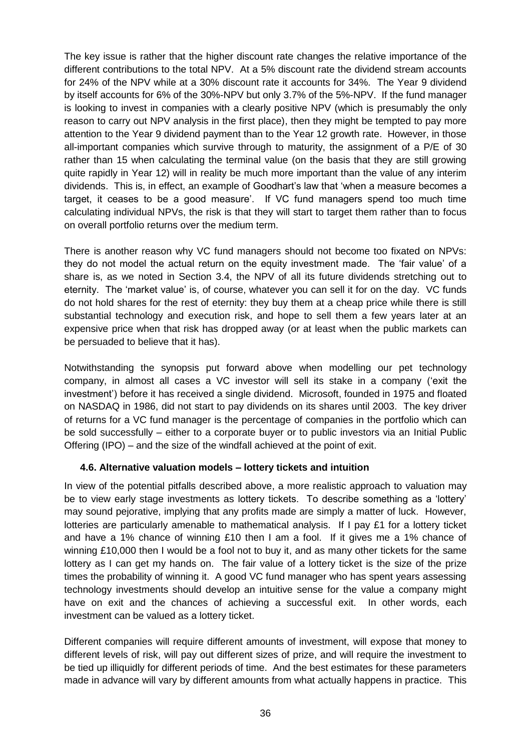The key issue is rather that the higher discount rate changes the relative importance of the different contributions to the total NPV. At a 5% discount rate the dividend stream accounts for 24% of the NPV while at a 30% discount rate it accounts for 34%. The Year 9 dividend by itself accounts for 6% of the 30%-NPV but only 3.7% of the 5%-NPV. If the fund manager is looking to invest in companies with a clearly positive NPV (which is presumably the only reason to carry out NPV analysis in the first place), then they might be tempted to pay more attention to the Year 9 dividend payment than to the Year 12 growth rate. However, in those all-important companies which survive through to maturity, the assignment of a P/E of 30 rather than 15 when calculating the terminal value (on the basis that they are still growing quite rapidly in Year 12) will in reality be much more important than the value of any interim dividends. This is, in effect, an example of Goodhart's law that 'when a measure becomes a target, it ceases to be a good measure'. If VC fund managers spend too much time calculating individual NPVs, the risk is that they will start to target them rather than to focus on overall portfolio returns over the medium term.

There is another reason why VC fund managers should not become too fixated on NPVs: they do not model the actual return on the equity investment made. The 'fair value' of a share is, as we noted in Section 3.4, the NPV of all its future dividends stretching out to eternity. The 'market value' is, of course, whatever you can sell it for on the day. VC funds do not hold shares for the rest of eternity: they buy them at a cheap price while there is still substantial technology and execution risk, and hope to sell them a few years later at an expensive price when that risk has dropped away (or at least when the public markets can be persuaded to believe that it has).

Notwithstanding the synopsis put forward above when modelling our pet technology company, in almost all cases a VC investor will sell its stake in a company ('exit the investment') before it has received a single dividend. Microsoft, founded in 1975 and floated on NASDAQ in 1986, did not start to pay dividends on its shares until 2003. The key driver of returns for a VC fund manager is the percentage of companies in the portfolio which can be sold successfully – either to a corporate buyer or to public investors via an Initial Public Offering (IPO) – and the size of the windfall achieved at the point of exit.

### 4.6. Alternative valuation models – lottery tickets and intuition

In view of the potential pitfalls described above, a more realistic approach to valuation may be to view early stage investments as lottery tickets. To describe something as a 'lottery' may sound pejorative, implying that any profits made are simply a matter of luck. However, lotteries are particularly amenable to mathematical analysis. If I pay £1 for a lottery ticket and have a 1% chance of winning £10 then I am a fool. If it gives me a 1% chance of winning £10,000 then I would be a fool not to buy it, and as many other tickets for the same lottery as I can get my hands on. The fair value of a lottery ticket is the size of the prize times the probability of winning it. A good VC fund manager who has spent years assessing technology investments should develop an intuitive sense for the value a company might have on exit and the chances of achieving a successful exit. In other words, each investment can be valued as a lottery ticket.

Different companies will require different amounts of investment, will expose that money to different levels of risk, will pay out different sizes of prize, and will require the investment to be tied up illiquidly for different periods of time. And the best estimates for these parameters made in advance will vary by different amounts from what actually happens in practice. This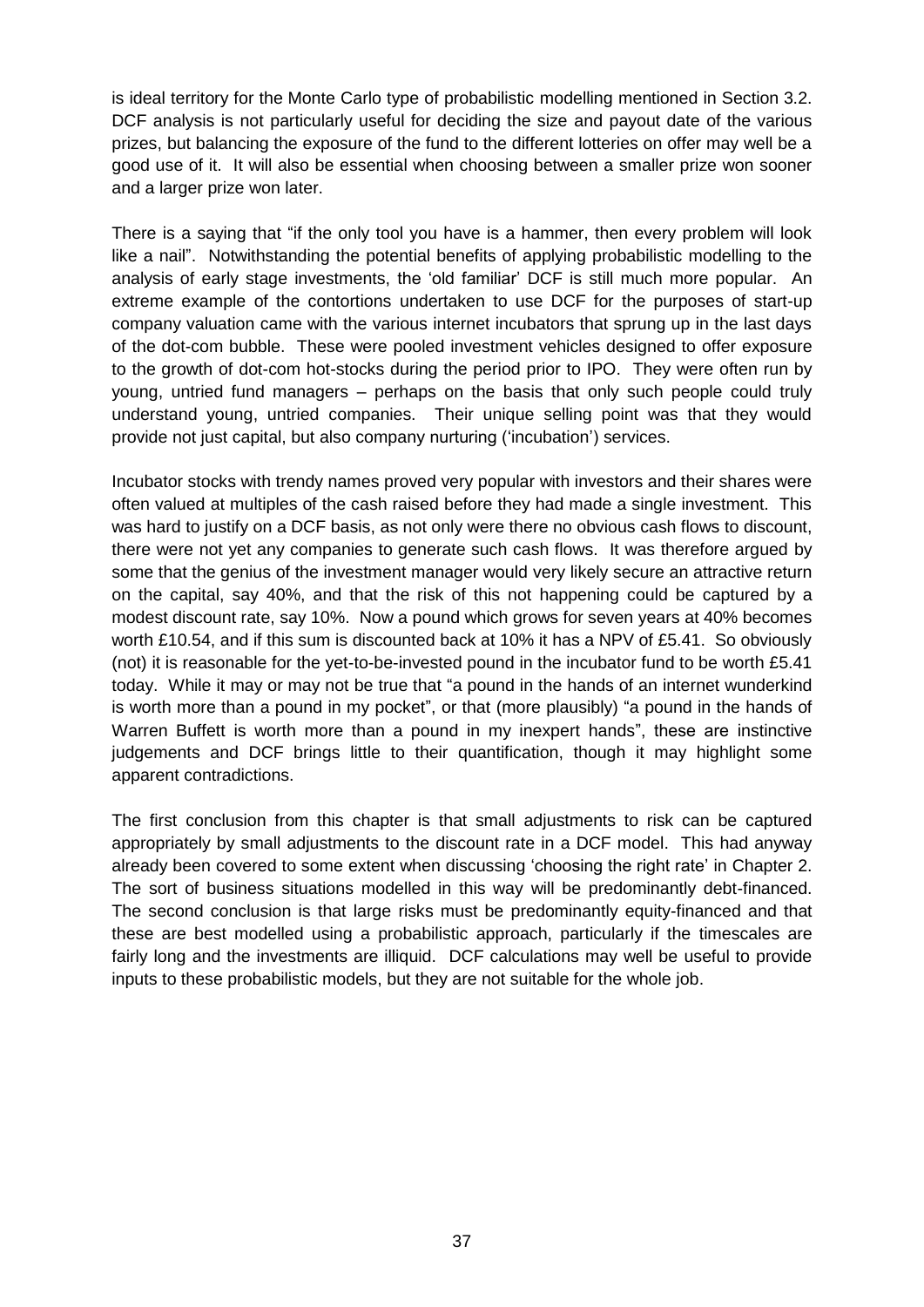is ideal territory for the Monte Carlo type of probabilistic modelling mentioned in Section 3.2. DCF analysis is not particularly useful for deciding the size and payout date of the various prizes, but balancing the exposure of the fund to the different lotteries on offer may well be a good use of it. It will also be essential when choosing between a smaller prize won sooner and a larger prize won later.

There is a saying that "if the only tool you have is a hammer, then every problem will look like a nail". Notwithstanding the potential benefits of applying probabilistic modelling to the analysis of early stage investments, the 'old familiar' DCF is still much more popular. An extreme example of the contortions undertaken to use DCF for the purposes of start-up company valuation came with the various internet incubators that sprung up in the last days of the dot-com bubble. These were pooled investment vehicles designed to offer exposure to the growth of dot-com hot-stocks during the period prior to IPO. They were often run by young, untried fund managers – perhaps on the basis that only such people could truly understand young, untried companies. Their unique selling point was that they would provide not just capital, but also company nurturing ('incubation') services.

Incubator stocks with trendy names proved very popular with investors and their shares were often valued at multiples of the cash raised before they had made a single investment. This was hard to justify on a DCF basis, as not only were there no obvious cash flows to discount, there were not yet any companies to generate such cash flows. It was therefore argued by some that the genius of the investment manager would very likely secure an attractive return on the capital, say 40%, and that the risk of this not happening could be captured by a modest discount rate, say 10%. Now a pound which grows for seven years at 40% becomes worth £10.54, and if this sum is discounted back at 10% it has a NPV of £5.41. So obviously (not) it is reasonable for the yet-to-be-invested pound in the incubator fund to be worth £5.41 today. While it may or may not be true that "a pound in the hands of an internet wunderkind is worth more than a pound in my pocket", or that (more plausibly) "a pound in the hands of Warren Buffett is worth more than a pound in my inexpert hands", these are instinctive judgements and DCF brings little to their quantification, though it may highlight some apparent contradictions.

The first conclusion from this chapter is that small adjustments to risk can be captured appropriately by small adjustments to the discount rate in a DCF model. This had anyway already been covered to some extent when discussing 'choosing the right rate' in Chapter 2. The sort of business situations modelled in this way will be predominantly debt-financed. The second conclusion is that large risks must be predominantly equity-financed and that these are best modelled using a probabilistic approach, particularly if the timescales are fairly long and the investments are illiquid. DCF calculations may well be useful to provide inputs to these probabilistic models, but they are not suitable for the whole job.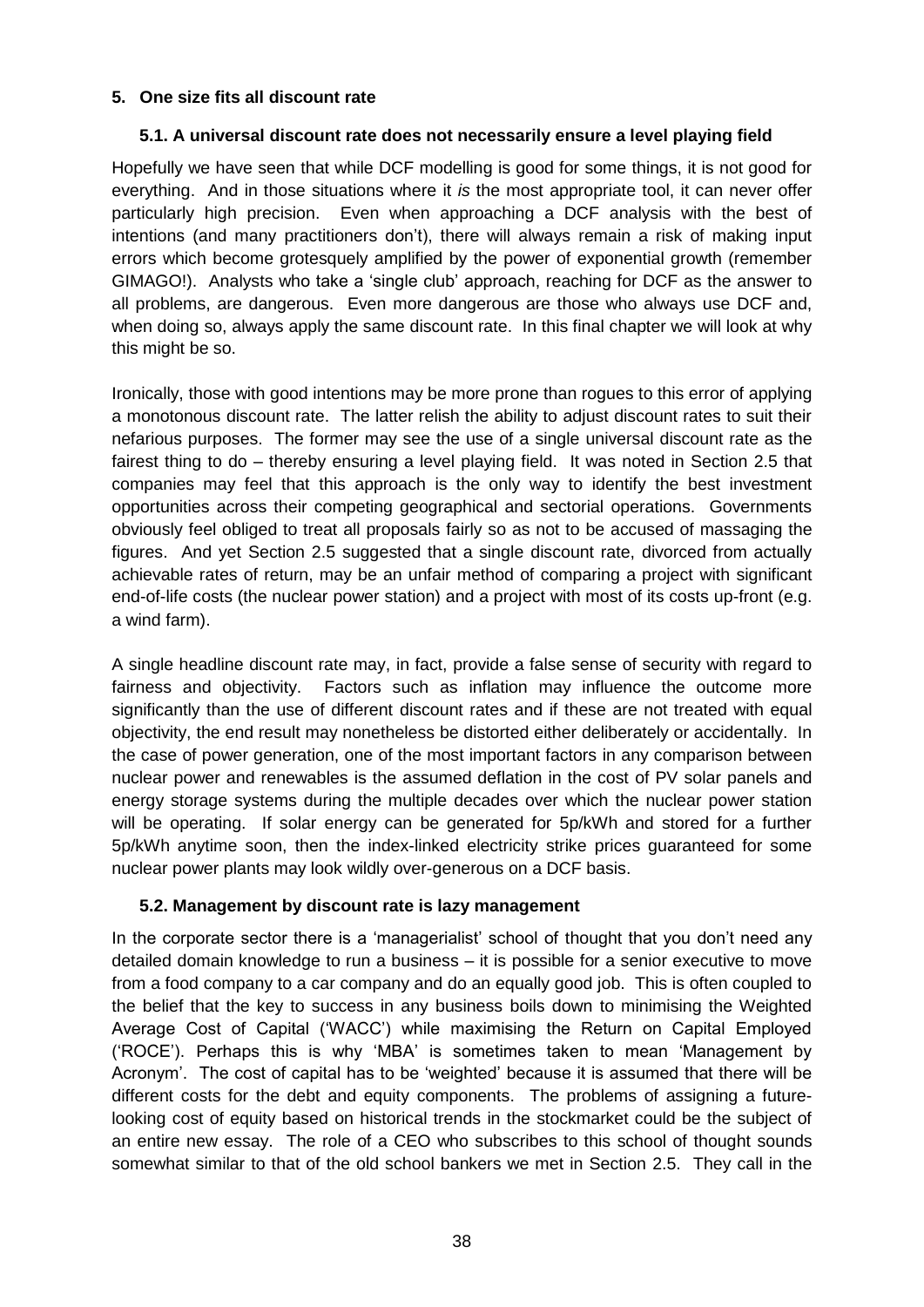## 5. One size fits all discount rate

### 5.1. A universal discount rate does not necessarily ensure a level playing field

Hopefully we have seen that while DCF modelling is good for some things, it is not good for everything. And in those situations where it *is* the most appropriate tool, it can never offer particularly high precision. Even when approaching a DCF analysis with the best of intentions (and many practitioners don't), there will always remain a risk of making input errors which become grotesquely amplified by the power of exponential growth (remember GIMAGO!). Analysts who take a 'single club' approach, reaching for DCF as the answer to all problems, are dangerous. Even more dangerous are those who always use DCF and, when doing so, always apply the same discount rate. In this final chapter we will look at why this might be so.

Ironically, those with good intentions may be more prone than rogues to this error of applying a monotonous discount rate. The latter relish the ability to adjust discount rates to suit their nefarious purposes. The former may see the use of a single universal discount rate as the fairest thing to do – thereby ensuring a level playing field. It was noted in Section 2.5 that companies may feel that this approach is the only way to identify the best investment opportunities across their competing geographical and sectorial operations. Governments obviously feel obliged to treat all proposals fairly so as not to be accused of massaging the figures. And yet Section 2.5 suggested that a single discount rate, divorced from actually achievable rates of return, may be an unfair method of comparing a project with significant end-of-life costs (the nuclear power station) and a project with most of its costs up-front (e.g. a wind farm).

A single headline discount rate may, in fact, provide a false sense of security with regard to fairness and objectivity. Factors such as inflation may influence the outcome more significantly than the use of different discount rates and if these are not treated with equal objectivity, the end result may nonetheless be distorted either deliberately or accidentally. In the case of power generation, one of the most important factors in any comparison between nuclear power and renewables is the assumed deflation in the cost of PV solar panels and energy storage systems during the multiple decades over which the nuclear power station will be operating. If solar energy can be generated for 5p/kWh and stored for a further 5p/kWh anytime soon, then the index-linked electricity strike prices guaranteed for some nuclear power plants may look wildly over-generous on a DCF basis.

### 5.2. Management by discount rate is lazy management

In the corporate sector there is a 'managerialist' school of thought that you don't need any detailed domain knowledge to run a business – it is possible for a senior executive to move from a food company to a car company and do an equally good job. This is often coupled to the belief that the key to success in any business boils down to minimising the Weighted Average Cost of Capital ('WACC') while maximising the Return on Capital Employed ('ROCE'). Perhaps this is why 'MBA' is sometimes taken to mean 'Management by Acronym'. The cost of capital has to be 'weighted' because it is assumed that there will be different costs for the debt and equity components. The problems of assigning a future-looking cost of equity based on historical trends in the stockmarket could be the subject of an entire new essay. The role of a CEO who subscribes to this school of thought sounds somewhat similar to that of the old school bankers we met in Section 2.5. They call in the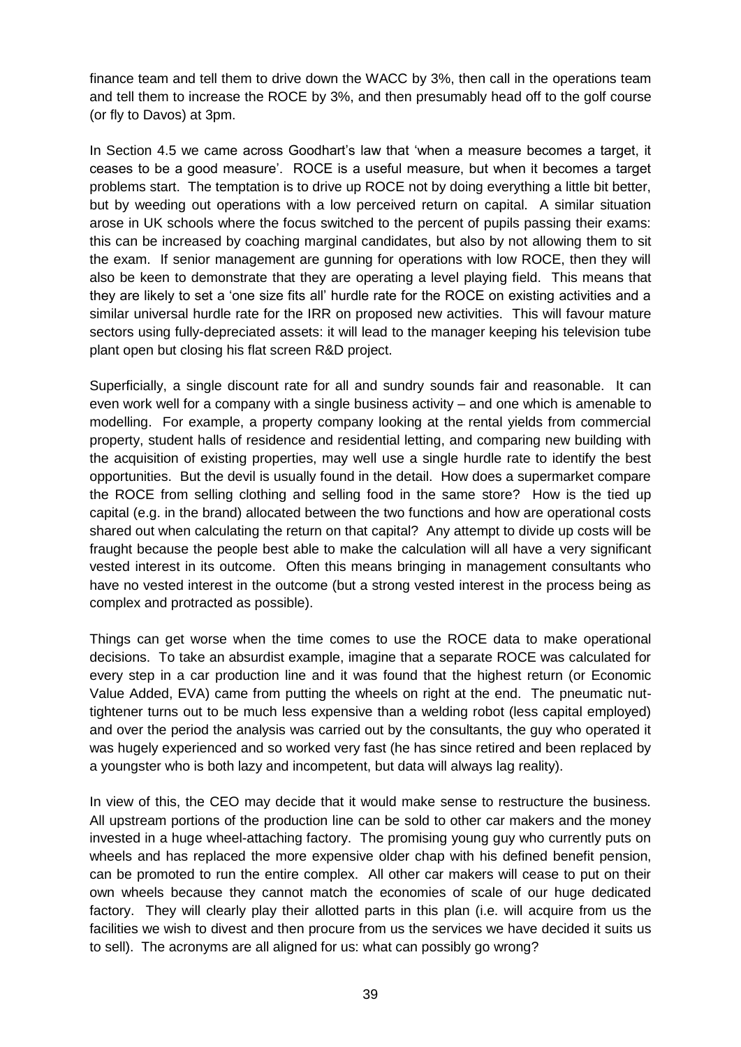finance team and tell them to drive down the WACC by 3%, then call in the operations team and tell them to increase the ROCE by 3%, and then presumably head off to the golf course (or fly to Davos) at 3pm.

In Section 4.5 we came across Goodhart's law that 'when a measure becomes a target, it ceases to be a good measure'. ROCE is a useful measure, but when it becomes a target problems start. The temptation is to drive up ROCE not by doing everything a little bit better, but by weeding out operations with a low perceived return on capital. A similar situation arose in UK schools where the focus switched to the percent of pupils passing their exams: this can be increased by coaching marginal candidates, but also by not allowing them to sit the exam. If senior management are gunning for operations with low ROCE, then they will also be keen to demonstrate that they are operating a level playing field. This means that they are likely to set a 'one size fits all' hurdle rate for the ROCE on existing activities and a similar universal hurdle rate for the IRR on proposed new activities. This will favour mature sectors using fully-depreciated assets: it will lead to the manager keeping his television tube plant open but closing his flat screen R&D project.

Superficially, a single discount rate for all and sundry sounds fair and reasonable. It can even work well for a company with a single business activity – and one which is amenable to modelling. For example, a property company looking at the rental yields from commercial property, student halls of residence and residential letting, and comparing new building with the acquisition of existing properties, may well use a single hurdle rate to identify the best opportunities. But the devil is usually found in the detail. How does a supermarket compare the ROCE from selling clothing and selling food in the same store? How is the tied up capital (e.g. in the brand) allocated between the two functions and how are operational costs shared out when calculating the return on that capital? Any attempt to divide up costs will be fraught because the people best able to make the calculation will all have a very significant vested interest in its outcome. Often this means bringing in management consultants who have no vested interest in the outcome (but a strong vested interest in the process being as complex and protracted as possible).

Things can get worse when the time comes to use the ROCE data to make operational decisions. To take an absurdist example, imagine that a separate ROCE was calculated for every step in a car production line and it was found that the highest return (or Economic Value Added, EVA) came from putting the wheels on right at the end. The pneumatic nut-tightener turns out to be much less expensive than a welding robot (less capital employed) and over the period the analysis was carried out by the consultants, the guy who operated it was hugely experienced and so worked very fast (he has since retired and been replaced by a youngster who is both lazy and incompetent, but data will always lag reality).

In view of this, the CEO may decide that it would make sense to restructure the business. All upstream portions of the production line can be sold to other car makers and the money invested in a huge wheel-attaching factory. The promising young guy who currently puts on wheels and has replaced the more expensive older chap with his defined benefit pension, can be promoted to run the entire complex. All other car makers will cease to put on their own wheels because they cannot match the economies of scale of our huge dedicated factory. They will clearly play their allotted parts in this plan (i.e. will acquire from us the facilities we wish to divest and then procure from us the services we have decided it suits us to sell). The acronyms are all aligned for us: what can possibly go wrong?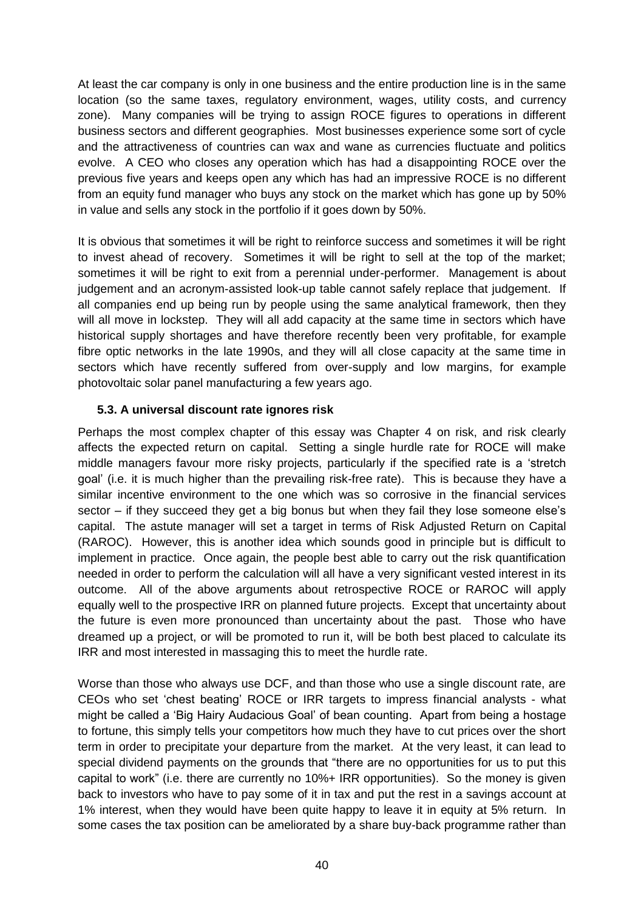At least the car company is only in one business and the entire production line is in the same location (so the same taxes, regulatory environment, wages, utility costs, and currency zone). Many companies will be trying to assign ROCE figures to operations in different business sectors and different geographies. Most businesses experience some sort of cycle and the attractiveness of countries can wax and wane as currencies fluctuate and politics evolve. A CEO who closes any operation which has had a disappointing ROCE over the previous five years and keeps open any which has had an impressive ROCE is no different from an equity fund manager who buys any stock on the market which has gone up by 50% in value and sells any stock in the portfolio if it goes down by 50%.

It is obvious that sometimes it will be right to reinforce success and sometimes it will be right to invest ahead of recovery. Sometimes it will be right to sell at the top of the market; sometimes it will be right to exit from a perennial under-performer. Management is about judgement and an acronym-assisted look-up table cannot safely replace that judgement. If all companies end up being run by people using the same analytical framework, then they will all move in lockstep. They will all add capacity at the same time in sectors which have historical supply shortages and have therefore recently been very profitable, for example fibre optic networks in the late 1990s, and they will all close capacity at the same time in sectors which have recently suffered from over-supply and low margins, for example photovoltaic solar panel manufacturing a few years ago.

### 5.3. A universal discount rate ignores risk

Perhaps the most complex chapter of this essay was Chapter 4 on risk, and risk clearly affects the expected return on capital. Setting a single hurdle rate for ROCE will make middle managers favour more risky projects, particularly if the specified rate is a 'stretch goal' (i.e. it is much higher than the prevailing risk-free rate). This is because they have a similar incentive environment to the one which was so corrosive in the financial services sector – if they succeed they get a big bonus but when they fail they lose someone else's capital. The astute manager will set a target in terms of Risk Adjusted Return on Capital (RAROC). However, this is another idea which sounds good in principle but is difficult to implement in practice. Once again, the people best able to carry out the risk quantification needed in order to perform the calculation will all have a very significant vested interest in its outcome. All of the above arguments about retrospective ROCE or RAROC will apply equally well to the prospective IRR on planned future projects. Except that uncertainty about the future is even more pronounced than uncertainty about the past. Those who have dreamed up a project, or will be promoted to run it, will be both best placed to calculate its IRR and most interested in massaging this to meet the hurdle rate.

Worse than those who always use DCF, and than those who use a single discount rate, are CEOs who set 'chest beating' ROCE or IRR targets to impress financial analysts - what might be called a 'Big Hairy Audacious Goal' of bean counting. Apart from being a hostage to fortune, this simply tells your competitors how much they have to cut prices over the short term in order to precipitate your departure from the market. At the very least, it can lead to special dividend payments on the grounds that "there are no opportunities for us to put this capital to work" (i.e. there are currently no 10%+ IRR opportunities). So the money is given back to investors who have to pay some of it in tax and put the rest in a savings account at 1% interest, when they would have been quite happy to leave it in equity at 5% return. In some cases the tax position can be ameliorated by a share buy-back programme rather than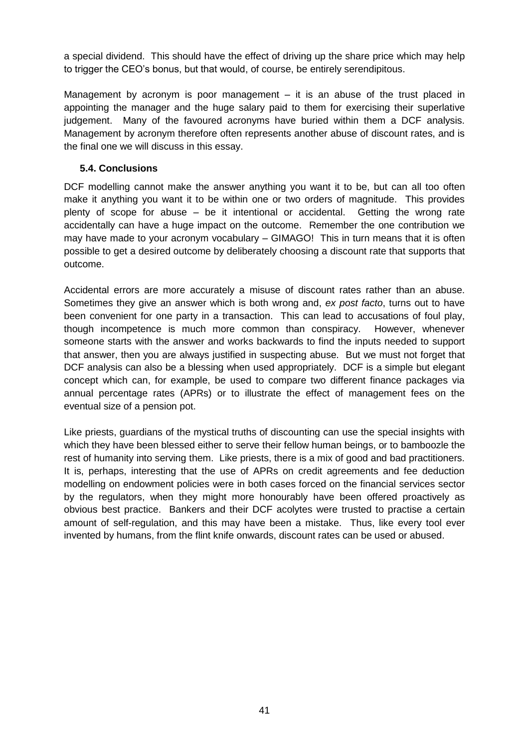a special dividend. This should have the effect of driving up the share price which may help to trigger the CEO's bonus, but that would, of course, be entirely serendipitous.

Management by acronym is poor management – it is an abuse of the trust placed in appointing the manager and the huge salary paid to them for exercising their superlative judgement. Many of the favoured acronyms have buried within them a DCF analysis. Management by acronym therefore often represents another abuse of discount rates, and is the final one we will discuss in this essay.

### 5.4. Conclusions

DCF modelling cannot make the answer anything you want it to be, but can all too often make it anything you want it to be within one or two orders of magnitude. This provides plenty of scope for abuse – be it intentional or accidental. Getting the wrong rate accidentally can have a huge impact on the outcome. Remember the one contribution we may have made to your acronym vocabulary – GIMAGO! This in turn means that it is often possible to get a desired outcome by deliberately choosing a discount rate that supports that outcome.

Accidental errors are more accurately a misuse of discount rates rather than an abuse. Sometimes they give an answer which is both wrong and, *ex post facto*, turns out to have been convenient for one party in a transaction. This can lead to accusations of foul play, though incompetence is much more common than conspiracy. However, whenever someone starts with the answer and works backwards to find the inputs needed to support that answer, then you are always justified in suspecting abuse. But we must not forget that DCF analysis can also be a blessing when used appropriately. DCF is a simple but elegant concept which can, for example, be used to compare two different finance packages via annual percentage rates (APRs) or to illustrate the effect of management fees on the eventual size of a pension pot.

Like priests, guardians of the mystical truths of discounting can use the special insights with which they have been blessed either to serve their fellow human beings, or to bamboozle the rest of humanity into serving them. Like priests, there is a mix of good and bad practitioners. It is, perhaps, interesting that the use of APRs on credit agreements and fee deduction modelling on endowment policies were in both cases forced on the financial services sector by the regulators, when they might more honourably have been offered proactively as obvious best practice. Bankers and their DCF acolytes were trusted to practise a certain amount of self-regulation, and this may have been a mistake. Thus, like every tool ever invented by humans, from the flint knife onwards, discount rates can be used or abused.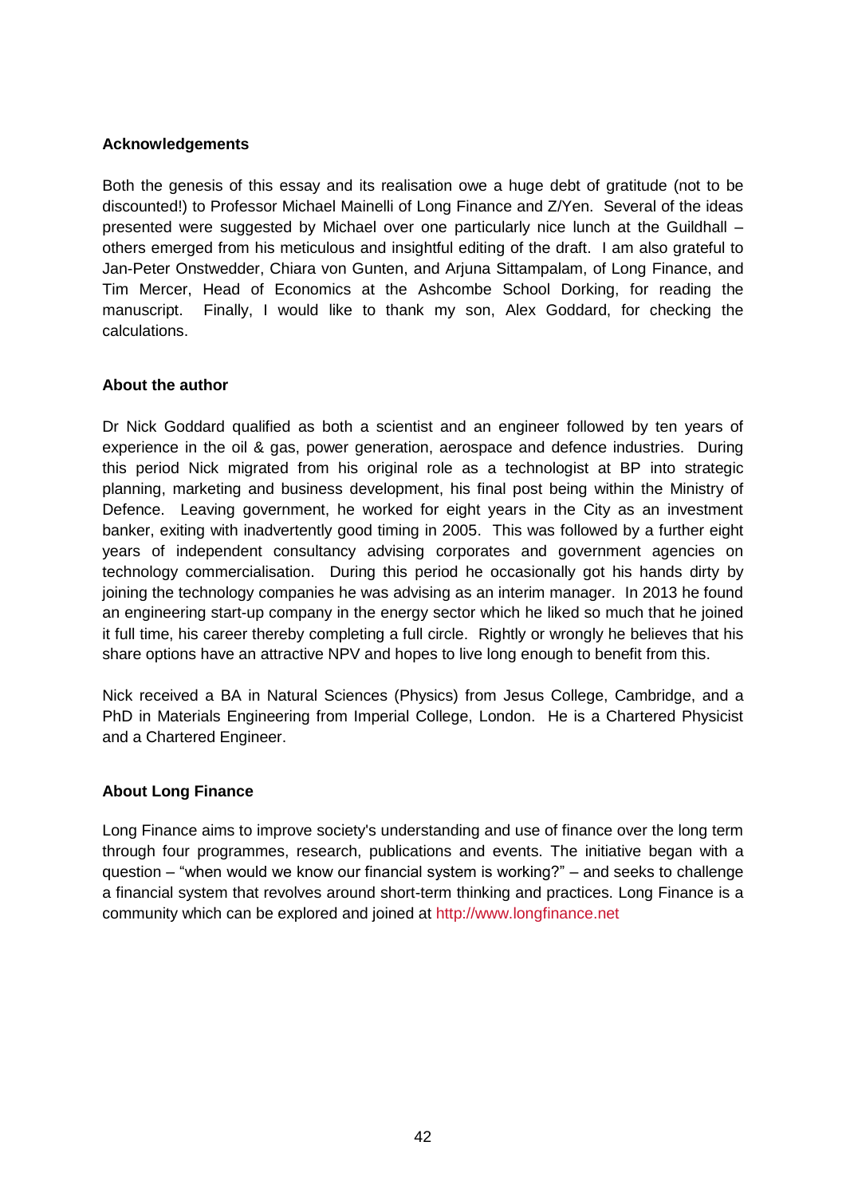**Acknowledgements**

Both the genesis of this essay and its realisation owe a huge debt of gratitude (not to be discounted!) to Professor Michael Mainelli of Long Finance and Z/Yen. Several of the ideas presented were suggested by Michael over one particularly nice lunch at the Guildhall – others emerged from his meticulous and insightful editing of the draft. I am also grateful to Jan-Peter Onstwedder, Chiara von Gunten, and Arjuna Sittampalam, of Long Finance, and Tim Mercer, Head of Economics at the Ashcombe School Dorking, for reading the manuscript. Finally, I would like to thank my son, Alex Goddard, for checking the calculations.

**About the author**

Dr Nick Goddard qualified as both a scientist and an engineer followed by ten years of experience in the oil & gas, power generation, aerospace and defence industries. During this period Nick migrated from his original role as a technologist at BP into strategic planning, marketing and business development, his final post being within the Ministry of Defence. Leaving government, he worked for eight years in the City as an investment banker, exiting with inadvertently good timing in 2005. This was followed by a further eight years of independent consultancy advising corporates and government agencies on technology commercialisation. During this period he occasionally got his hands dirty by joining the technology companies he was advising as an interim manager. In 2013 he found an engineering start-up company in the energy sector which he liked so much that he joined it full time, his career thereby completing a full circle. Rightly or wrongly he believes that his share options have an attractive NPV and hopes to live long enough to benefit from this.

Nick received a BA in Natural Sciences (Physics) from Jesus College, Cambridge, and a PhD in Materials Engineering from Imperial College, London. He is a Chartered Physicist and a Chartered Engineer.

**About Long Finance**

Long Finance aims to improve society's understanding and use of finance over the long term through four programmes, research, publications and events. The initiative began with a question – "when would we know our financial system is working?" – and seeks to challenge a financial system that revolves around short-term thinking and practices. Long Finance is a community which can be explored and joined at http://www.longfinance.net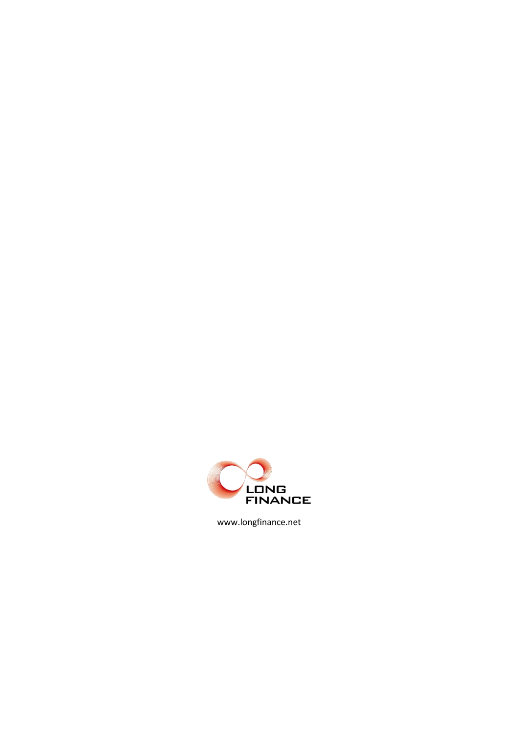LONG FINANCE

www.longfinance.net